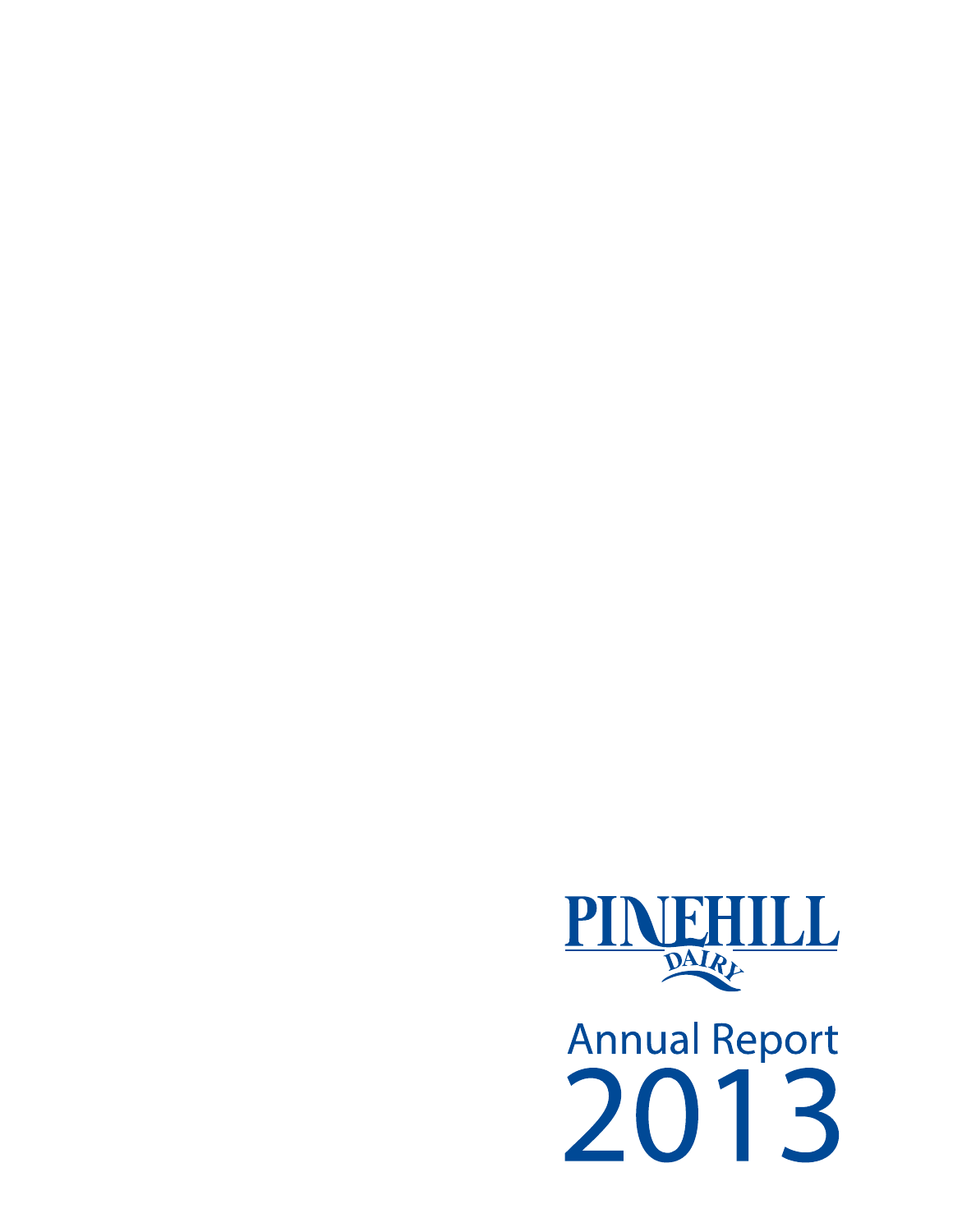# PINEHILL DAIRY

# Annual Report 2013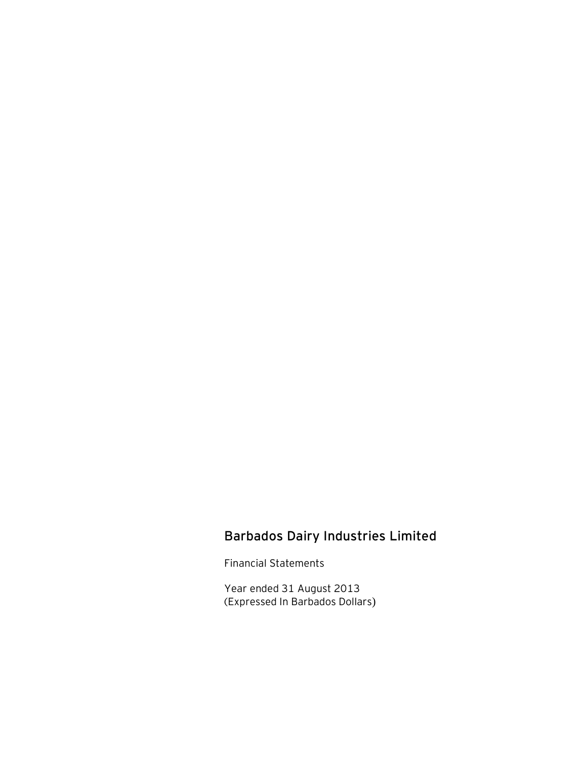# Barbados Dairy Industries Limited

Financial Statements

Year ended 31 August 2013
(Expressed In Barbados Dollars)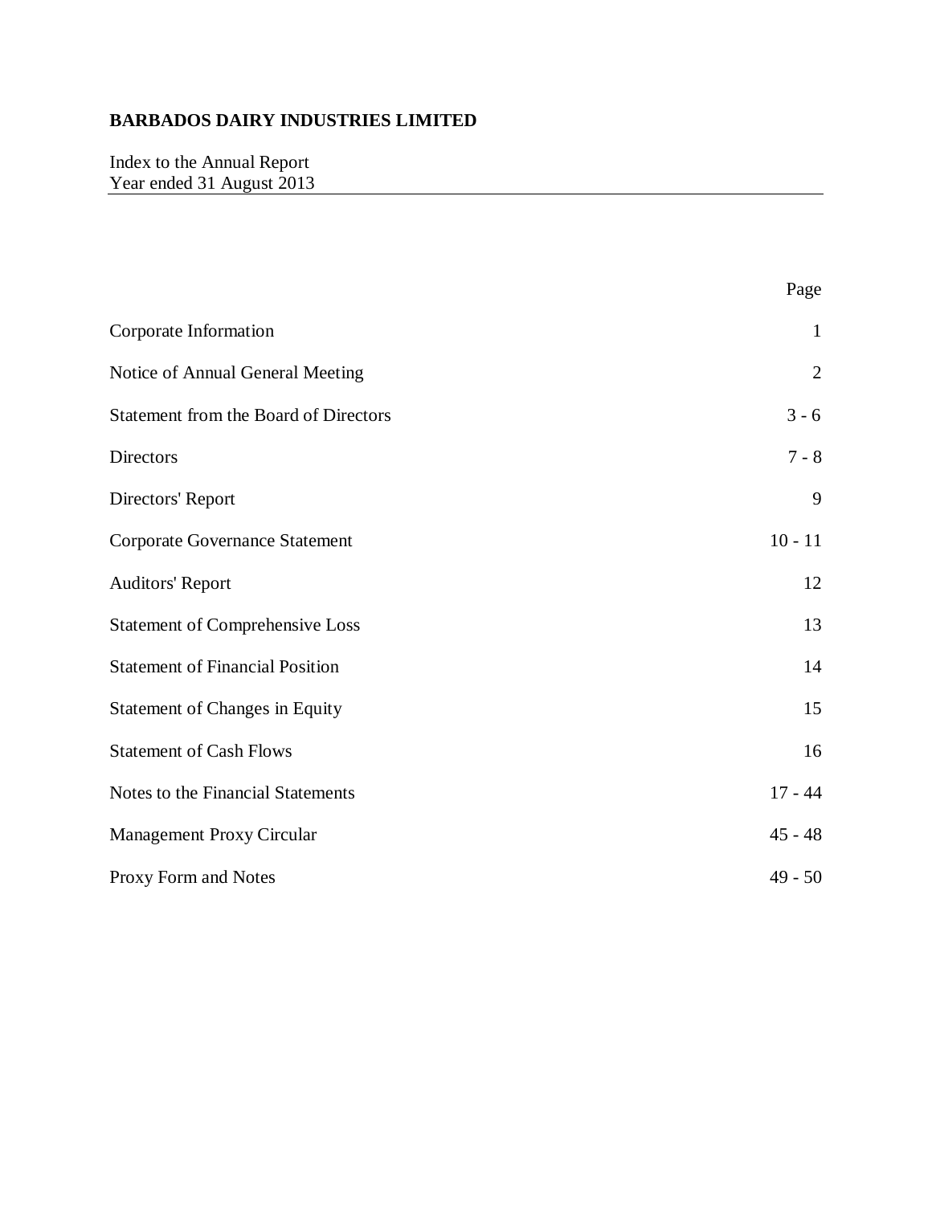# BARBADOS DAIRY INDUSTRIES LIMITED

Index to the Annual Report
Year ended 31 August 2013

| | Page |
|---|---|
| Corporate Information | 1 |
| Notice of Annual General Meeting | 2 |
| Statement from the Board of Directors | 3 - 6 |
| Directors | 7 - 8 |
| Directors' Report | 9 |
| Corporate Governance Statement | 10 - 11 |
| Auditors' Report | 12 |
| Statement of Comprehensive Loss | 13 |
| Statement of Financial Position | 14 |
| Statement of Changes in Equity | 15 |
| Statement of Cash Flows | 16 |
| Notes to the Financial Statements | 17 - 44 |
| Management Proxy Circular | 45 - 48 |
| Proxy Form and Notes | 49 - 50 |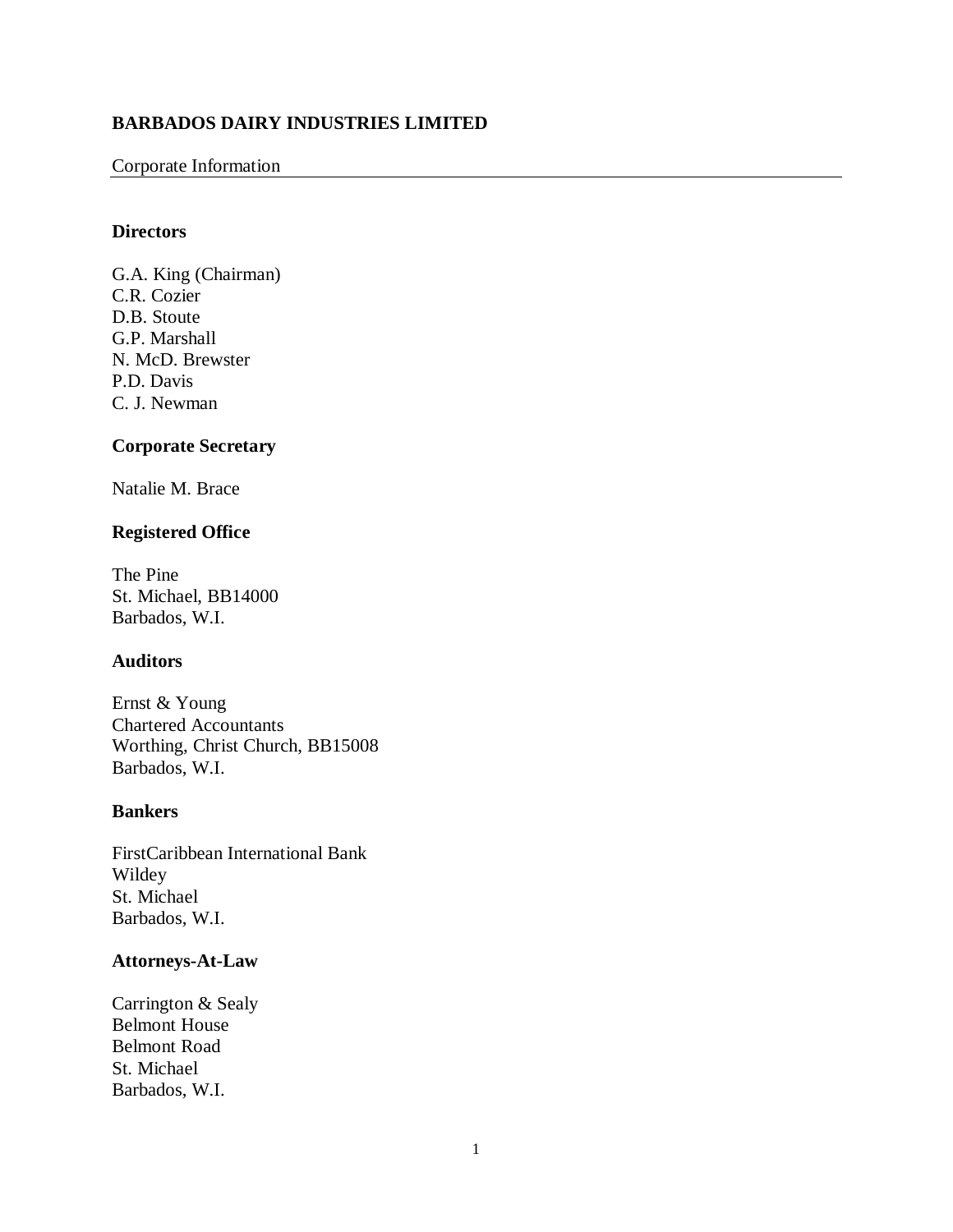# BARBADOS DAIRY INDUSTRIES LIMITED

Corporate Information

### Directors

G.A. King (Chairman)
C.R. Cozier
D.B. Stoute
G.P. Marshall
N. McD. Brewster
P.D. Davis
C. J. Newman

### Corporate Secretary

Natalie M. Brace

### Registered Office

The Pine
St. Michael, BB14000
Barbados, W.I.

### Auditors

Ernst & Young
Chartered Accountants
Worthing, Christ Church, BB15008
Barbados, W.I.

### Bankers

FirstCaribbean International Bank
Wildey
St. Michael
Barbados, W.I.

### Attorneys-At-Law

Carrington & Sealy
Belmont House
Belmont Road
St. Michael
Barbados, W.I.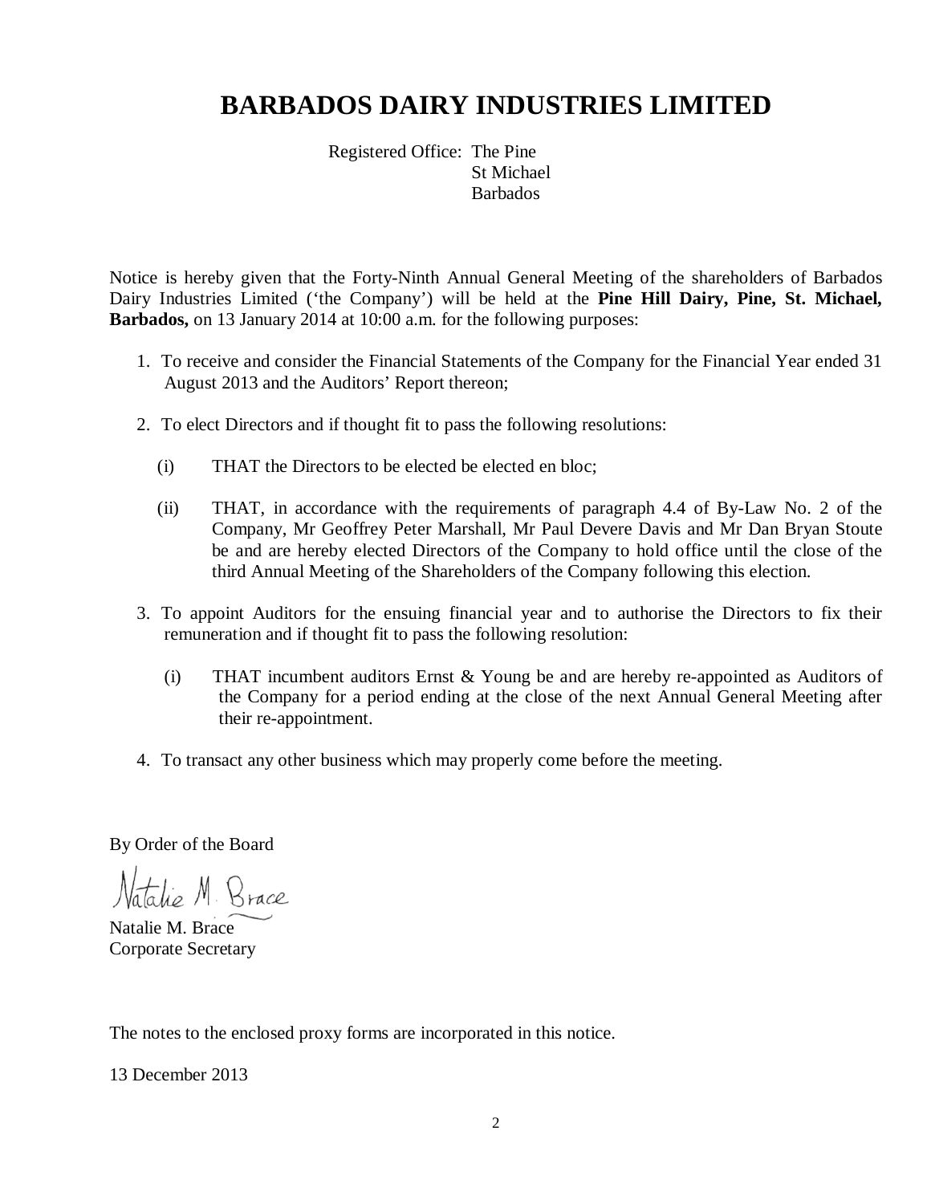# BARBADOS DAIRY INDUSTRIES LIMITED

Registered Office: The Pine
St Michael
Barbados

Notice is hereby given that the Forty-Ninth Annual General Meeting of the shareholders of Barbados Dairy Industries Limited ('the Company') will be held at the **Pine Hill Dairy, Pine, St. Michael, Barbados,** on 13 January 2014 at 10:00 a.m. for the following purposes:

1. To receive and consider the Financial Statements of the Company for the Financial Year ended 31 August 2013 and the Auditors' Report thereon;

2. To elect Directors and if thought fit to pass the following resolutions:

   (i) THAT the Directors to be elected be elected en bloc;

   (ii) THAT, in accordance with the requirements of paragraph 4.4 of By-Law No. 2 of the Company, Mr Geoffrey Peter Marshall, Mr Paul Devere Davis and Mr Dan Bryan Stoute be and are hereby elected Directors of the Company to hold office until the close of the third Annual Meeting of the Shareholders of the Company following this election.

3. To appoint Auditors for the ensuing financial year and to authorise the Directors to fix their remuneration and if thought fit to pass the following resolution:

   (i) THAT incumbent auditors Ernst & Young be and are hereby re-appointed as Auditors of the Company for a period ending at the close of the next Annual General Meeting after their re-appointment.

4. To transact any other business which may properly come before the meeting.

By Order of the Board

Natalie M. Brace
Corporate Secretary

The notes to the enclosed proxy forms are incorporated in this notice.

13 December 2013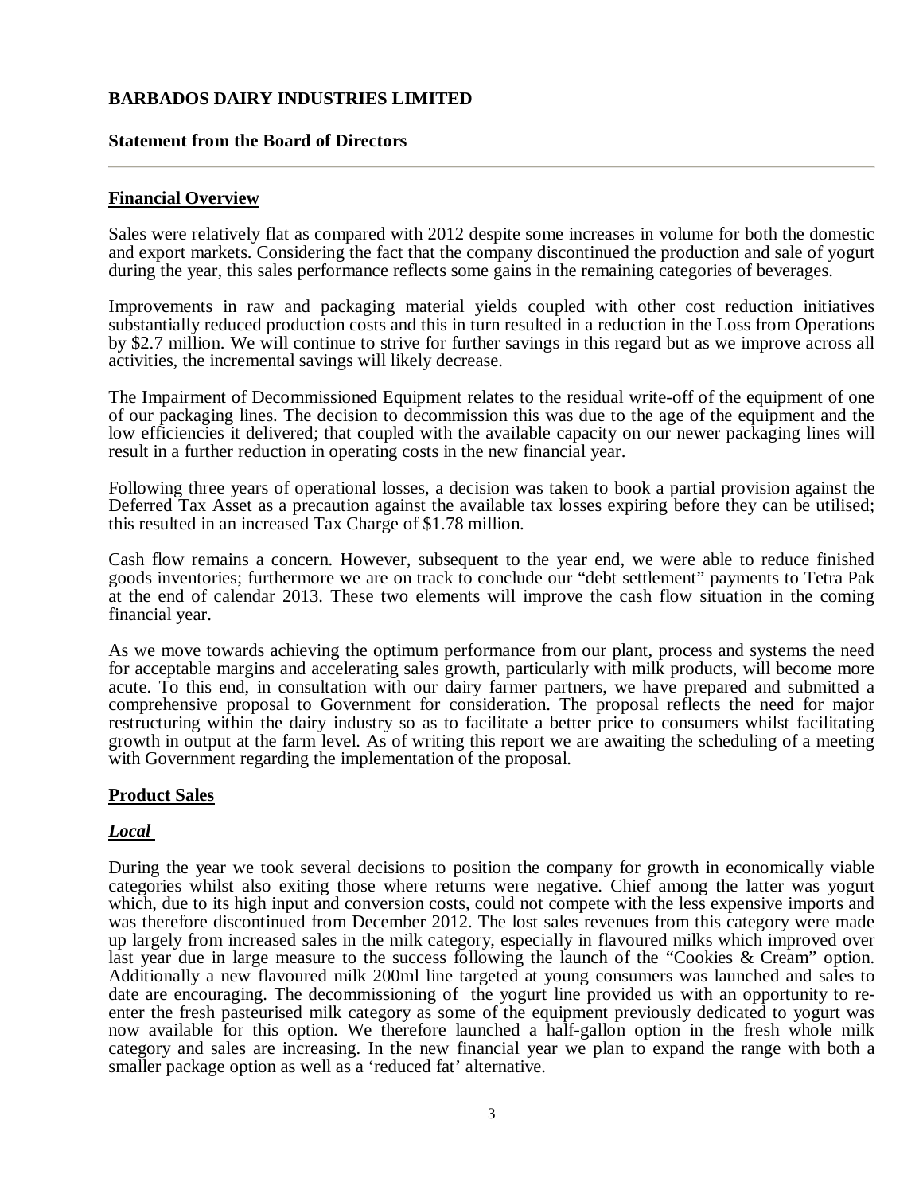# BARBADOS DAIRY INDUSTRIES LIMITED

## Statement from the Board of Directors

### Financial Overview

Sales were relatively flat as compared with 2012 despite some increases in volume for both the domestic and export markets. Considering the fact that the company discontinued the production and sale of yogurt during the year, this sales performance reflects some gains in the remaining categories of beverages.

Improvements in raw and packaging material yields coupled with other cost reduction initiatives substantially reduced production costs and this in turn resulted in a reduction in the Loss from Operations by $2.7 million. We will continue to strive for further savings in this regard but as we improve across all activities, the incremental savings will likely decrease.

The Impairment of Decommissioned Equipment relates to the residual write-off of the equipment of one of our packaging lines. The decision to decommission this was due to the age of the equipment and the low efficiencies it delivered; that coupled with the available capacity on our newer packaging lines will result in a further reduction in operating costs in the new financial year.

Following three years of operational losses, a decision was taken to book a partial provision against the Deferred Tax Asset as a precaution against the available tax losses expiring before they can be utilised; this resulted in an increased Tax Charge of $1.78 million.

Cash flow remains a concern. However, subsequent to the year end, we were able to reduce finished goods inventories; furthermore we are on track to conclude our "debt settlement" payments to Tetra Pak at the end of calendar 2013. These two elements will improve the cash flow situation in the coming financial year.

As we move towards achieving the optimum performance from our plant, process and systems the need for acceptable margins and accelerating sales growth, particularly with milk products, will become more acute. To this end, in consultation with our dairy farmer partners, we have prepared and submitted a comprehensive proposal to Government for consideration. The proposal reflects the need for major restructuring within the dairy industry so as to facilitate a better price to consumers whilst facilitating growth in output at the farm level. As of writing this report we are awaiting the scheduling of a meeting with Government regarding the implementation of the proposal.

### Product Sales

#### *Local*

During the year we took several decisions to position the company for growth in economically viable categories whilst also exiting those where returns were negative. Chief among the latter was yogurt which, due to its high input and conversion costs, could not compete with the less expensive imports and was therefore discontinued from December 2012. The lost sales revenues from this category were made up largely from increased sales in the milk category, especially in flavoured milks which improved over last year due in large measure to the success following the launch of the "Cookies & Cream" option. Additionally a new flavoured milk 200ml line targeted at young consumers was launched and sales to date are encouraging. The decommissioning of the yogurt line provided us with an opportunity to re-enter the fresh pasteurised milk category as some of the equipment previously dedicated to yogurt was now available for this option. We therefore launched a half-gallon option in the fresh whole milk category and sales are increasing. In the new financial year we plan to expand the range with both a smaller package option as well as a 'reduced fat' alternative.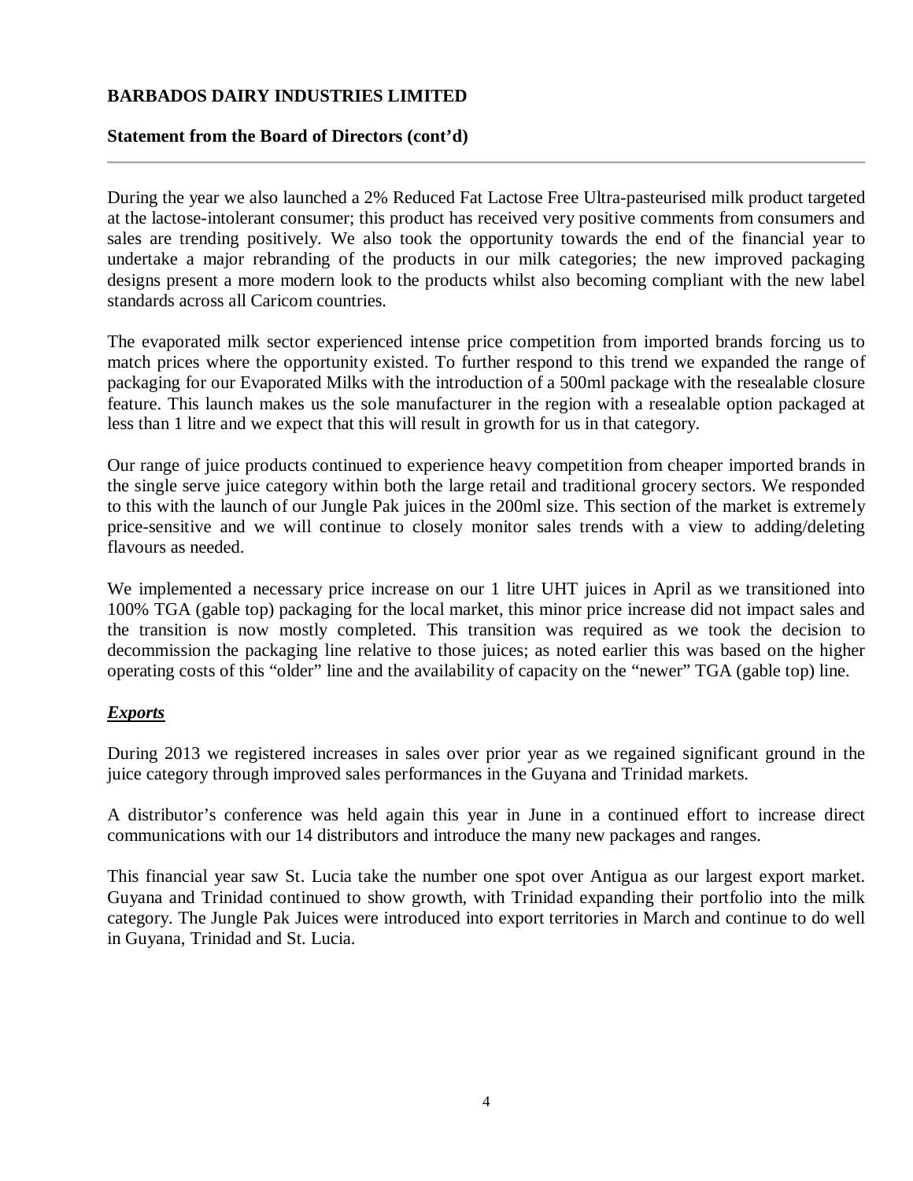**BARBADOS DAIRY INDUSTRIES LIMITED**

**Statement from the Board of Directors (cont'd)**

During the year we also launched a 2% Reduced Fat Lactose Free Ultra-pasteurised milk product targeted at the lactose-intolerant consumer; this product has received very positive comments from consumers and sales are trending positively. We also took the opportunity towards the end of the financial year to undertake a major rebranding of the products in our milk categories; the new improved packaging designs present a more modern look to the products whilst also becoming compliant with the new label standards across all Caricom countries.

The evaporated milk sector experienced intense price competition from imported brands forcing us to match prices where the opportunity existed. To further respond to this trend we expanded the range of packaging for our Evaporated Milks with the introduction of a 500ml package with the resealable closure feature. This launch makes us the sole manufacturer in the region with a resealable option packaged at less than 1 litre and we expect that this will result in growth for us in that category.

Our range of juice products continued to experience heavy competition from cheaper imported brands in the single serve juice category within both the large retail and traditional grocery sectors. We responded to this with the launch of our Jungle Pak juices in the 200ml size. This section of the market is extremely price-sensitive and we will continue to closely monitor sales trends with a view to adding/deleting flavours as needed.

We implemented a necessary price increase on our 1 litre UHT juices in April as we transitioned into 100% TGA (gable top) packaging for the local market, this minor price increase did not impact sales and the transition is now mostly completed. This transition was required as we took the decision to decommission the packaging line relative to those juices; as noted earlier this was based on the higher operating costs of this "older" line and the availability of capacity on the "newer" TGA (gable top) line.

***Exports***

During 2013 we registered increases in sales over prior year as we regained significant ground in the juice category through improved sales performances in the Guyana and Trinidad markets.

A distributor's conference was held again this year in June in a continued effort to increase direct communications with our 14 distributors and introduce the many new packages and ranges.

This financial year saw St. Lucia take the number one spot over Antigua as our largest export market. Guyana and Trinidad continued to show growth, with Trinidad expanding their portfolio into the milk category. The Jungle Pak Juices were introduced into export territories in March and continue to do well in Guyana, Trinidad and St. Lucia.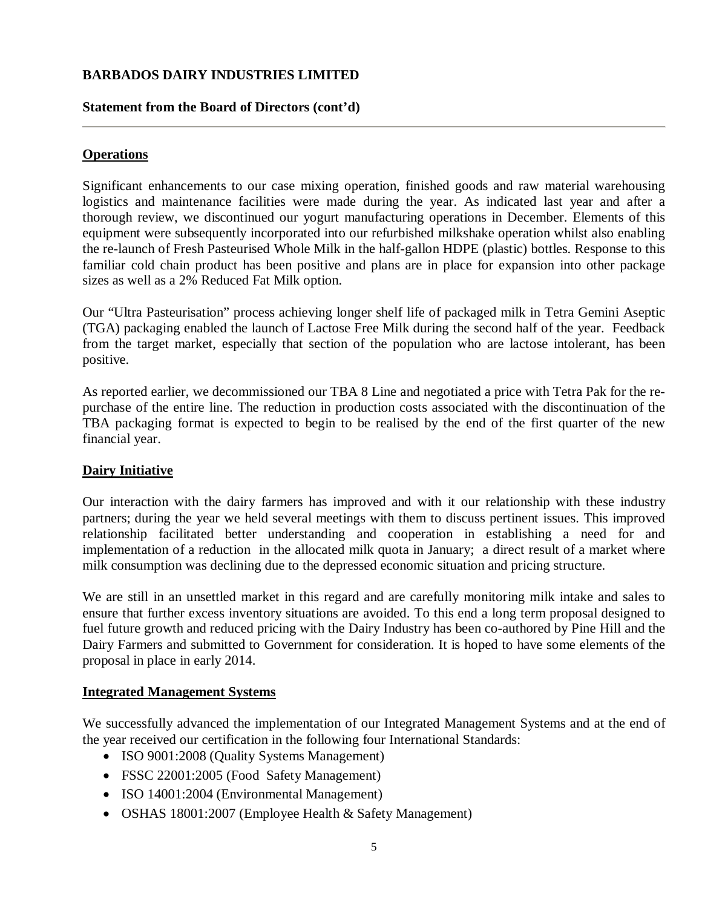**BARBADOS DAIRY INDUSTRIES LIMITED**

**Statement from the Board of Directors (cont'd)**

---

## Operations

Significant enhancements to our case mixing operation, finished goods and raw material warehousing logistics and maintenance facilities were made during the year. As indicated last year and after a thorough review, we discontinued our yogurt manufacturing operations in December. Elements of this equipment were subsequently incorporated into our refurbished milkshake operation whilst also enabling the re-launch of Fresh Pasteurised Whole Milk in the half-gallon HDPE (plastic) bottles. Response to this familiar cold chain product has been positive and plans are in place for expansion into other package sizes as well as a 2% Reduced Fat Milk option.

Our "Ultra Pasteurisation" process achieving longer shelf life of packaged milk in Tetra Gemini Aseptic (TGA) packaging enabled the launch of Lactose Free Milk during the second half of the year. Feedback from the target market, especially that section of the population who are lactose intolerant, has been positive.

As reported earlier, we decommissioned our TBA 8 Line and negotiated a price with Tetra Pak for the re-purchase of the entire line. The reduction in production costs associated with the discontinuation of the TBA packaging format is expected to begin to be realised by the end of the first quarter of the new financial year.

## Dairy Initiative

Our interaction with the dairy farmers has improved and with it our relationship with these industry partners; during the year we held several meetings with them to discuss pertinent issues. This improved relationship facilitated better understanding and cooperation in establishing a need for and implementation of a reduction in the allocated milk quota in January; a direct result of a market where milk consumption was declining due to the depressed economic situation and pricing structure.

We are still in an unsettled market in this regard and are carefully monitoring milk intake and sales to ensure that further excess inventory situations are avoided. To this end a long term proposal designed to fuel future growth and reduced pricing with the Dairy Industry has been co-authored by Pine Hill and the Dairy Farmers and submitted to Government for consideration. It is hoped to have some elements of the proposal in place in early 2014.

## Integrated Management Systems

We successfully advanced the implementation of our Integrated Management Systems and at the end of the year received our certification in the following four International Standards:

- ISO 9001:2008 (Quality Systems Management)
- FSSC 22001:2005 (Food Safety Management)
- ISO 14001:2004 (Environmental Management)
- OSHAS 18001:2007 (Employee Health & Safety Management)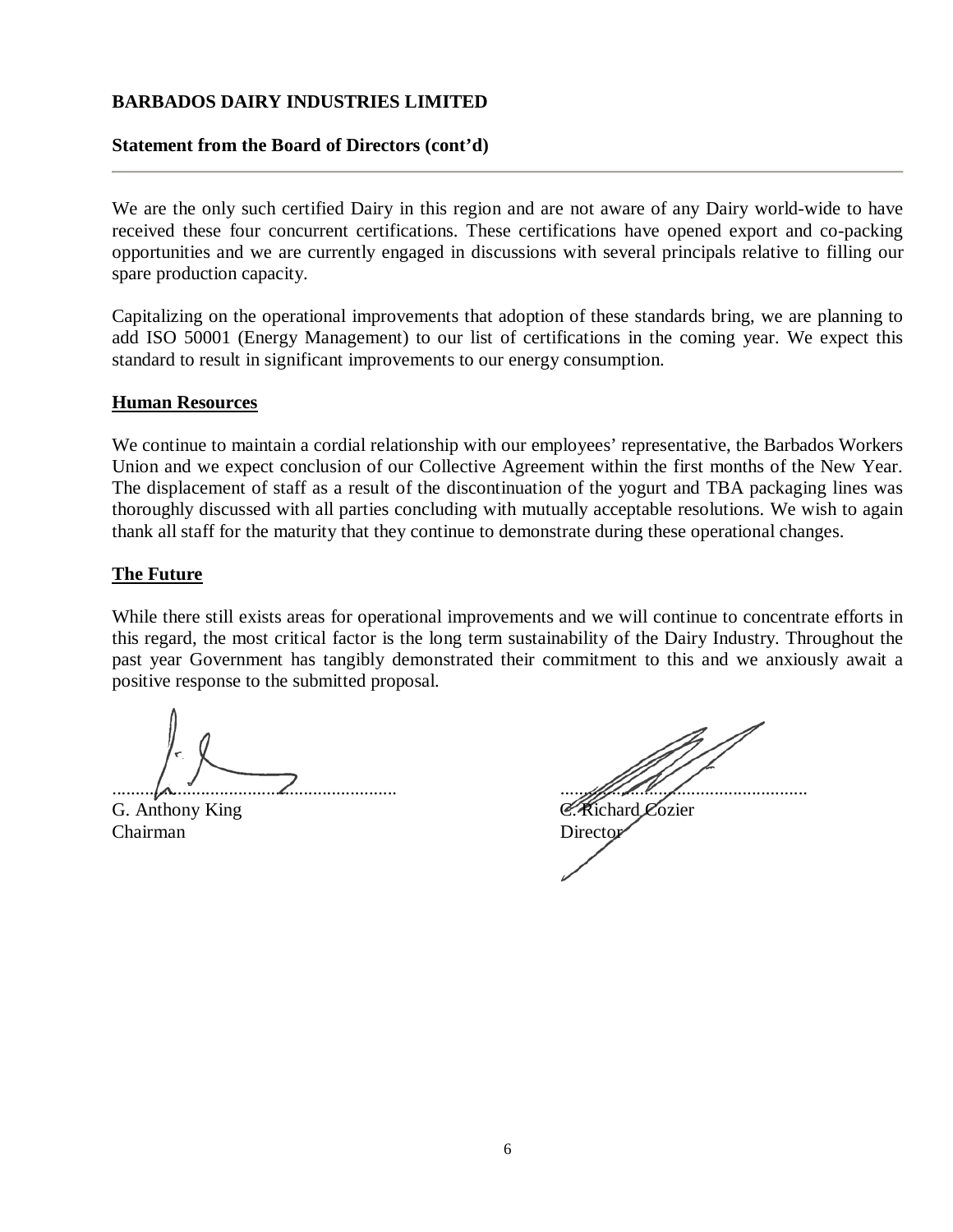**BARBADOS DAIRY INDUSTRIES LIMITED**

**Statement from the Board of Directors (cont'd)**

---

We are the only such certified Dairy in this region and are not aware of any Dairy world-wide to have received these four concurrent certifications. These certifications have opened export and co-packing opportunities and we are currently engaged in discussions with several principals relative to filling our spare production capacity.

Capitalizing on the operational improvements that adoption of these standards bring, we are planning to add ISO 50001 (Energy Management) to our list of certifications in the coming year. We expect this standard to result in significant improvements to our energy consumption.

## Human Resources

We continue to maintain a cordial relationship with our employees' representative, the Barbados Workers Union and we expect conclusion of our Collective Agreement within the first months of the New Year. The displacement of staff as a result of the discontinuation of the yogurt and TBA packaging lines was thoroughly discussed with all parties concluding with mutually acceptable resolutions. We wish to again thank all staff for the maturity that they continue to demonstrate during these operational changes.

## The Future

While there still exists areas for operational improvements and we will continue to concentrate efforts in this regard, the most critical factor is the long term sustainability of the Dairy Industry. Throughout the past year Government has tangibly demonstrated their commitment to this and we anxiously await a positive response to the submitted proposal.

............................................................ ............................................................
G. Anthony King C. Richard Cozier
Chairman Director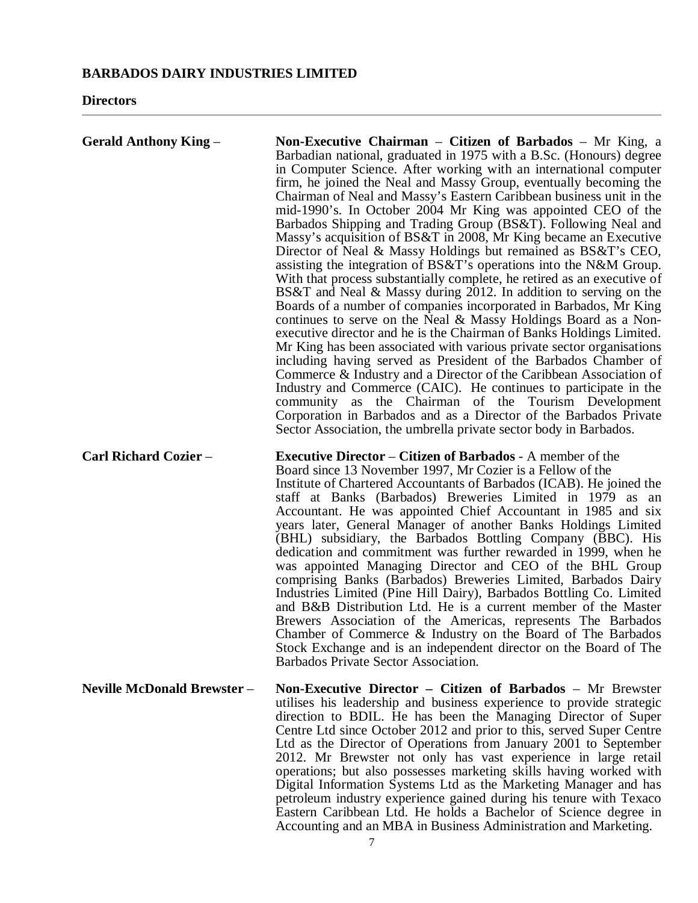**BARBADOS DAIRY INDUSTRIES LIMITED**

**Directors**

**Gerald Anthony King** – **Non-Executive Chairman** – **Citizen of Barbados** – Mr King, a Barbadian national, graduated in 1975 with a B.Sc. (Honours) degree in Computer Science. After working with an international computer firm, he joined the Neal and Massy Group, eventually becoming the Chairman of Neal and Massy's Eastern Caribbean business unit in the mid-1990's. In October 2004 Mr King was appointed CEO of the Barbados Shipping and Trading Group (BS&T). Following Neal and Massy's acquisition of BS&T in 2008, Mr King became an Executive Director of Neal & Massy Holdings but remained as BS&T's CEO, assisting the integration of BS&T's operations into the N&M Group. With that process substantially complete, he retired as an executive of BS&T and Neal & Massy during 2012. In addition to serving on the Boards of a number of companies incorporated in Barbados, Mr King continues to serve on the Neal & Massy Holdings Board as a Non-executive director and he is the Chairman of Banks Holdings Limited. Mr King has been associated with various private sector organisations including having served as President of the Barbados Chamber of Commerce & Industry and a Director of the Caribbean Association of Industry and Commerce (CAIC). He continues to participate in the community as the Chairman of the Tourism Development Corporation in Barbados and as a Director of the Barbados Private Sector Association, the umbrella private sector body in Barbados.

**Carl Richard Cozier** – **Executive Director** – **Citizen of Barbados** - A member of the Board since 13 November 1997, Mr Cozier is a Fellow of the Institute of Chartered Accountants of Barbados (ICAB). He joined the staff at Banks (Barbados) Breweries Limited in 1979 as an Accountant. He was appointed Chief Accountant in 1985 and six years later, General Manager of another Banks Holdings Limited (BHL) subsidiary, the Barbados Bottling Company (BBC). His dedication and commitment was further rewarded in 1999, when he was appointed Managing Director and CEO of the BHL Group comprising Banks (Barbados) Breweries Limited, Barbados Dairy Industries Limited (Pine Hill Dairy), Barbados Bottling Co. Limited and B&B Distribution Ltd. He is a current member of the Master Brewers Association of the Americas, represents The Barbados Chamber of Commerce & Industry on the Board of The Barbados Stock Exchange and is an independent director on the Board of The Barbados Private Sector Association.

**Neville McDonald Brewster** – **Non-Executive Director – Citizen of Barbados** – Mr Brewster utilises his leadership and business experience to provide strategic direction to BDIL. He has been the Managing Director of Super Centre Ltd since October 2012 and prior to this, served Super Centre Ltd as the Director of Operations from January 2001 to September 2012. Mr Brewster not only has vast experience in large retail operations; but also possesses marketing skills having worked with Digital Information Systems Ltd as the Marketing Manager and has petroleum industry experience gained during his tenure with Texaco Eastern Caribbean Ltd. He holds a Bachelor of Science degree in Accounting and an MBA in Business Administration and Marketing.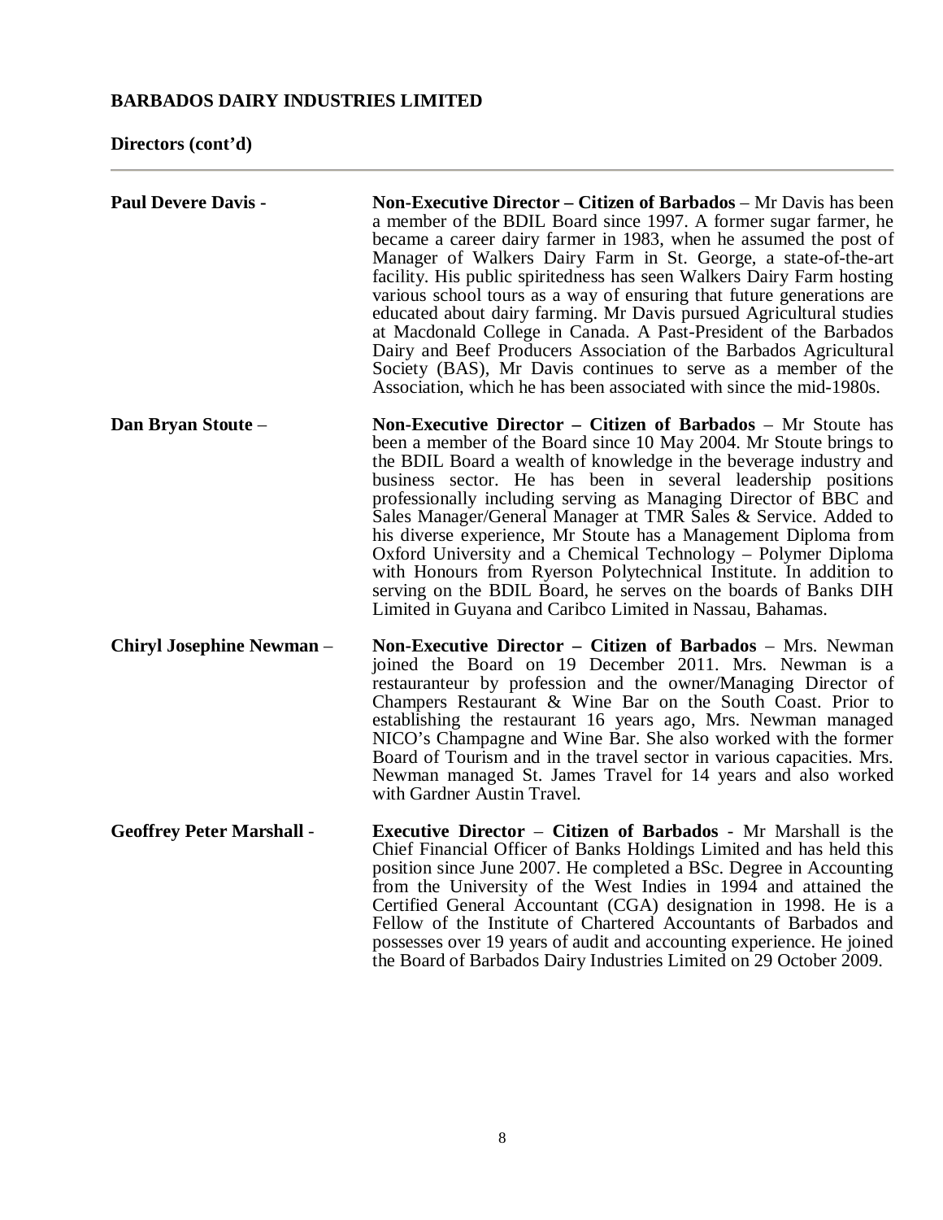**BARBADOS DAIRY INDUSTRIES LIMITED**

**Directors (cont'd)**

---

**Paul Devere Davis -** **Non-Executive Director – Citizen of Barbados** – Mr Davis has been a member of the BDIL Board since 1997. A former sugar farmer, he became a career dairy farmer in 1983, when he assumed the post of Manager of Walkers Dairy Farm in St. George, a state-of-the-art facility. His public spiritedness has seen Walkers Dairy Farm hosting various school tours as a way of ensuring that future generations are educated about dairy farming. Mr Davis pursued Agricultural studies at Macdonald College in Canada. A Past-President of the Barbados Dairy and Beef Producers Association of the Barbados Agricultural Society (BAS), Mr Davis continues to serve as a member of the Association, which he has been associated with since the mid-1980s.

**Dan Bryan Stoute** – **Non-Executive Director – Citizen of Barbados** – Mr Stoute has been a member of the Board since 10 May 2004. Mr Stoute brings to the BDIL Board a wealth of knowledge in the beverage industry and business sector. He has been in several leadership positions professionally including serving as Managing Director of BBC and Sales Manager/General Manager at TMR Sales & Service. Added to his diverse experience, Mr Stoute has a Management Diploma from Oxford University and a Chemical Technology – Polymer Diploma with Honours from Ryerson Polytechnical Institute. In addition to serving on the BDIL Board, he serves on the boards of Banks DIH Limited in Guyana and Caribco Limited in Nassau, Bahamas.

**Chiryl Josephine Newman** – **Non-Executive Director – Citizen of Barbados** – Mrs. Newman joined the Board on 19 December 2011. Mrs. Newman is a restauranteur by profession and the owner/Managing Director of Champers Restaurant & Wine Bar on the South Coast. Prior to establishing the restaurant 16 years ago, Mrs. Newman managed NICO's Champagne and Wine Bar. She also worked with the former Board of Tourism and in the travel sector in various capacities. Mrs. Newman managed St. James Travel for 14 years and also worked with Gardner Austin Travel.

**Geoffrey Peter Marshall** - **Executive Director** – **Citizen of Barbados** - Mr Marshall is the Chief Financial Officer of Banks Holdings Limited and has held this position since June 2007. He completed a BSc. Degree in Accounting from the University of the West Indies in 1994 and attained the Certified General Accountant (CGA) designation in 1998. He is a Fellow of the Institute of Chartered Accountants of Barbados and possesses over 19 years of audit and accounting experience. He joined the Board of Barbados Dairy Industries Limited on 29 October 2009.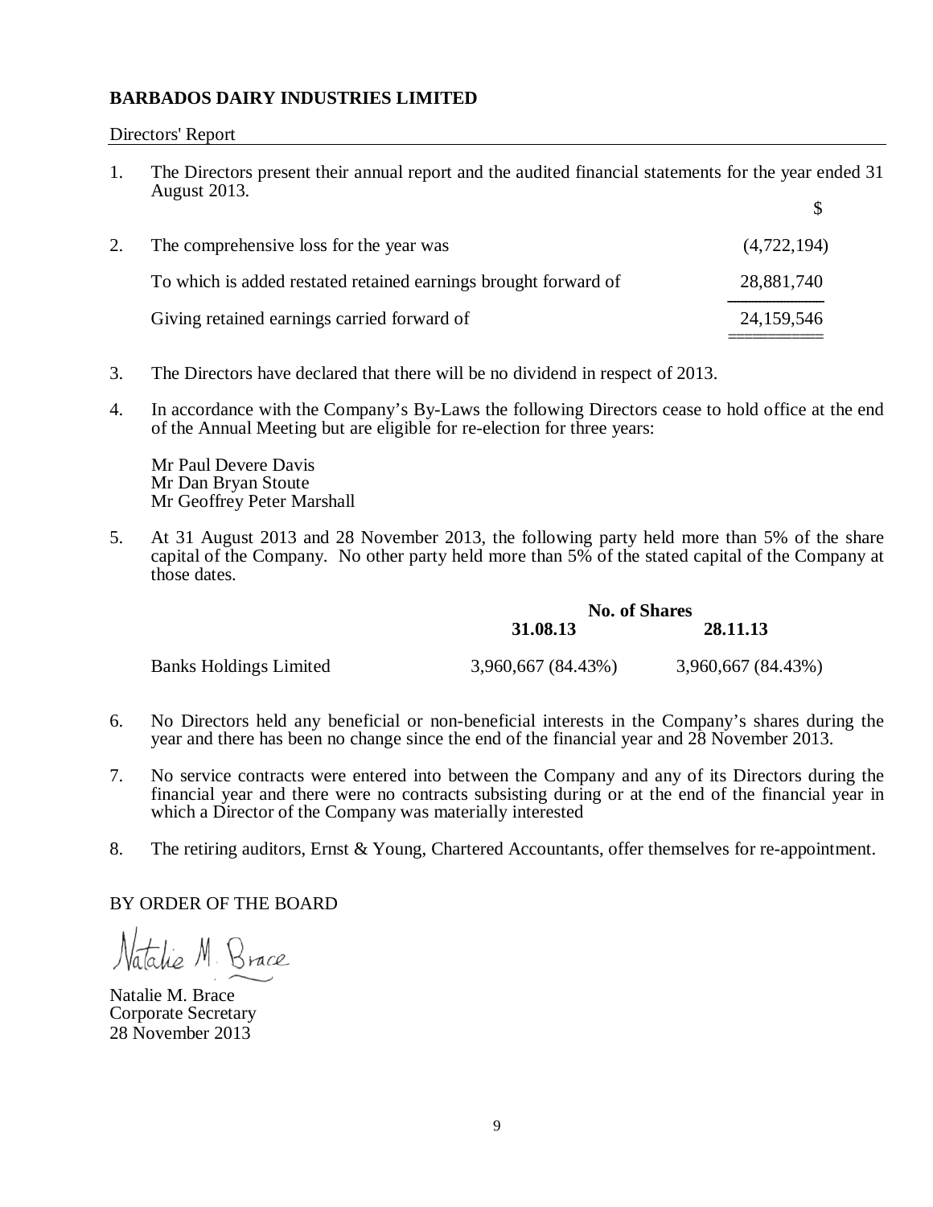**BARBADOS DAIRY INDUSTRIES LIMITED**

Directors' Report

1. The Directors present their annual report and the audited financial statements for the year ended 31 August 2013.

| | | $ |
|---|---|---|
| 2. | The comprehensive loss for the year was | (4,722,194) |
| | To which is added restated retained earnings brought forward of | 28,881,740 |
| | Giving retained earnings carried forward of | 24,159,546 |

3. The Directors have declared that there will be no dividend in respect of 2013.

4. In accordance with the Company's By-Laws the following Directors cease to hold office at the end of the Annual Meeting but are eligible for re-election for three years:

   Mr Paul Devere Davis
   Mr Dan Bryan Stoute
   Mr Geoffrey Peter Marshall

5. At 31 August 2013 and 28 November 2013, the following party held more than 5% of the share capital of the Company. No other party held more than 5% of the stated capital of the Company at those dates.

| | **No. of Shares** | |
|---|---|---|
| | **31.08.13** | **28.11.13** |
| Banks Holdings Limited | 3,960,667 (84.43%) | 3,960,667 (84.43%) |

6. No Directors held any beneficial or non-beneficial interests in the Company's shares during the year and there has been no change since the end of the financial year and 28 November 2013.

7. No service contracts were entered into between the Company and any of its Directors during the financial year and there were no contracts subsisting during or at the end of the financial year in which a Director of the Company was materially interested

8. The retiring auditors, Ernst & Young, Chartered Accountants, offer themselves for re-appointment.

BY ORDER OF THE BOARD

Natalie M. Brace
Corporate Secretary
28 November 2013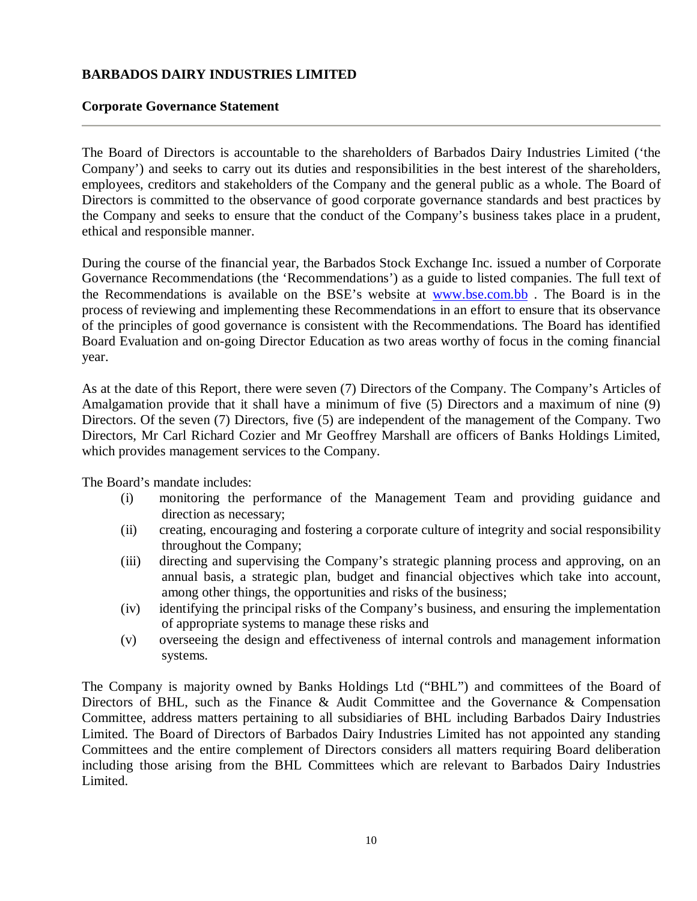**BARBADOS DAIRY INDUSTRIES LIMITED**

**Corporate Governance Statement**

---

The Board of Directors is accountable to the shareholders of Barbados Dairy Industries Limited ('the Company') and seeks to carry out its duties and responsibilities in the best interest of the shareholders, employees, creditors and stakeholders of the Company and the general public as a whole. The Board of Directors is committed to the observance of good corporate governance standards and best practices by the Company and seeks to ensure that the conduct of the Company's business takes place in a prudent, ethical and responsible manner.

During the course of the financial year, the Barbados Stock Exchange Inc. issued a number of Corporate Governance Recommendations (the 'Recommendations') as a guide to listed companies. The full text of the Recommendations is available on the BSE's website at www.bse.com.bb . The Board is in the process of reviewing and implementing these Recommendations in an effort to ensure that its observance of the principles of good governance is consistent with the Recommendations. The Board has identified Board Evaluation and on-going Director Education as two areas worthy of focus in the coming financial year.

As at the date of this Report, there were seven (7) Directors of the Company. The Company's Articles of Amalgamation provide that it shall have a minimum of five (5) Directors and a maximum of nine (9) Directors. Of the seven (7) Directors, five (5) are independent of the management of the Company. Two Directors, Mr Carl Richard Cozier and Mr Geoffrey Marshall are officers of Banks Holdings Limited, which provides management services to the Company.

The Board's mandate includes:

- (i) monitoring the performance of the Management Team and providing guidance and direction as necessary;
- (ii) creating, encouraging and fostering a corporate culture of integrity and social responsibility throughout the Company;
- (iii) directing and supervising the Company's strategic planning process and approving, on an annual basis, a strategic plan, budget and financial objectives which take into account, among other things, the opportunities and risks of the business;
- (iv) identifying the principal risks of the Company's business, and ensuring the implementation of appropriate systems to manage these risks and
- (v) overseeing the design and effectiveness of internal controls and management information systems.

The Company is majority owned by Banks Holdings Ltd ("BHL") and committees of the Board of Directors of BHL, such as the Finance & Audit Committee and the Governance & Compensation Committee, address matters pertaining to all subsidiaries of BHL including Barbados Dairy Industries Limited. The Board of Directors of Barbados Dairy Industries Limited has not appointed any standing Committees and the entire complement of Directors considers all matters requiring Board deliberation including those arising from the BHL Committees which are relevant to Barbados Dairy Industries Limited.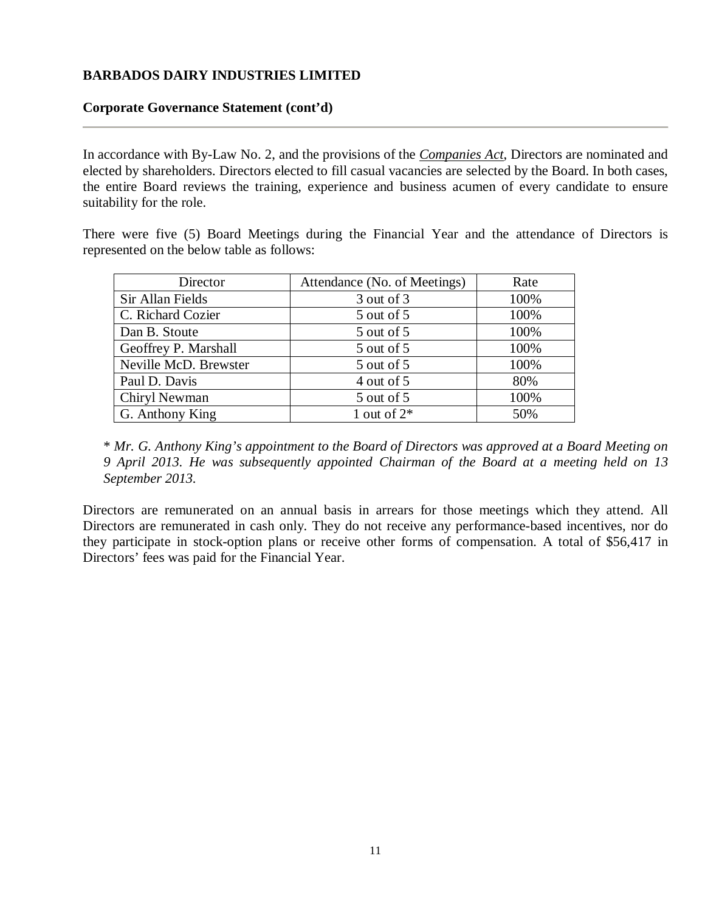**BARBADOS DAIRY INDUSTRIES LIMITED**

**Corporate Governance Statement (cont'd)**

In accordance with By-Law No. 2, and the provisions of the *Companies Act*, Directors are nominated and elected by shareholders. Directors elected to fill casual vacancies are selected by the Board. In both cases, the entire Board reviews the training, experience and business acumen of every candidate to ensure suitability for the role.

There were five (5) Board Meetings during the Financial Year and the attendance of Directors is represented on the below table as follows:

| Director | Attendance (No. of Meetings) | Rate |
|---|---|---|
| Sir Allan Fields | 3 out of 3 | 100% |
| C. Richard Cozier | 5 out of 5 | 100% |
| Dan B. Stoute | 5 out of 5 | 100% |
| Geoffrey P. Marshall | 5 out of 5 | 100% |
| Neville McD. Brewster | 5 out of 5 | 100% |
| Paul D. Davis | 4 out of 5 | 80% |
| Chiryl Newman | 5 out of 5 | 100% |
| G. Anthony King | 1 out of 2* | 50% |

*\* Mr. G. Anthony King's appointment to the Board of Directors was approved at a Board Meeting on 9 April 2013. He was subsequently appointed Chairman of the Board at a meeting held on 13 September 2013.*

Directors are remunerated on an annual basis in arrears for those meetings which they attend. All Directors are remunerated in cash only. They do not receive any performance-based incentives, nor do they participate in stock-option plans or receive other forms of compensation. A total of $56,417 in Directors' fees was paid for the Financial Year.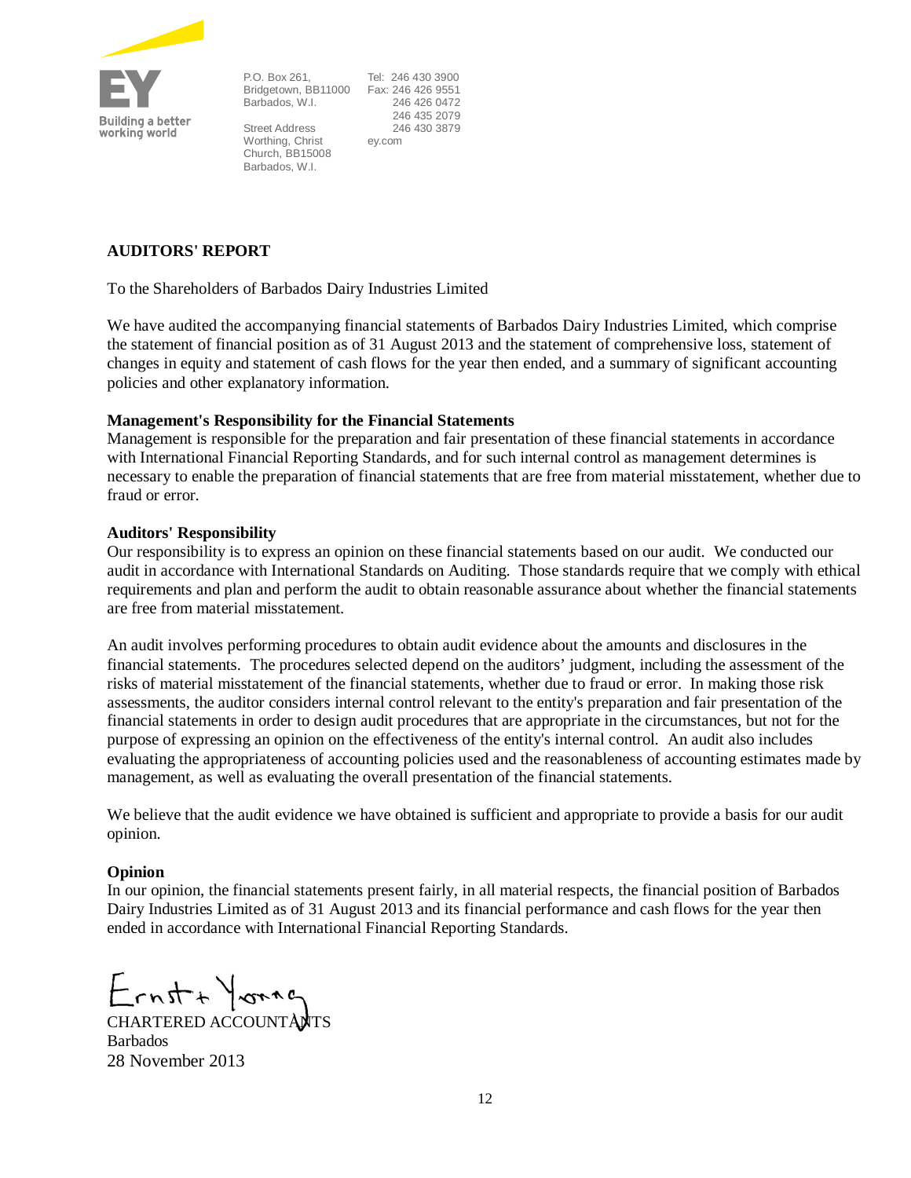EY

Building a better working world

P.O. Box 261,
Bridgetown, BB11000
Barbados, W.I.

Street Address
Worthing, Christ
Church, BB15008
Barbados, W.I.

Tel: 246 430 3900
Fax: 246 426 9551
246 426 0472
246 435 2079
246 430 3879
ey.com

## AUDITORS' REPORT

To the Shareholders of Barbados Dairy Industries Limited

We have audited the accompanying financial statements of Barbados Dairy Industries Limited, which comprise the statement of financial position as of 31 August 2013 and the statement of comprehensive loss, statement of changes in equity and statement of cash flows for the year then ended, and a summary of significant accounting policies and other explanatory information.

**Management's Responsibility for the Financial Statements**

Management is responsible for the preparation and fair presentation of these financial statements in accordance with International Financial Reporting Standards, and for such internal control as management determines is necessary to enable the preparation of financial statements that are free from material misstatement, whether due to fraud or error.

**Auditors' Responsibility**

Our responsibility is to express an opinion on these financial statements based on our audit. We conducted our audit in accordance with International Standards on Auditing. Those standards require that we comply with ethical requirements and plan and perform the audit to obtain reasonable assurance about whether the financial statements are free from material misstatement.

An audit involves performing procedures to obtain audit evidence about the amounts and disclosures in the financial statements. The procedures selected depend on the auditors' judgment, including the assessment of the risks of material misstatement of the financial statements, whether due to fraud or error. In making those risk assessments, the auditor considers internal control relevant to the entity's preparation and fair presentation of the financial statements in order to design audit procedures that are appropriate in the circumstances, but not for the purpose of expressing an opinion on the effectiveness of the entity's internal control. An audit also includes evaluating the appropriateness of accounting policies used and the reasonableness of accounting estimates made by management, as well as evaluating the overall presentation of the financial statements.

We believe that the audit evidence we have obtained is sufficient and appropriate to provide a basis for our audit opinion.

**Opinion**

In our opinion, the financial statements present fairly, in all material respects, the financial position of Barbados Dairy Industries Limited as of 31 August 2013 and its financial performance and cash flows for the year then ended in accordance with International Financial Reporting Standards.

Ernst + Young

CHARTERED ACCOUNTANTS
Barbados
28 November 2013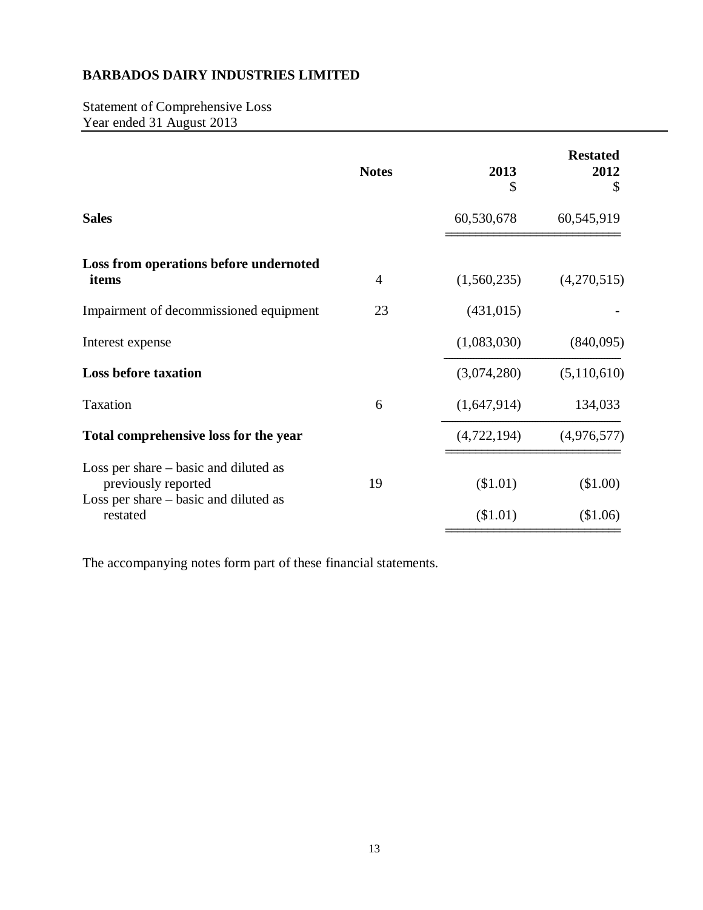# BARBADOS DAIRY INDUSTRIES LIMITED

Statement of Comprehensive Loss
Year ended 31 August 2013

| | Notes | 2013<br>$ | Restated<br>2012<br>$ |
|---|---|---|---|
| **Sales** | | 60,530,678 | 60,545,919 |
| **Loss from operations before undernoted items** | 4 | (1,560,235) | (4,270,515) |
| Impairment of decommissioned equipment | 23 | (431,015) | - |
| Interest expense | | (1,083,030) | (840,095) |
| **Loss before taxation** | | (3,074,280) | (5,110,610) |
| Taxation | 6 | (1,647,914) | 134,033 |
| **Total comprehensive loss for the year** | | (4,722,194) | (4,976,577) |
| Loss per share – basic and diluted as previously reported | 19 | ($1.01) | ($1.00) |
| Loss per share – basic and diluted as restated | | ($1.01) | ($1.06) |

The accompanying notes form part of these financial statements.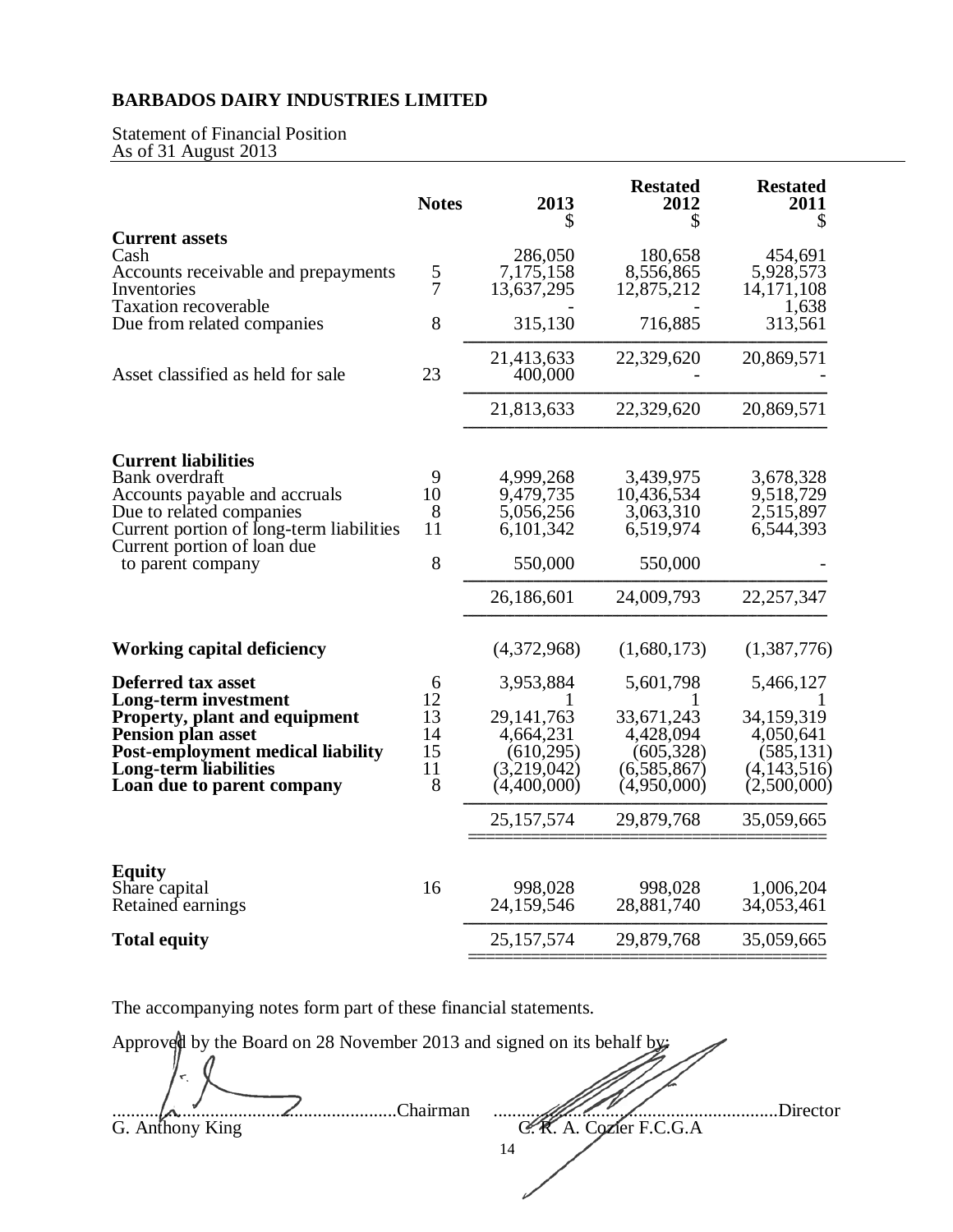**BARBADOS DAIRY INDUSTRIES LIMITED**

Statement of Financial Position
As of 31 August 2013

| | Notes | 2013 $ | Restated 2012 $ | Restated 2011 $ |
|---|---|---|---|---|
| **Current assets** | | | | |
| Cash | | 286,050 | 180,658 | 454,691 |
| Accounts receivable and prepayments | 5 | 7,175,158 | 8,556,865 | 5,928,573 |
| Inventories | 7 | 13,637,295 | 12,875,212 | 14,171,108 |
| Taxation recoverable | | - | - | 1,638 |
| Due from related companies | 8 | 315,130 | 716,885 | 313,561 |
| | | 21,413,633 | 22,329,620 | 20,869,571 |
| Asset classified as held for sale | 23 | 400,000 | - | - |
| | | 21,813,633 | 22,329,620 | 20,869,571 |
| **Current liabilities** | | | | |
| Bank overdraft | 9 | 4,999,268 | 3,439,975 | 3,678,328 |
| Accounts payable and accruals | 10 | 9,479,735 | 10,436,534 | 9,518,729 |
| Due to related companies | 8 | 5,056,256 | 3,063,310 | 2,515,897 |
| Current portion of long-term liabilities | 11 | 6,101,342 | 6,519,974 | 6,544,393 |
| Current portion of loan due to parent company | 8 | 550,000 | 550,000 | - |
| | | 26,186,601 | 24,009,793 | 22,257,347 |
| **Working capital deficiency** | | (4,372,968) | (1,680,173) | (1,387,776) |
| **Deferred tax asset** | 6 | 3,953,884 | 5,601,798 | 5,466,127 |
| **Long-term investment** | 12 | 1 | 1 | 1 |
| **Property, plant and equipment** | 13 | 29,141,763 | 33,671,243 | 34,159,319 |
| **Pension plan asset** | 14 | 4,664,231 | 4,428,094 | 4,050,641 |
| **Post-employment medical liability** | 15 | (610,295) | (605,328) | (585,131) |
| **Long-term liabilities** | 11 | (3,219,042) | (6,585,867) | (4,143,516) |
| **Loan due to parent company** | 8 | (4,400,000) | (4,950,000) | (2,500,000) |
| | | 25,157,574 | 29,879,768 | 35,059,665 |
| **Equity** | | | | |
| Share capital | 16 | 998,028 | 998,028 | 1,006,204 |
| Retained earnings | | 24,159,546 | 28,881,740 | 34,053,461 |
| **Total equity** | | 25,157,574 | 29,879,768 | 35,059,665 |

The accompanying notes form part of these financial statements.

Approved by the Board on 28 November 2013 and signed on its behalf by:

..........................................................Chairman ..........................................................Director
G. Anthony King C. R. A. Cozier F.C.G.A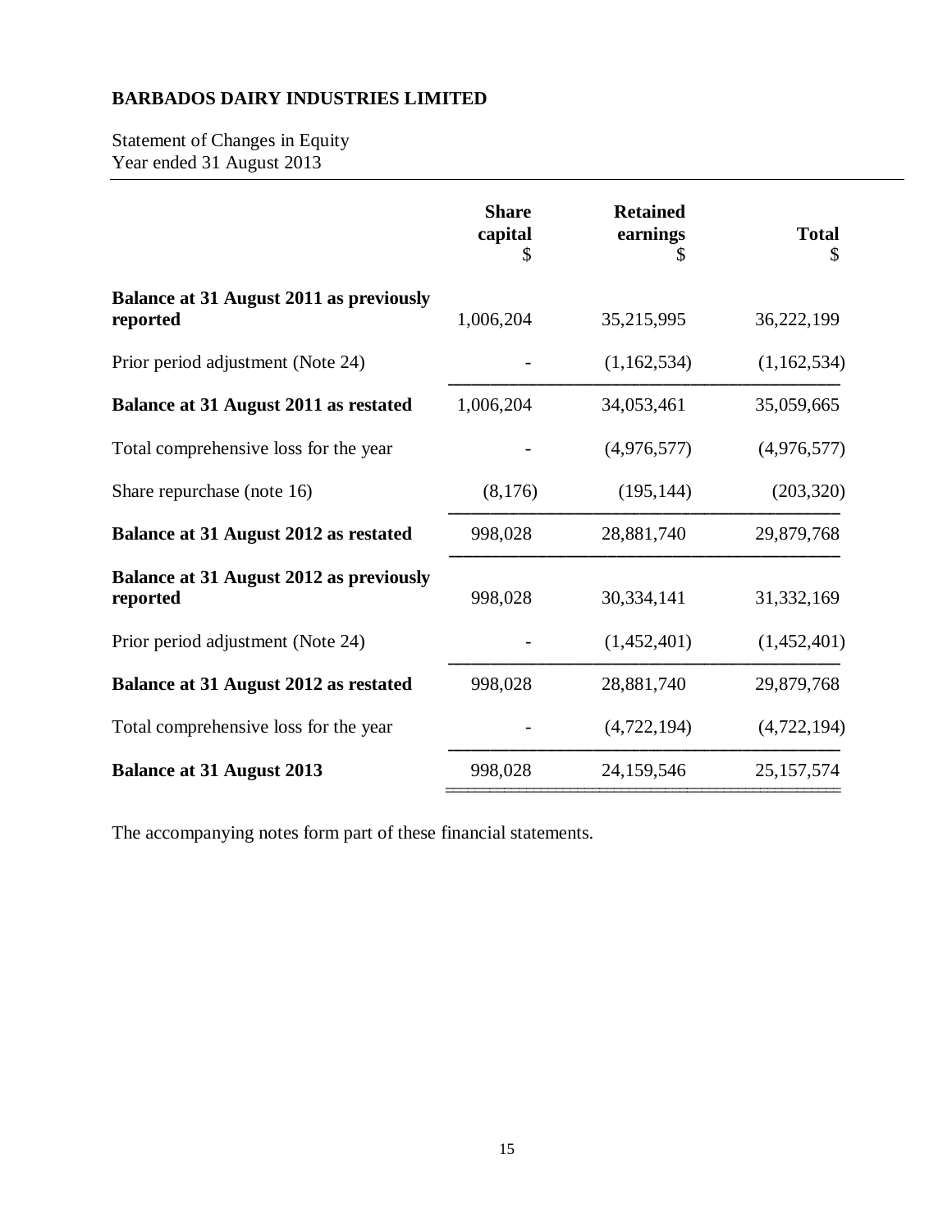**BARBADOS DAIRY INDUSTRIES LIMITED**

Statement of Changes in Equity
Year ended 31 August 2013

| | Share capital $ | Retained earnings $ | Total $ |
|---|---|---|---|
| **Balance at 31 August 2011 as previously reported** | 1,006,204 | 35,215,995 | 36,222,199 |
| Prior period adjustment (Note 24) | - | (1,162,534) | (1,162,534) |
| **Balance at 31 August 2011 as restated** | 1,006,204 | 34,053,461 | 35,059,665 |
| Total comprehensive loss for the year | - | (4,976,577) | (4,976,577) |
| Share repurchase (note 16) | (8,176) | (195,144) | (203,320) |
| **Balance at 31 August 2012 as restated** | 998,028 | 28,881,740 | 29,879,768 |
| **Balance at 31 August 2012 as previously reported** | 998,028 | 30,334,141 | 31,332,169 |
| Prior period adjustment (Note 24) | - | (1,452,401) | (1,452,401) |
| **Balance at 31 August 2012 as restated** | 998,028 | 28,881,740 | 29,879,768 |
| Total comprehensive loss for the year | - | (4,722,194) | (4,722,194) |
| **Balance at 31 August 2013** | 998,028 | 24,159,546 | 25,157,574 |

The accompanying notes form part of these financial statements.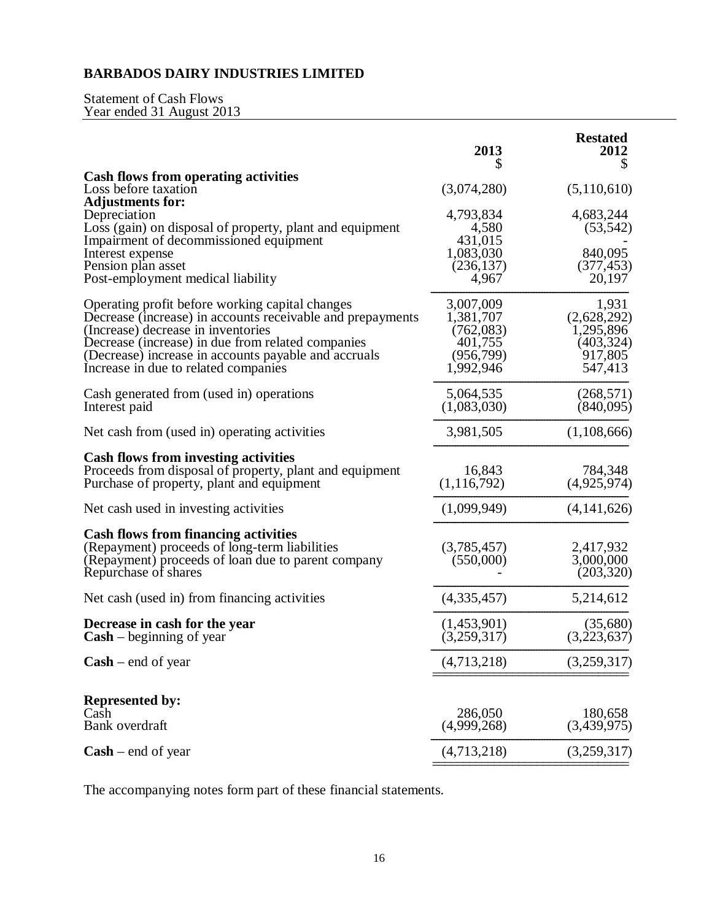# BARBADOS DAIRY INDUSTRIES LIMITED

Statement of Cash Flows
Year ended 31 August 2013

| | 2013<br>$ | Restated<br>2012<br>$ |
|---|---|---|
| **Cash flows from operating activities** | | |
| Loss before taxation | (3,074,280) | (5,110,610) |
| **Adjustments for:** | | |
| Depreciation | 4,793,834 | 4,683,244 |
| Loss (gain) on disposal of property, plant and equipment | 4,580 | (53,542) |
| Impairment of decommissioned equipment | 431,015 | - |
| Interest expense | 1,083,030 | 840,095 |
| Pension plan asset | (236,137) | (377,453) |
| Post-employment medical liability | 4,967 | 20,197 |
| Operating profit before working capital changes | 3,007,009 | 1,931 |
| Decrease (increase) in accounts receivable and prepayments | 1,381,707 | (2,628,292) |
| (Increase) decrease in inventories | (762,083) | 1,295,896 |
| Decrease (increase) in due from related companies | 401,755 | (403,324) |
| (Decrease) increase in accounts payable and accruals | (956,799) | 917,805 |
| Increase in due to related companies | 1,992,946 | 547,413 |
| Cash generated from (used in) operations | 5,064,535 | (268,571) |
| Interest paid | (1,083,030) | (840,095) |
| Net cash from (used in) operating activities | 3,981,505 | (1,108,666) |
| **Cash flows from investing activities** | | |
| Proceeds from disposal of property, plant and equipment | 16,843 | 784,348 |
| Purchase of property, plant and equipment | (1,116,792) | (4,925,974) |
| Net cash used in investing activities | (1,099,949) | (4,141,626) |
| **Cash flows from financing activities** | | |
| (Repayment) proceeds of long-term liabilities | (3,785,457) | 2,417,932 |
| (Repayment) proceeds of loan due to parent company | (550,000) | 3,000,000 |
| Repurchase of shares | - | (203,320) |
| Net cash (used in) from financing activities | (4,335,457) | 5,214,612 |
| **Decrease in cash for the year** | (1,453,901) | (35,680) |
| **Cash** – beginning of year | (3,259,317) | (3,223,637) |
| **Cash** – end of year | (4,713,218) | (3,259,317) |
| **Represented by:** | | |
| Cash | 286,050 | 180,658 |
| Bank overdraft | (4,999,268) | (3,439,975) |
| **Cash** – end of year | (4,713,218) | (3,259,317) |

The accompanying notes form part of these financial statements.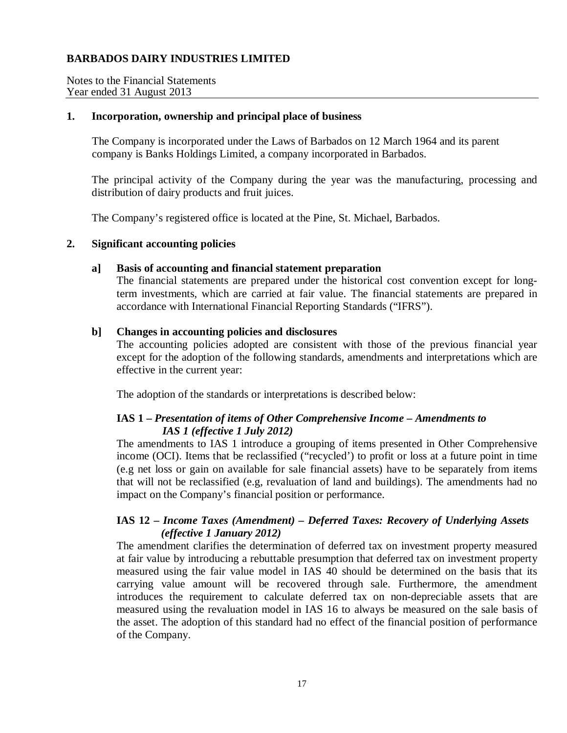# BARBADOS DAIRY INDUSTRIES LIMITED

Notes to the Financial Statements
Year ended 31 August 2013

## 1. Incorporation, ownership and principal place of business

The Company is incorporated under the Laws of Barbados on 12 March 1964 and its parent company is Banks Holdings Limited, a company incorporated in Barbados.

The principal activity of the Company during the year was the manufacturing, processing and distribution of dairy products and fruit juices.

The Company's registered office is located at the Pine, St. Michael, Barbados.

## 2. Significant accounting policies

### a] Basis of accounting and financial statement preparation

The financial statements are prepared under the historical cost convention except for long-term investments, which are carried at fair value. The financial statements are prepared in accordance with International Financial Reporting Standards ("IFRS").

### b] Changes in accounting policies and disclosures

The accounting policies adopted are consistent with those of the previous financial year except for the adoption of the following standards, amendments and interpretations which are effective in the current year:

The adoption of the standards or interpretations is described below:

**IAS 1 –** ***Presentation of items of Other Comprehensive Income – Amendments to IAS 1 (effective 1 July 2012)***

The amendments to IAS 1 introduce a grouping of items presented in Other Comprehensive income (OCI). Items that be reclassified ("recycled') to profit or loss at a future point in time (e.g net loss or gain on available for sale financial assets) have to be separately from items that will not be reclassified (e.g, revaluation of land and buildings). The amendments had no impact on the Company's financial position or performance.

**IAS 12 –** ***Income Taxes (Amendment) – Deferred Taxes: Recovery of Underlying Assets (effective 1 January 2012)***

The amendment clarifies the determination of deferred tax on investment property measured at fair value by introducing a rebuttable presumption that deferred tax on investment property measured using the fair value model in IAS 40 should be determined on the basis that its carrying value amount will be recovered through sale. Furthermore, the amendment introduces the requirement to calculate deferred tax on non-depreciable assets that are measured using the revaluation model in IAS 16 to always be measured on the sale basis of the asset. The adoption of this standard had no effect of the financial position of performance of the Company.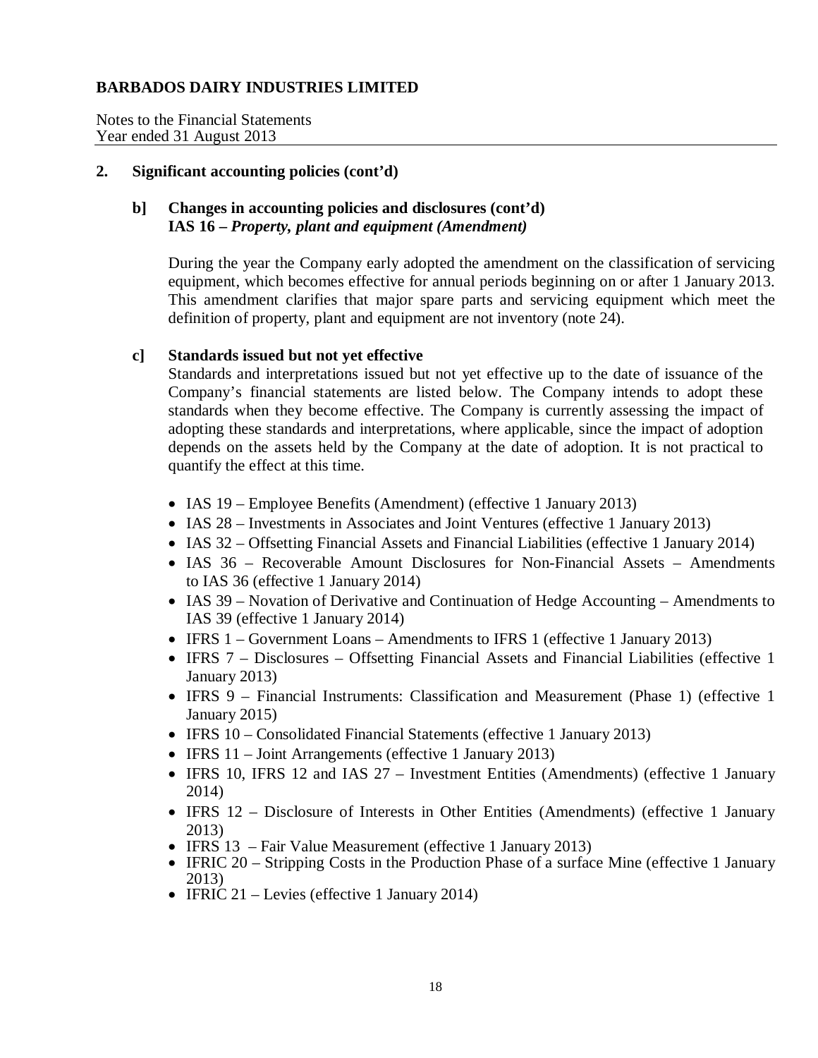## 2. Significant accounting policies (cont'd)

### b] Changes in accounting policies and disclosures (cont'd)

**IAS 16 –** ***Property, plant and equipment (Amendment)***

During the year the Company early adopted the amendment on the classification of servicing equipment, which becomes effective for annual periods beginning on or after 1 January 2013. This amendment clarifies that major spare parts and servicing equipment which meet the definition of property, plant and equipment are not inventory (note 24).

### c] Standards issued but not yet effective

Standards and interpretations issued but not yet effective up to the date of issuance of the Company's financial statements are listed below. The Company intends to adopt these standards when they become effective. The Company is currently assessing the impact of adopting these standards and interpretations, where applicable, since the impact of adoption depends on the assets held by the Company at the date of adoption. It is not practical to quantify the effect at this time.

- IAS 19 – Employee Benefits (Amendment) (effective 1 January 2013)
- IAS 28 – Investments in Associates and Joint Ventures (effective 1 January 2013)
- IAS 32 – Offsetting Financial Assets and Financial Liabilities (effective 1 January 2014)
- IAS 36 – Recoverable Amount Disclosures for Non-Financial Assets – Amendments to IAS 36 (effective 1 January 2014)
- IAS 39 – Novation of Derivative and Continuation of Hedge Accounting – Amendments to IAS 39 (effective 1 January 2014)
- IFRS 1 – Government Loans – Amendments to IFRS 1 (effective 1 January 2013)
- IFRS 7 – Disclosures – Offsetting Financial Assets and Financial Liabilities (effective 1 January 2013)
- IFRS 9 – Financial Instruments: Classification and Measurement (Phase 1) (effective 1 January 2015)
- IFRS 10 – Consolidated Financial Statements (effective 1 January 2013)
- IFRS 11 – Joint Arrangements (effective 1 January 2013)
- IFRS 10, IFRS 12 and IAS 27 – Investment Entities (Amendments) (effective 1 January 2014)
- IFRS 12 – Disclosure of Interests in Other Entities (Amendments) (effective 1 January 2013)
- IFRS 13 – Fair Value Measurement (effective 1 January 2013)
- IFRIC 20 – Stripping Costs in the Production Phase of a surface Mine (effective 1 January 2013)
- IFRIC 21 – Levies (effective 1 January 2014)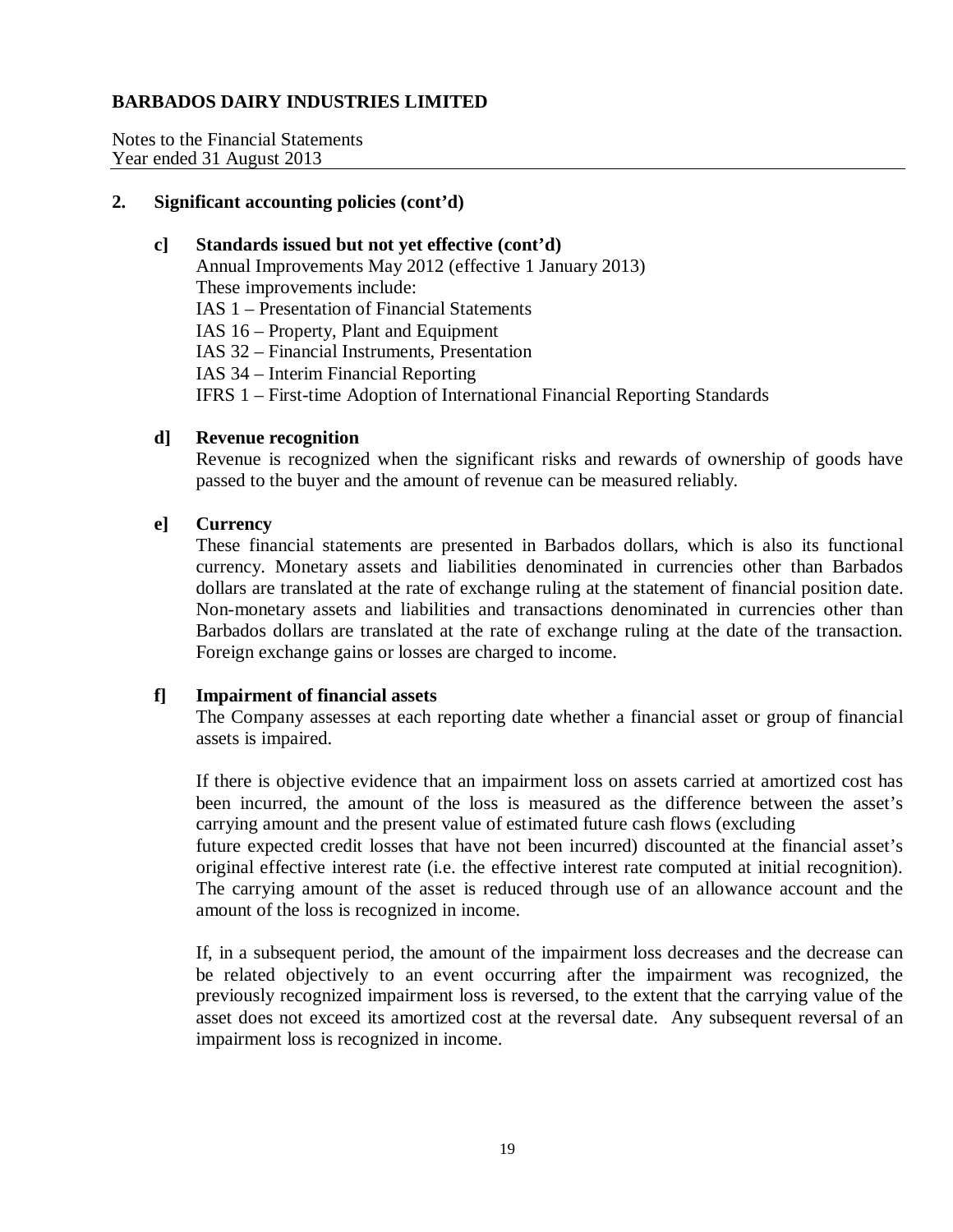**BARBADOS DAIRY INDUSTRIES LIMITED**

Notes to the Financial Statements
Year ended 31 August 2013

## 2. Significant accounting policies (cont'd)

### c] Standards issued but not yet effective (cont'd)

Annual Improvements May 2012 (effective 1 January 2013)
These improvements include:
IAS 1 – Presentation of Financial Statements
IAS 16 – Property, Plant and Equipment
IAS 32 – Financial Instruments, Presentation
IAS 34 – Interim Financial Reporting
IFRS 1 – First-time Adoption of International Financial Reporting Standards

### d] Revenue recognition

Revenue is recognized when the significant risks and rewards of ownership of goods have passed to the buyer and the amount of revenue can be measured reliably.

### e] Currency

These financial statements are presented in Barbados dollars, which is also its functional currency. Monetary assets and liabilities denominated in currencies other than Barbados dollars are translated at the rate of exchange ruling at the statement of financial position date. Non-monetary assets and liabilities and transactions denominated in currencies other than Barbados dollars are translated at the rate of exchange ruling at the date of the transaction. Foreign exchange gains or losses are charged to income.

### f] Impairment of financial assets

The Company assesses at each reporting date whether a financial asset or group of financial assets is impaired.

If there is objective evidence that an impairment loss on assets carried at amortized cost has been incurred, the amount of the loss is measured as the difference between the asset's carrying amount and the present value of estimated future cash flows (excluding future expected credit losses that have not been incurred) discounted at the financial asset's original effective interest rate (i.e. the effective interest rate computed at initial recognition). The carrying amount of the asset is reduced through use of an allowance account and the amount of the loss is recognized in income.

If, in a subsequent period, the amount of the impairment loss decreases and the decrease can be related objectively to an event occurring after the impairment was recognized, the previously recognized impairment loss is reversed, to the extent that the carrying value of the asset does not exceed its amortized cost at the reversal date. Any subsequent reversal of an impairment loss is recognized in income.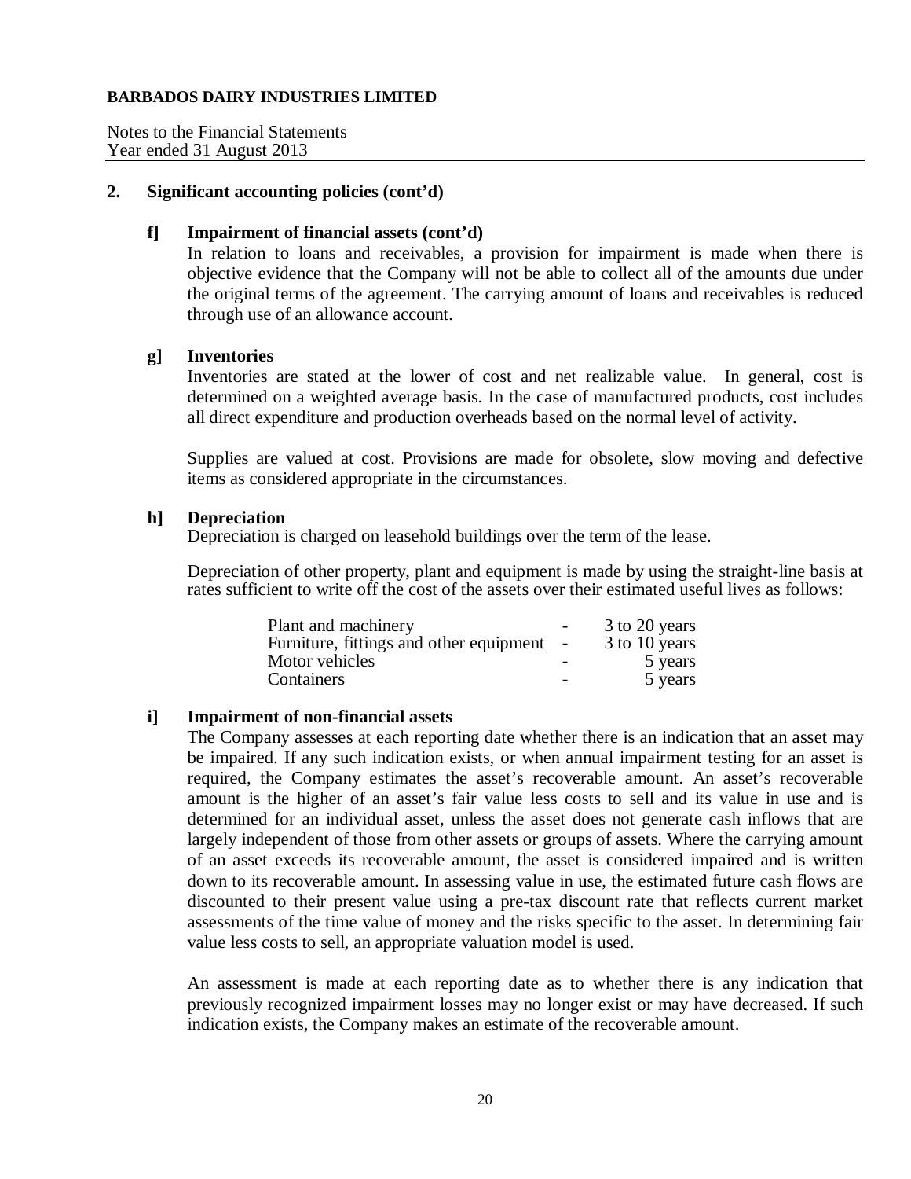**BARBADOS DAIRY INDUSTRIES LIMITED**

Notes to the Financial Statements
Year ended 31 August 2013

## 2. Significant accounting policies (cont'd)

### f] Impairment of financial assets (cont'd)

In relation to loans and receivables, a provision for impairment is made when there is objective evidence that the Company will not be able to collect all of the amounts due under the original terms of the agreement. The carrying amount of loans and receivables is reduced through use of an allowance account.

### g] Inventories

Inventories are stated at the lower of cost and net realizable value. In general, cost is determined on a weighted average basis. In the case of manufactured products, cost includes all direct expenditure and production overheads based on the normal level of activity.

Supplies are valued at cost. Provisions are made for obsolete, slow moving and defective items as considered appropriate in the circumstances.

### h] Depreciation

Depreciation is charged on leasehold buildings over the term of the lease.

Depreciation of other property, plant and equipment is made by using the straight-line basis at rates sufficient to write off the cost of the assets over their estimated useful lives as follows:

| | | |
|---|---|---|
| Plant and machinery | - | 3 to 20 years |
| Furniture, fittings and other equipment | - | 3 to 10 years |
| Motor vehicles | - | 5 years |
| Containers | - | 5 years |

### i] Impairment of non-financial assets

The Company assesses at each reporting date whether there is an indication that an asset may be impaired. If any such indication exists, or when annual impairment testing for an asset is required, the Company estimates the asset's recoverable amount. An asset's recoverable amount is the higher of an asset's fair value less costs to sell and its value in use and is determined for an individual asset, unless the asset does not generate cash inflows that are largely independent of those from other assets or groups of assets. Where the carrying amount of an asset exceeds its recoverable amount, the asset is considered impaired and is written down to its recoverable amount. In assessing value in use, the estimated future cash flows are discounted to their present value using a pre-tax discount rate that reflects current market assessments of the time value of money and the risks specific to the asset. In determining fair value less costs to sell, an appropriate valuation model is used.

An assessment is made at each reporting date as to whether there is any indication that previously recognized impairment losses may no longer exist or may have decreased. If such indication exists, the Company makes an estimate of the recoverable amount.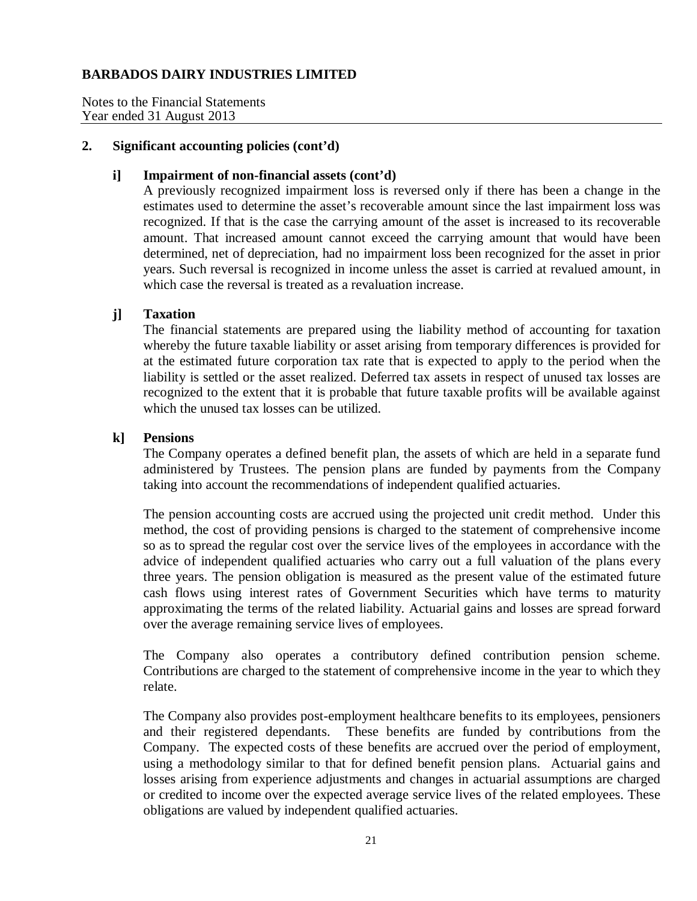## 2. Significant accounting policies (cont'd)

### i] Impairment of non-financial assets (cont'd)

A previously recognized impairment loss is reversed only if there has been a change in the estimates used to determine the asset's recoverable amount since the last impairment loss was recognized. If that is the case the carrying amount of the asset is increased to its recoverable amount. That increased amount cannot exceed the carrying amount that would have been determined, net of depreciation, had no impairment loss been recognized for the asset in prior years. Such reversal is recognized in income unless the asset is carried at revalued amount, in which case the reversal is treated as a revaluation increase.

### j] Taxation

The financial statements are prepared using the liability method of accounting for taxation whereby the future taxable liability or asset arising from temporary differences is provided for at the estimated future corporation tax rate that is expected to apply to the period when the liability is settled or the asset realized. Deferred tax assets in respect of unused tax losses are recognized to the extent that it is probable that future taxable profits will be available against which the unused tax losses can be utilized.

### k] Pensions

The Company operates a defined benefit plan, the assets of which are held in a separate fund administered by Trustees. The pension plans are funded by payments from the Company taking into account the recommendations of independent qualified actuaries.

The pension accounting costs are accrued using the projected unit credit method. Under this method, the cost of providing pensions is charged to the statement of comprehensive income so as to spread the regular cost over the service lives of the employees in accordance with the advice of independent qualified actuaries who carry out a full valuation of the plans every three years. The pension obligation is measured as the present value of the estimated future cash flows using interest rates of Government Securities which have terms to maturity approximating the terms of the related liability. Actuarial gains and losses are spread forward over the average remaining service lives of employees.

The Company also operates a contributory defined contribution pension scheme. Contributions are charged to the statement of comprehensive income in the year to which they relate.

The Company also provides post-employment healthcare benefits to its employees, pensioners and their registered dependants. These benefits are funded by contributions from the Company. The expected costs of these benefits are accrued over the period of employment, using a methodology similar to that for defined benefit pension plans. Actuarial gains and losses arising from experience adjustments and changes in actuarial assumptions are charged or credited to income over the expected average service lives of the related employees. These obligations are valued by independent qualified actuaries.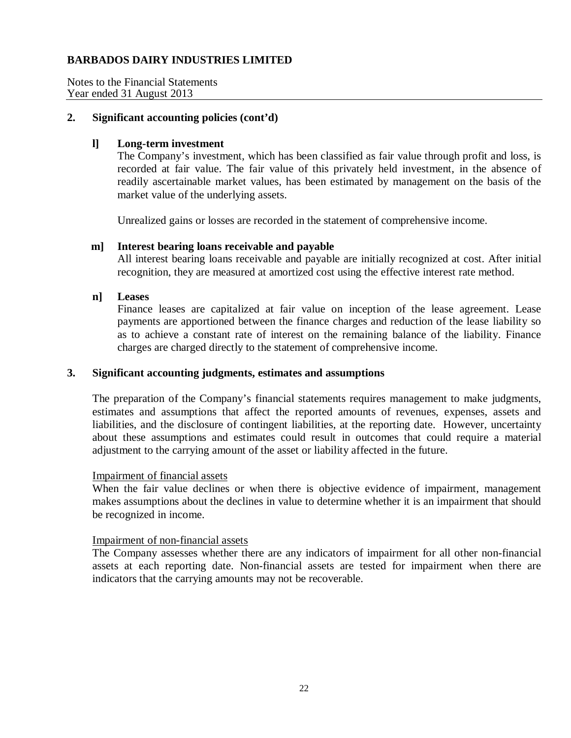## 2. Significant accounting policies (cont'd)

### l] Long-term investment

The Company's investment, which has been classified as fair value through profit and loss, is recorded at fair value. The fair value of this privately held investment, in the absence of readily ascertainable market values, has been estimated by management on the basis of the market value of the underlying assets.

Unrealized gains or losses are recorded in the statement of comprehensive income.

### m] Interest bearing loans receivable and payable

All interest bearing loans receivable and payable are initially recognized at cost. After initial recognition, they are measured at amortized cost using the effective interest rate method.

### n] Leases

Finance leases are capitalized at fair value on inception of the lease agreement. Lease payments are apportioned between the finance charges and reduction of the lease liability so as to achieve a constant rate of interest on the remaining balance of the liability. Finance charges are charged directly to the statement of comprehensive income.

## 3. Significant accounting judgments, estimates and assumptions

The preparation of the Company's financial statements requires management to make judgments, estimates and assumptions that affect the reported amounts of revenues, expenses, assets and liabilities, and the disclosure of contingent liabilities, at the reporting date. However, uncertainty about these assumptions and estimates could result in outcomes that could require a material adjustment to the carrying amount of the asset or liability affected in the future.

Impairment of financial assets

When the fair value declines or when there is objective evidence of impairment, management makes assumptions about the declines in value to determine whether it is an impairment that should be recognized in income.

Impairment of non-financial assets

The Company assesses whether there are any indicators of impairment for all other non-financial assets at each reporting date. Non-financial assets are tested for impairment when there are indicators that the carrying amounts may not be recoverable.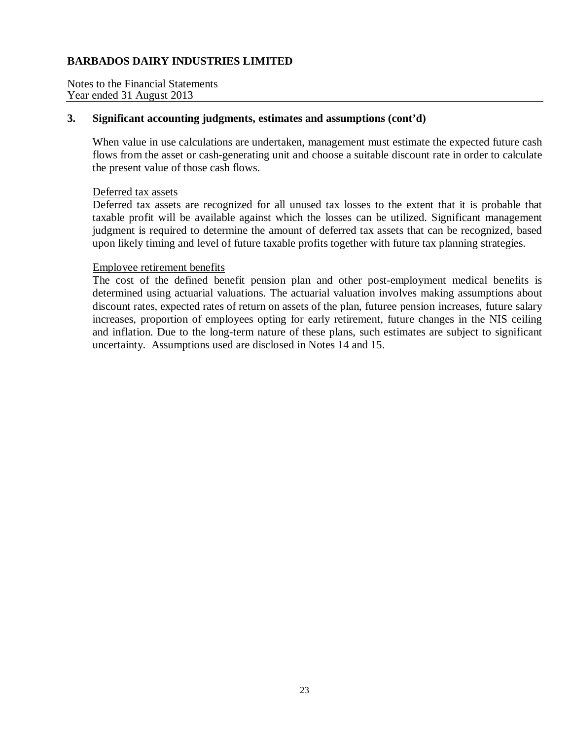## 3. Significant accounting judgments, estimates and assumptions (cont'd)

When value in use calculations are undertaken, management must estimate the expected future cash flows from the asset or cash-generating unit and choose a suitable discount rate in order to calculate the present value of those cash flows.

Deferred tax assets

Deferred tax assets are recognized for all unused tax losses to the extent that it is probable that taxable profit will be available against which the losses can be utilized. Significant management judgment is required to determine the amount of deferred tax assets that can be recognized, based upon likely timing and level of future taxable profits together with future tax planning strategies.

Employee retirement benefits

The cost of the defined benefit pension plan and other post-employment medical benefits is determined using actuarial valuations. The actuarial valuation involves making assumptions about discount rates, expected rates of return on assets of the plan, futuree pension increases, future salary increases, proportion of employees opting for early retirement, future changes in the NIS ceiling and inflation. Due to the long-term nature of these plans, such estimates are subject to significant uncertainty. Assumptions used are disclosed in Notes 14 and 15.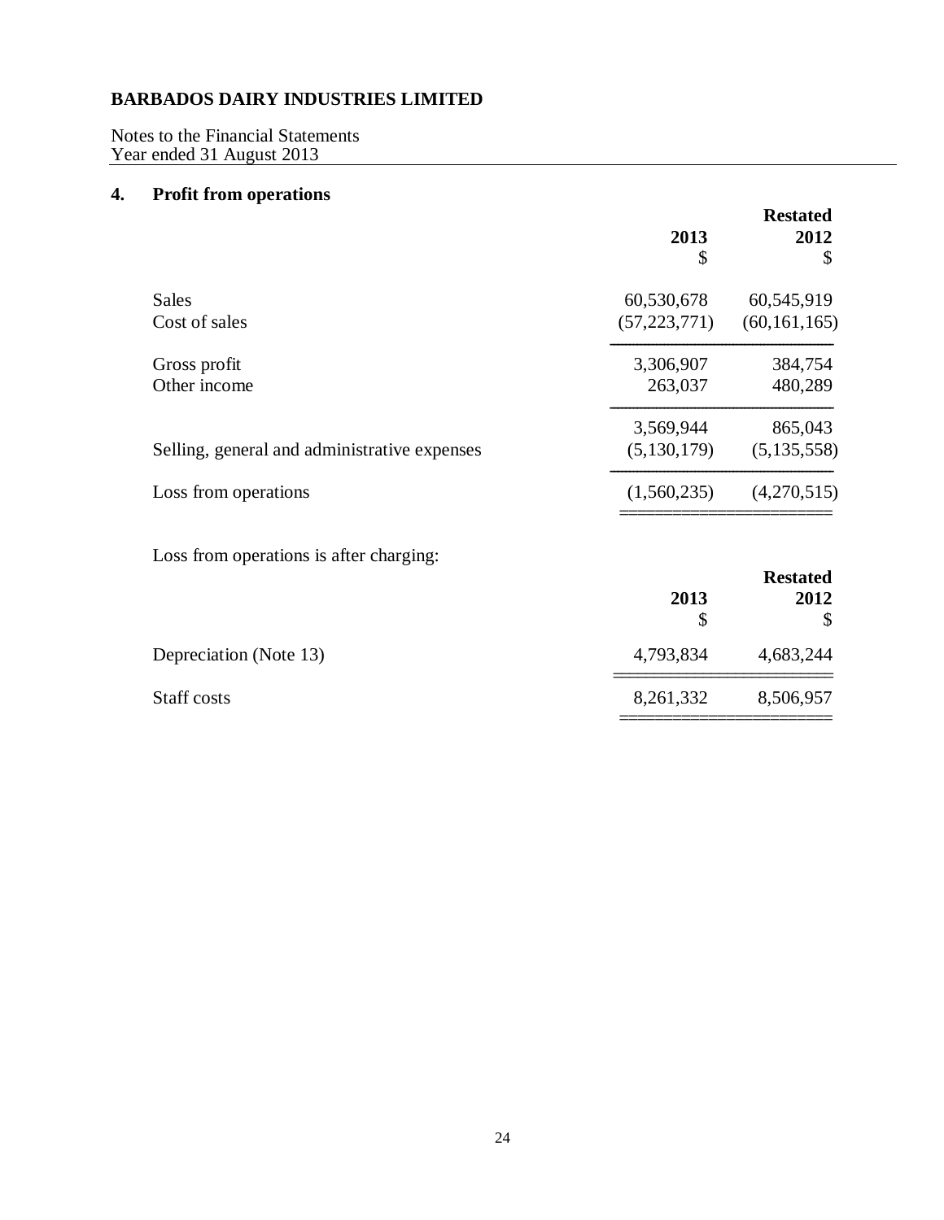**BARBADOS DAIRY INDUSTRIES LIMITED**

Notes to the Financial Statements
Year ended 31 August 2013

## 4. Profit from operations

| | 2013 $ | Restated 2012 $ |
|---|---|---|
| Sales | 60,530,678 | 60,545,919 |
| Cost of sales | (57,223,771) | (60,161,165) |
| Gross profit | 3,306,907 | 384,754 |
| Other income | 263,037 | 480,289 |
| | 3,569,944 | 865,043 |
| Selling, general and administrative expenses | (5,130,179) | (5,135,558) |
| Loss from operations | (1,560,235) | (4,270,515) |

Loss from operations is after charging:

| | 2013 $ | Restated 2012 $ |
|---|---|---|
| Depreciation (Note 13) | 4,793,834 | 4,683,244 |
| Staff costs | 8,261,332 | 8,506,957 |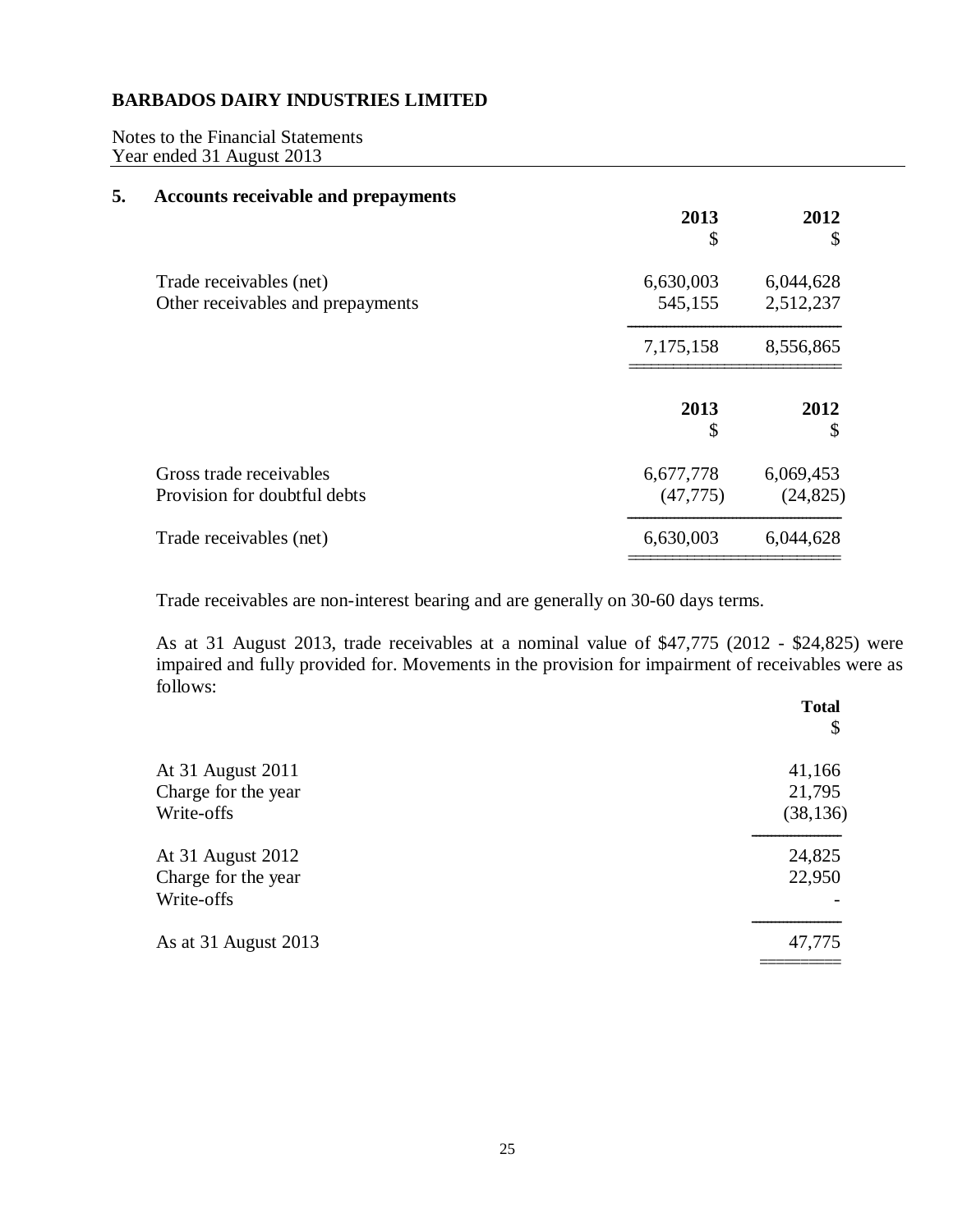**BARBADOS DAIRY INDUSTRIES LIMITED**

Notes to the Financial Statements
Year ended 31 August 2013

## 5. Accounts receivable and prepayments

| | 2013<br>$ | 2012<br>$ |
|---|---|---|
| Trade receivables (net) | 6,630,003 | 6,044,628 |
| Other receivables and prepayments | 545,155 | 2,512,237 |
| | 7,175,158 | 8,556,865 |

| | 2013<br>$ | 2012<br>$ |
|---|---|---|
| Gross trade receivables | 6,677,778 | 6,069,453 |
| Provision for doubtful debts | (47,775) | (24,825) |
| Trade receivables (net) | 6,630,003 | 6,044,628 |

Trade receivables are non-interest bearing and are generally on 30-60 days terms.

As at 31 August 2013, trade receivables at a nominal value of $47,775 (2012 - $24,825) were impaired and fully provided for. Movements in the provision for impairment of receivables were as follows:

| | Total<br>$ |
|---|---|
| At 31 August 2011 | 41,166 |
| Charge for the year | 21,795 |
| Write-offs | (38,136) |
| At 31 August 2012 | 24,825 |
| Charge for the year | 22,950 |
| Write-offs | - |
| As at 31 August 2013 | 47,775 |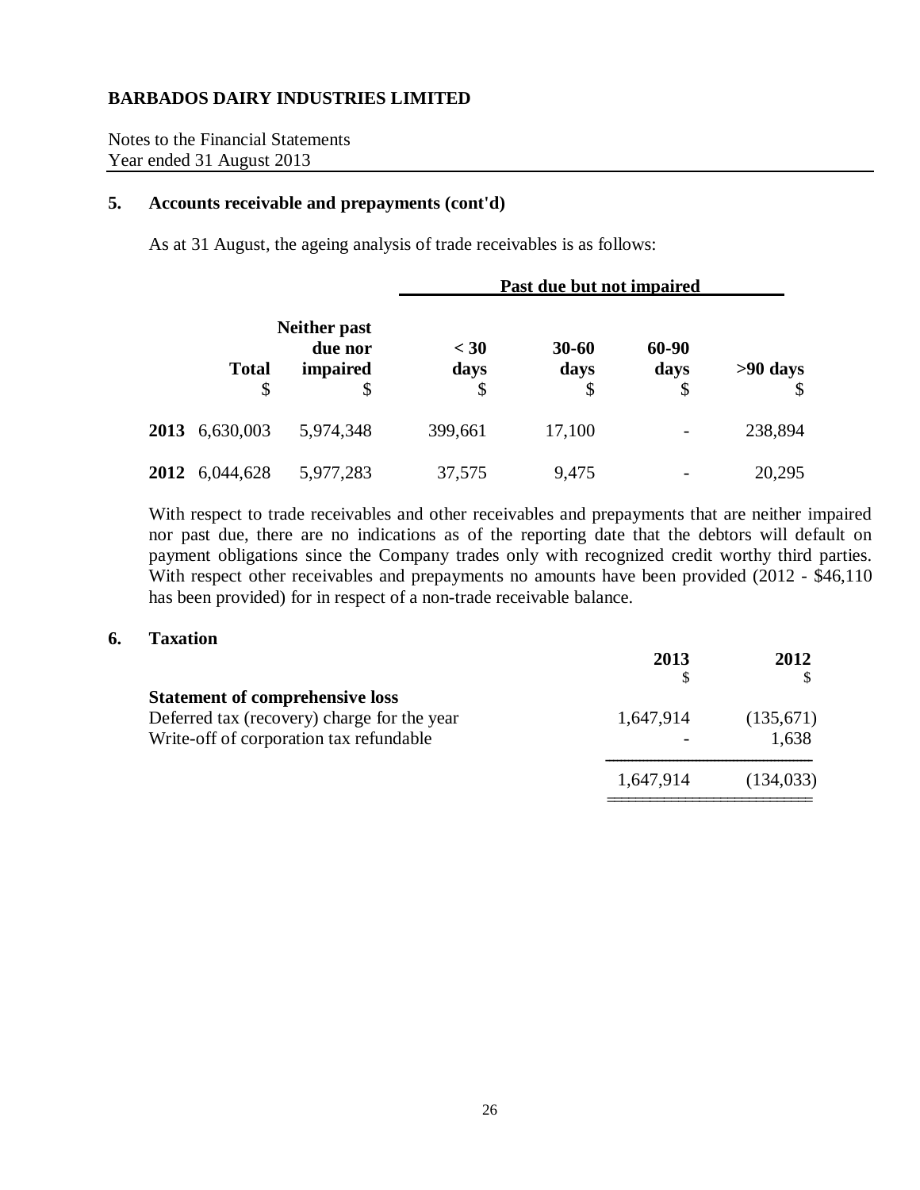**BARBADOS DAIRY INDUSTRIES LIMITED**

Notes to the Financial Statements
Year ended 31 August 2013

## 5. Accounts receivable and prepayments (cont'd)

As at 31 August, the ageing analysis of trade receivables is as follows:

| | | | Past due but not impaired | | | |
|---|---|---|---|---|---|---|
| | **Total** \$ | **Neither past due nor impaired** \$ | **< 30 days** \$ | **30-60 days** \$ | **60-90 days** \$ | **>90 days** \$ |
| **2013** | 6,630,003 | 5,974,348 | 399,661 | 17,100 | - | 238,894 |
| **2012** | 6,044,628 | 5,977,283 | 37,575 | 9,475 | - | 20,295 |

With respect to trade receivables and other receivables and prepayments that are neither impaired nor past due, there are no indications as of the reporting date that the debtors will default on payment obligations since the Company trades only with recognized credit worthy third parties. With respect other receivables and prepayments no amounts have been provided (2012 - \$46,110 has been provided) for in respect of a non-trade receivable balance.

## 6. Taxation

| | **2013** \$ | **2012** \$ |
|---|---|---|
| **Statement of comprehensive loss** | | |
| Deferred tax (recovery) charge for the year | 1,647,914 | (135,671) |
| Write-off of corporation tax refundable | - | 1,638 |
| | 1,647,914 | (134,033) |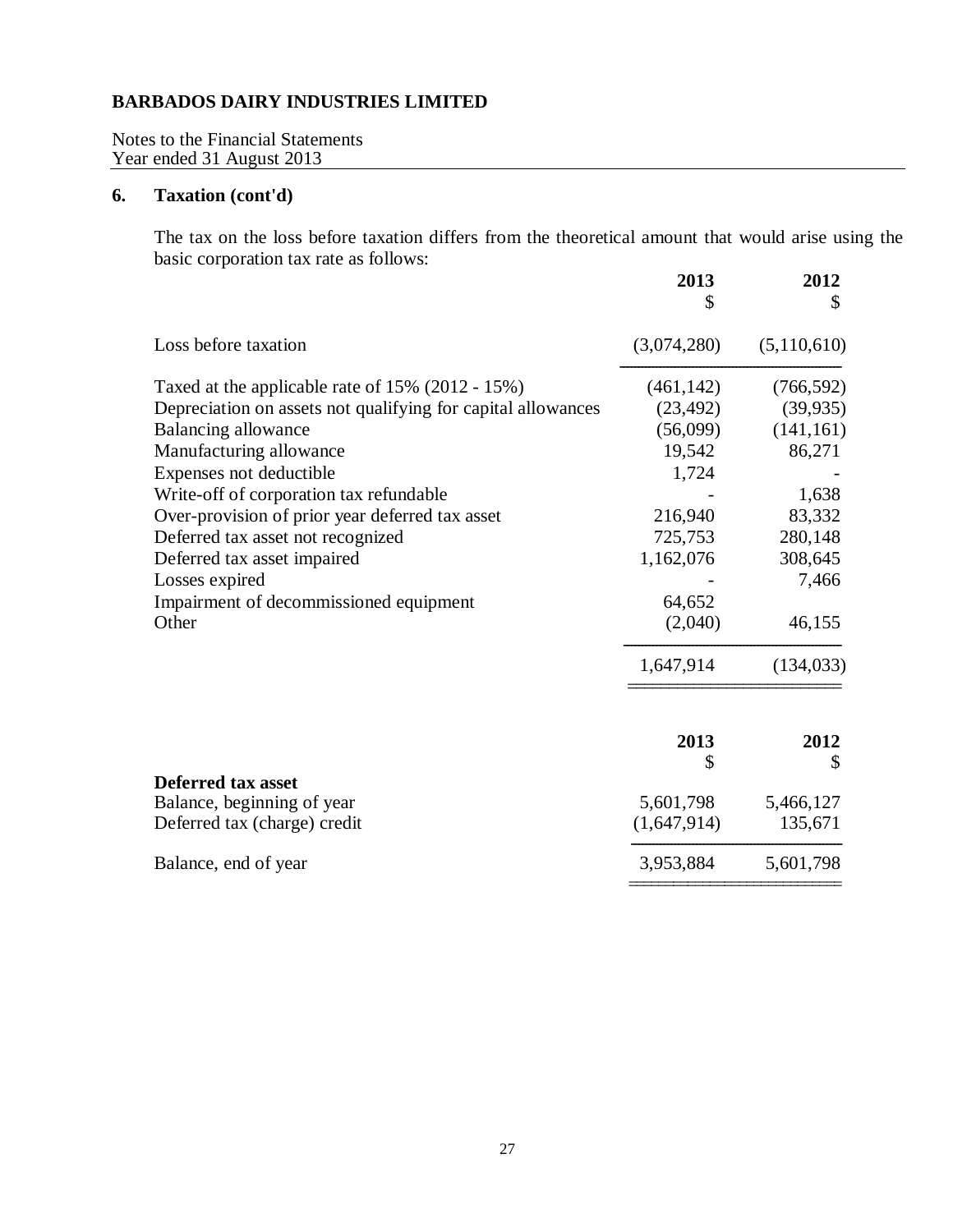**BARBADOS DAIRY INDUSTRIES LIMITED**

Notes to the Financial Statements
Year ended 31 August 2013

## 6. Taxation (cont'd)

The tax on the loss before taxation differs from the theoretical amount that would arise using the basic corporation tax rate as follows:

| | 2013 $ | 2012 $ |
|---|---|---|
| Loss before taxation | (3,074,280) | (5,110,610) |
| Taxed at the applicable rate of 15% (2012 - 15%) | (461,142) | (766,592) |
| Depreciation on assets not qualifying for capital allowances | (23,492) | (39,935) |
| Balancing allowance | (56,099) | (141,161) |
| Manufacturing allowance | 19,542 | 86,271 |
| Expenses not deductible | 1,724 | - |
| Write-off of corporation tax refundable | - | 1,638 |
| Over-provision of prior year deferred tax asset | 216,940 | 83,332 |
| Deferred tax asset not recognized | 725,753 | 280,148 |
| Deferred tax asset impaired | 1,162,076 | 308,645 |
| Losses expired | - | 7,466 |
| Impairment of decommissioned equipment | 64,652 | |
| Other | (2,040) | 46,155 |
| | 1,647,914 | (134,033) |

| | 2013 $ | 2012 $ |
|---|---|---|
| **Deferred tax asset** | | |
| Balance, beginning of year | 5,601,798 | 5,466,127 |
| Deferred tax (charge) credit | (1,647,914) | 135,671 |
| Balance, end of year | 3,953,884 | 5,601,798 |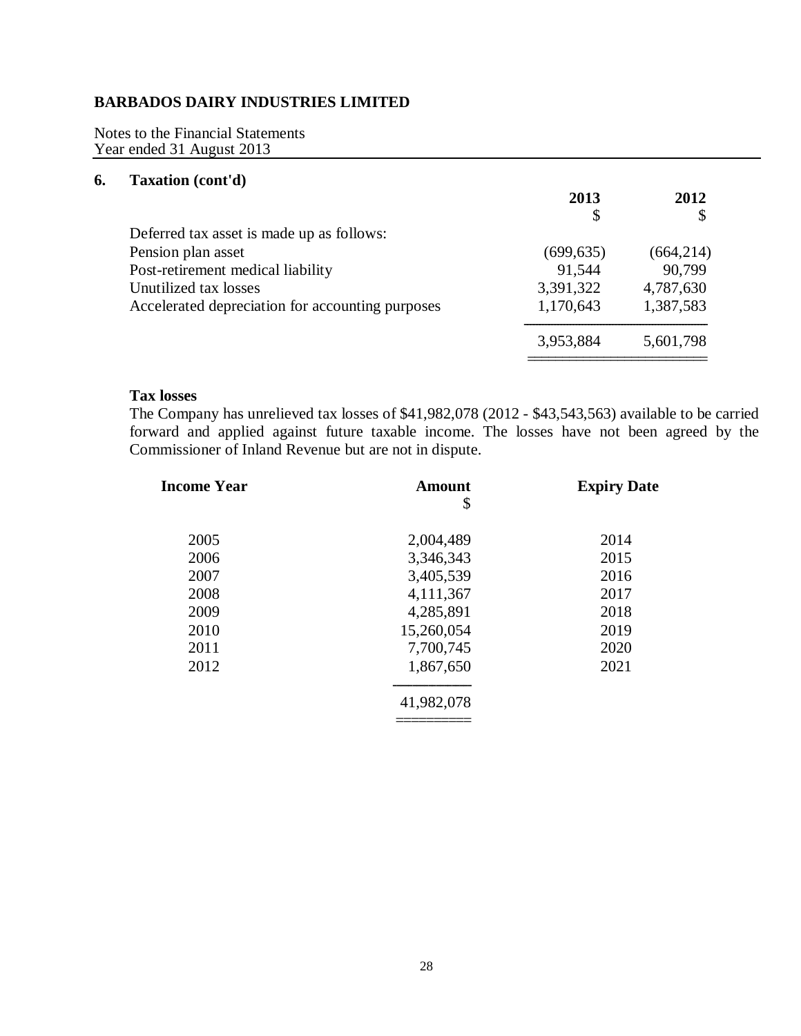**BARBADOS DAIRY INDUSTRIES LIMITED**

Notes to the Financial Statements
Year ended 31 August 2013

## 6. Taxation (cont'd)

| | 2013 | 2012 |
|---|---|---|
| | $ | $ |
| Deferred tax asset is made up as follows: | | |
| Pension plan asset | (699,635) | (664,214) |
| Post-retirement medical liability | 91,544 | 90,799 |
| Unutilized tax losses | 3,391,322 | 4,787,630 |
| Accelerated depreciation for accounting purposes | 1,170,643 | 1,387,583 |
| | 3,953,884 | 5,601,798 |

**Tax losses**

The Company has unrelieved tax losses of $41,982,078 (2012 - $43,543,563) available to be carried forward and applied against future taxable income. The losses have not been agreed by the Commissioner of Inland Revenue but are not in dispute.

| Income Year | Amount $ | Expiry Date |
|---|---|---|
| 2005 | 2,004,489 | 2014 |
| 2006 | 3,346,343 | 2015 |
| 2007 | 3,405,539 | 2016 |
| 2008 | 4,111,367 | 2017 |
| 2009 | 4,285,891 | 2018 |
| 2010 | 15,260,054 | 2019 |
| 2011 | 7,700,745 | 2020 |
| 2012 | 1,867,650 | 2021 |
| | 41,982,078 | |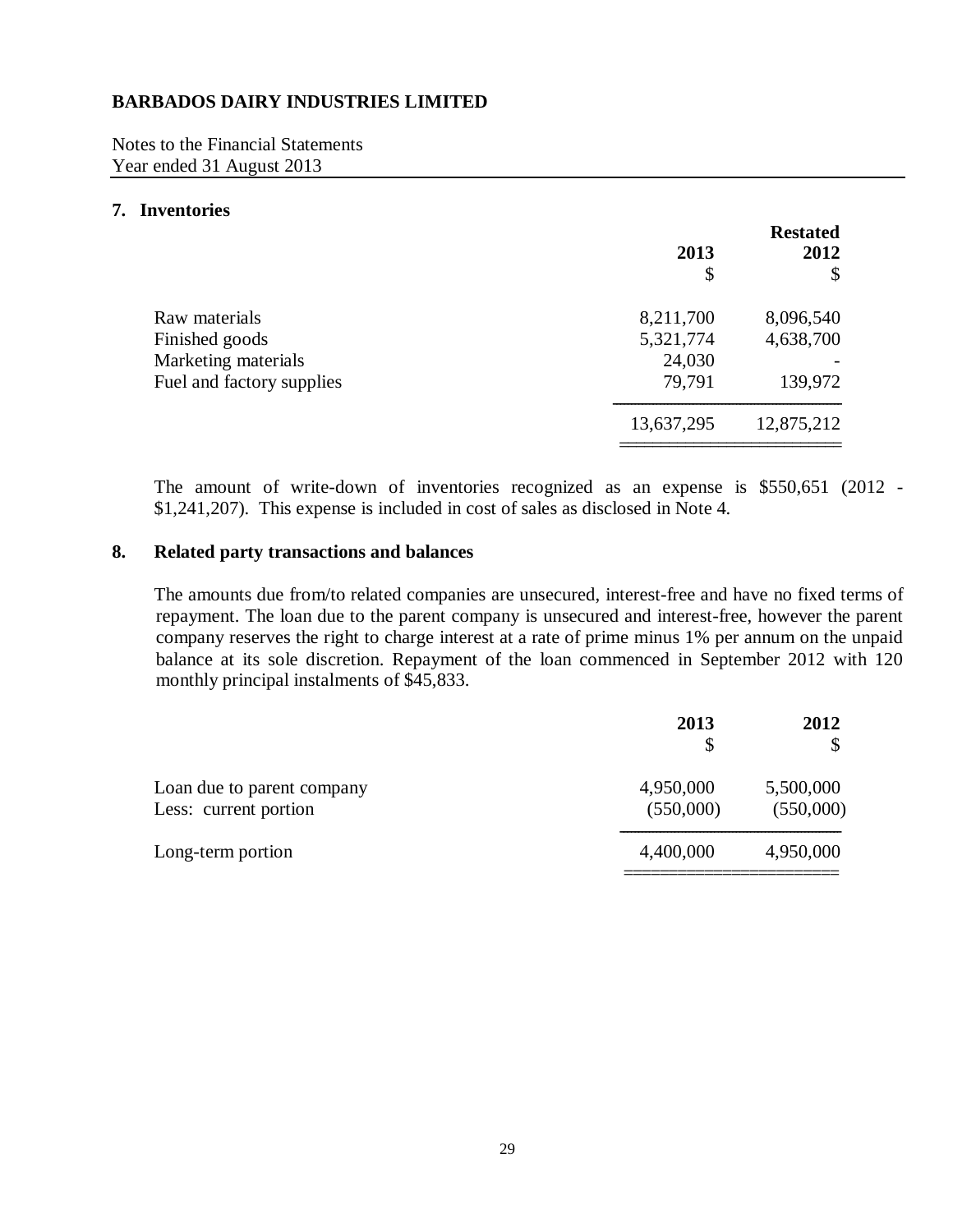**BARBADOS DAIRY INDUSTRIES LIMITED**

Notes to the Financial Statements
Year ended 31 August 2013

## 7. Inventories

| | 2013 | Restated 2012 |
|---|---|---|
| | $ | $ |
| Raw materials | 8,211,700 | 8,096,540 |
| Finished goods | 5,321,774 | 4,638,700 |
| Marketing materials | 24,030 | - |
| Fuel and factory supplies | 79,791 | 139,972 |
| | 13,637,295 | 12,875,212 |

The amount of write-down of inventories recognized as an expense is $550,651 (2012 - $1,241,207). This expense is included in cost of sales as disclosed in Note 4.

## 8. Related party transactions and balances

The amounts due from/to related companies are unsecured, interest-free and have no fixed terms of repayment. The loan due to the parent company is unsecured and interest-free, however the parent company reserves the right to charge interest at a rate of prime minus 1% per annum on the unpaid balance at its sole discretion. Repayment of the loan commenced in September 2012 with 120 monthly principal instalments of $45,833.

| | 2013 | 2012 |
|---|---|---|
| | $ | $ |
| Loan due to parent company | 4,950,000 | 5,500,000 |
| Less: current portion | (550,000) | (550,000) |
| Long-term portion | 4,400,000 | 4,950,000 |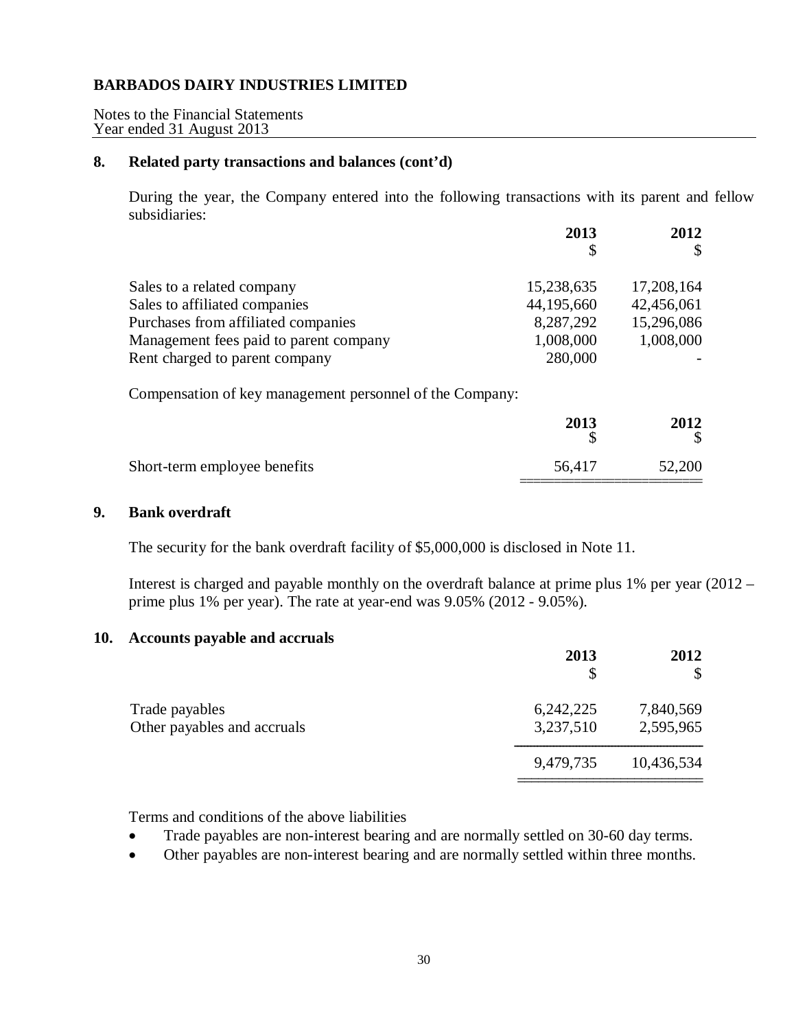**BARBADOS DAIRY INDUSTRIES LIMITED**

Notes to the Financial Statements
Year ended 31 August 2013

## 8. Related party transactions and balances (cont'd)

During the year, the Company entered into the following transactions with its parent and fellow subsidiaries:

| | 2013 $ | 2012 $ |
|---|---|---|
| Sales to a related company | 15,238,635 | 17,208,164 |
| Sales to affiliated companies | 44,195,660 | 42,456,061 |
| Purchases from affiliated companies | 8,287,292 | 15,296,086 |
| Management fees paid to parent company | 1,008,000 | 1,008,000 |
| Rent charged to parent company | 280,000 | - |

Compensation of key management personnel of the Company:

| | 2013 $ | 2012 $ |
|---|---|---|
| Short-term employee benefits | 56,417 | 52,200 |

## 9. Bank overdraft

The security for the bank overdraft facility of $5,000,000 is disclosed in Note 11.

Interest is charged and payable monthly on the overdraft balance at prime plus 1% per year (2012 – prime plus 1% per year). The rate at year-end was 9.05% (2012 - 9.05%).

## 10. Accounts payable and accruals

| | 2013 $ | 2012 $ |
|---|---|---|
| Trade payables | 6,242,225 | 7,840,569 |
| Other payables and accruals | 3,237,510 | 2,595,965 |
| | 9,479,735 | 10,436,534 |

Terms and conditions of the above liabilities

- Trade payables are non-interest bearing and are normally settled on 30-60 day terms.
- Other payables are non-interest bearing and are normally settled within three months.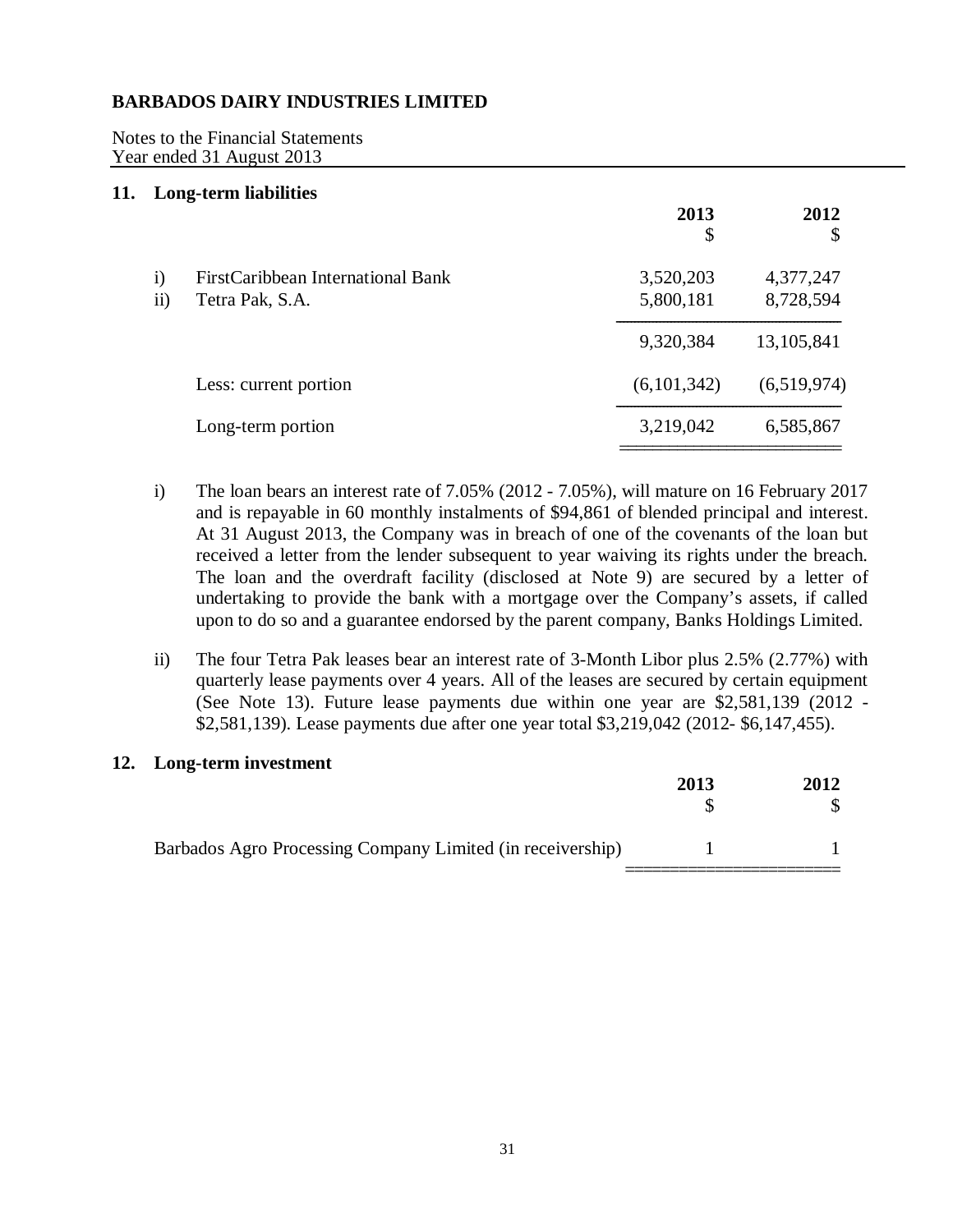**BARBADOS DAIRY INDUSTRIES LIMITED**

Notes to the Financial Statements
Year ended 31 August 2013

## 11. Long-term liabilities

| | | 2013<br>$ | 2012<br>$ |
|---|---|---|---|
| i) | FirstCaribbean International Bank | 3,520,203 | 4,377,247 |
| ii) | Tetra Pak, S.A. | 5,800,181 | 8,728,594 |
| | | 9,320,384 | 13,105,841 |
| | Less: current portion | (6,101,342) | (6,519,974) |
| | Long-term portion | 3,219,042 | 6,585,867 |

i) The loan bears an interest rate of 7.05% (2012 - 7.05%), will mature on 16 February 2017 and is repayable in 60 monthly instalments of $94,861 of blended principal and interest. At 31 August 2013, the Company was in breach of one of the covenants of the loan but received a letter from the lender subsequent to year waiving its rights under the breach. The loan and the overdraft facility (disclosed at Note 9) are secured by a letter of undertaking to provide the bank with a mortgage over the Company's assets, if called upon to do so and a guarantee endorsed by the parent company, Banks Holdings Limited.

ii) The four Tetra Pak leases bear an interest rate of 3-Month Libor plus 2.5% (2.77%) with quarterly lease payments over 4 years. All of the leases are secured by certain equipment (See Note 13). Future lease payments due within one year are $2,581,139 (2012 - $2,581,139). Lease payments due after one year total $3,219,042 (2012- $6,147,455).

## 12. Long-term investment

| | 2013<br>$ | 2012<br>$ |
|---|---|---|
| Barbados Agro Processing Company Limited (in receivership) | 1 | 1 |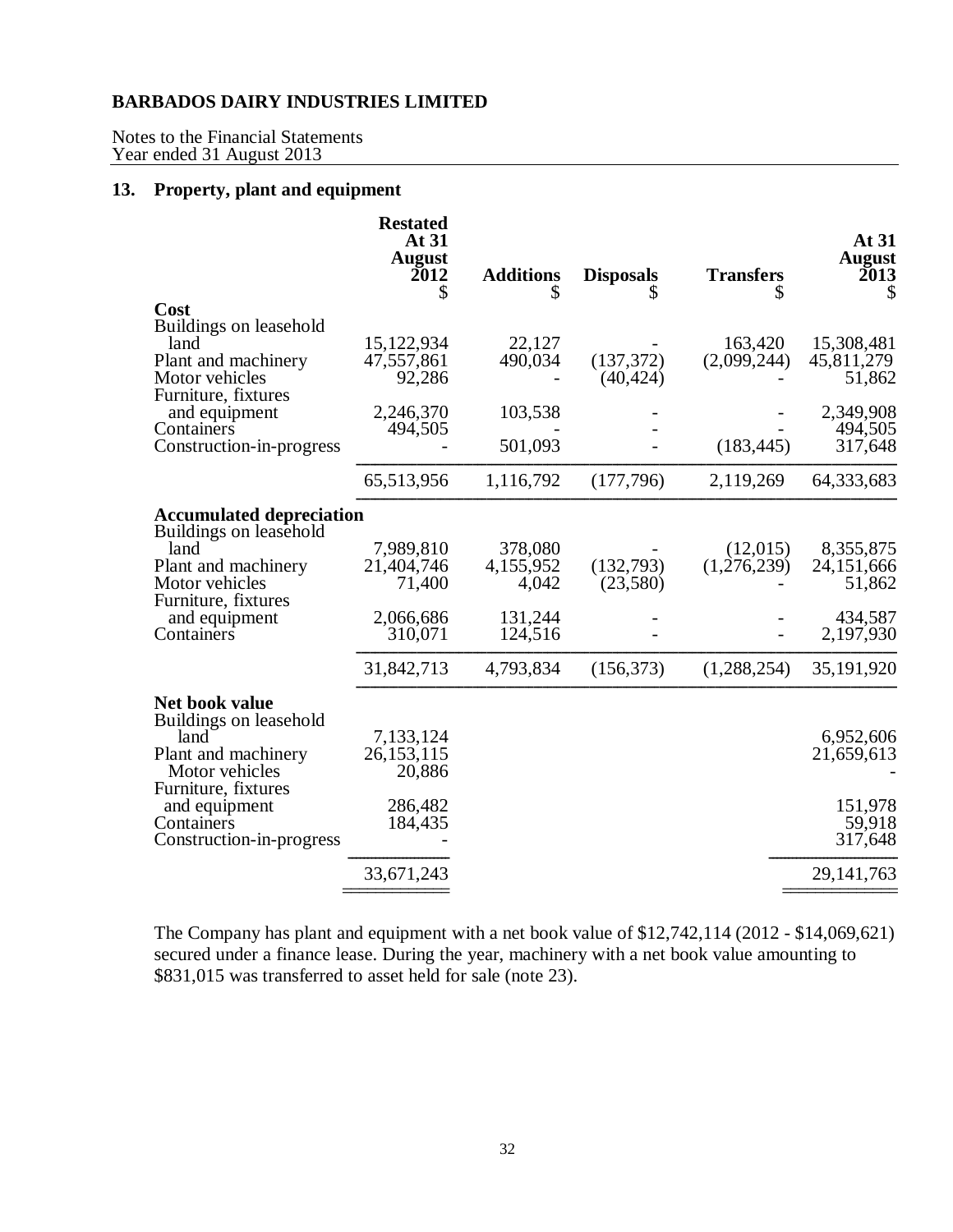**BARBADOS DAIRY INDUSTRIES LIMITED**

Notes to the Financial Statements
Year ended 31 August 2013

## 13. Property, plant and equipment

| | Restated At 31 August 2012 $ | Additions $ | Disposals $ | Transfers $ | At 31 August 2013 $ |
|---|---|---|---|---|---|
| **Cost** | | | | | |
| Buildings on leasehold land | 15,122,934 | 22,127 | - | 163,420 | 15,308,481 |
| Plant and machinery | 47,557,861 | 490,034 | (137,372) | (2,099,244) | 45,811,279 |
| Motor vehicles | 92,286 | - | (40,424) | - | 51,862 |
| Furniture, fixtures and equipment | 2,246,370 | 103,538 | - | - | 2,349,908 |
| Containers | 494,505 | - | - | - | 494,505 |
| Construction-in-progress | - | 501,093 | - | (183,445) | 317,648 |
| | 65,513,956 | 1,116,792 | (177,796) | 2,119,269 | 64,333,683 |
| **Accumulated depreciation** | | | | | |
| Buildings on leasehold land | 7,989,810 | 378,080 | - | (12,015) | 8,355,875 |
| Plant and machinery | 21,404,746 | 4,155,952 | (132,793) | (1,276,239) | 24,151,666 |
| Motor vehicles | 71,400 | 4,042 | (23,580) | - | 51,862 |
| Furniture, fixtures and equipment | 2,066,686 | 131,244 | - | - | 434,587 |
| Containers | 310,071 | 124,516 | - | - | 2,197,930 |
| | 31,842,713 | 4,793,834 | (156,373) | (1,288,254) | 35,191,920 |
| **Net book value** | | | | | |
| Buildings on leasehold land | 7,133,124 | | | | 6,952,606 |
| Plant and machinery | 26,153,115 | | | | 21,659,613 |
| Motor vehicles | 20,886 | | | | - |
| Furniture, fixtures and equipment | 286,482 | | | | 151,978 |
| Containers | 184,435 | | | | 59,918 |
| Construction-in-progress | - | | | | 317,648 |
| | 33,671,243 | | | | 29,141,763 |

The Company has plant and equipment with a net book value of $12,742,114 (2012 - $14,069,621) secured under a finance lease. During the year, machinery with a net book value amounting to $831,015 was transferred to asset held for sale (note 23).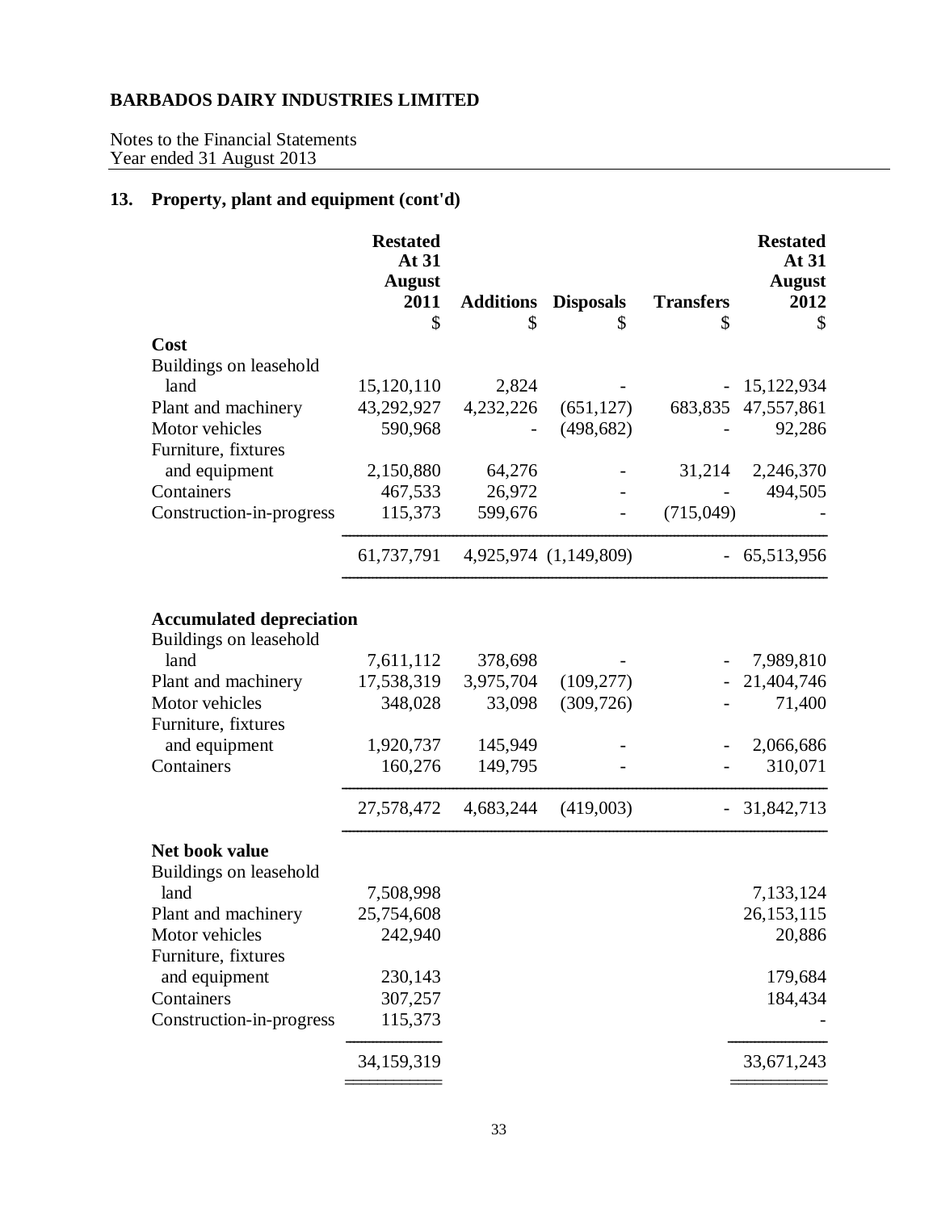**BARBADOS DAIRY INDUSTRIES LIMITED**

Notes to the Financial Statements
Year ended 31 August 2013

## 13. Property, plant and equipment (cont'd)

| | Restated At 31 August 2011 $ | Additions $ | Disposals $ | Transfers $ | Restated At 31 August 2012 $ |
|---|---|---|---|---|---|
| **Cost** | | | | | |
| Buildings on leasehold land | 15,120,110 | 2,824 | - | - | 15,122,934 |
| Plant and machinery | 43,292,927 | 4,232,226 | (651,127) | 683,835 | 47,557,861 |
| Motor vehicles | 590,968 | - | (498,682) | - | 92,286 |
| Furniture, fixtures and equipment | 2,150,880 | 64,276 | - | 31,214 | 2,246,370 |
| Containers | 467,533 | 26,972 | - | - | 494,505 |
| Construction-in-progress | 115,373 | 599,676 | - | (715,049) | - |
| | 61,737,791 | 4,925,974 | (1,149,809) | - | 65,513,956 |
| **Accumulated depreciation** | | | | | |
| Buildings on leasehold land | 7,611,112 | 378,698 | - | - | 7,989,810 |
| Plant and machinery | 17,538,319 | 3,975,704 | (109,277) | - | 21,404,746 |
| Motor vehicles | 348,028 | 33,098 | (309,726) | - | 71,400 |
| Furniture, fixtures and equipment | 1,920,737 | 145,949 | - | - | 2,066,686 |
| Containers | 160,276 | 149,795 | - | - | 310,071 |
| | 27,578,472 | 4,683,244 | (419,003) | - | 31,842,713 |
| **Net book value** | | | | | |
| Buildings on leasehold land | 7,508,998 | | | | 7,133,124 |
| Plant and machinery | 25,754,608 | | | | 26,153,115 |
| Motor vehicles | 242,940 | | | | 20,886 |
| Furniture, fixtures and equipment | 230,143 | | | | 179,684 |
| Containers | 307,257 | | | | 184,434 |
| Construction-in-progress | 115,373 | | | | - |
| | 34,159,319 | | | | 33,671,243 |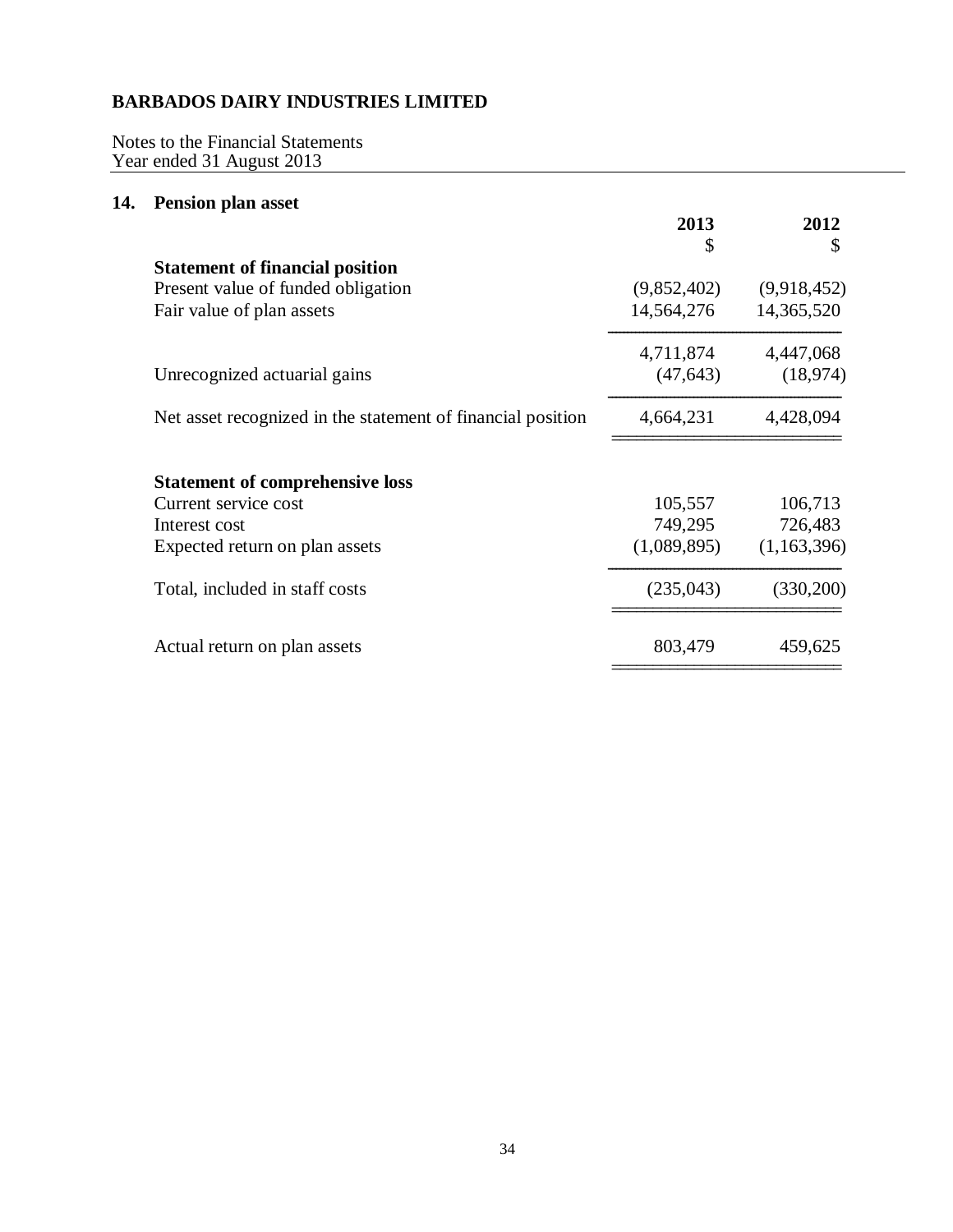**BARBADOS DAIRY INDUSTRIES LIMITED**

Notes to the Financial Statements
Year ended 31 August 2013

## 14. Pension plan asset

| | 2013 | 2012 |
|---|---|---|
| | $ | $ |
| **Statement of financial position** | | |
| Present value of funded obligation | (9,852,402) | (9,918,452) |
| Fair value of plan assets | 14,564,276 | 14,365,520 |
| | 4,711,874 | 4,447,068 |
| Unrecognized actuarial gains | (47,643) | (18,974) |
| Net asset recognized in the statement of financial position | 4,664,231 | 4,428,094 |
| | | |
| **Statement of comprehensive loss** | | |
| Current service cost | 105,557 | 106,713 |
| Interest cost | 749,295 | 726,483 |
| Expected return on plan assets | (1,089,895) | (1,163,396) |
| Total, included in staff costs | (235,043) | (330,200) |
| | | |
| Actual return on plan assets | 803,479 | 459,625 |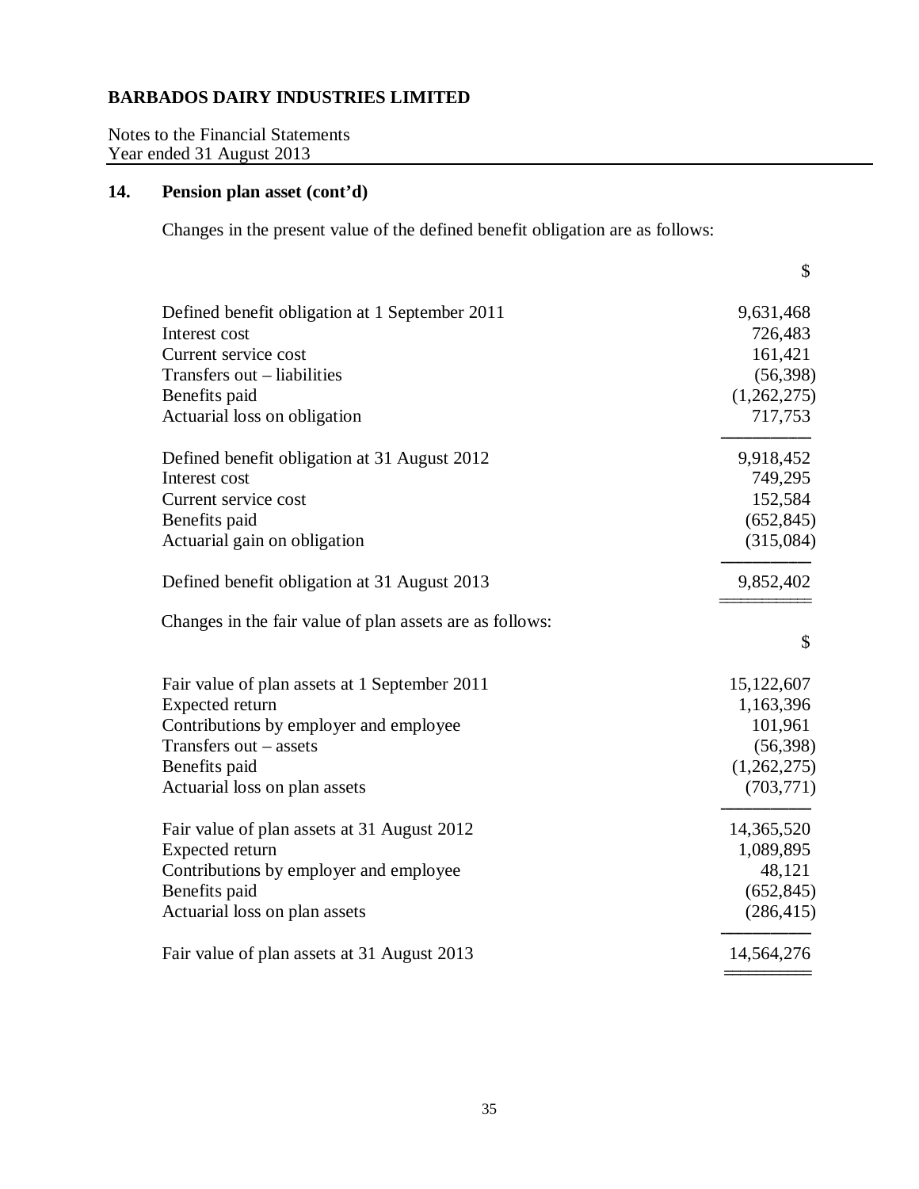**BARBADOS DAIRY INDUSTRIES LIMITED**

Notes to the Financial Statements
Year ended 31 August 2013

## 14. Pension plan asset (cont'd)

Changes in the present value of the defined benefit obligation are as follows:

| | $ |
|---|---|
| Defined benefit obligation at 1 September 2011 | 9,631,468 |
| Interest cost | 726,483 |
| Current service cost | 161,421 |
| Transfers out – liabilities | (56,398) |
| Benefits paid | (1,262,275) |
| Actuarial loss on obligation | 717,753 |
| Defined benefit obligation at 31 August 2012 | 9,918,452 |
| Interest cost | 749,295 |
| Current service cost | 152,584 |
| Benefits paid | (652,845) |
| Actuarial gain on obligation | (315,084) |
| Defined benefit obligation at 31 August 2013 | 9,852,402 |

Changes in the fair value of plan assets are as follows:

| | $ |
|---|---|
| Fair value of plan assets at 1 September 2011 | 15,122,607 |
| Expected return | 1,163,396 |
| Contributions by employer and employee | 101,961 |
| Transfers out – assets | (56,398) |
| Benefits paid | (1,262,275) |
| Actuarial loss on plan assets | (703,771) |
| Fair value of plan assets at 31 August 2012 | 14,365,520 |
| Expected return | 1,089,895 |
| Contributions by employer and employee | 48,121 |
| Benefits paid | (652,845) |
| Actuarial loss on plan assets | (286,415) |
| Fair value of plan assets at 31 August 2013 | 14,564,276 |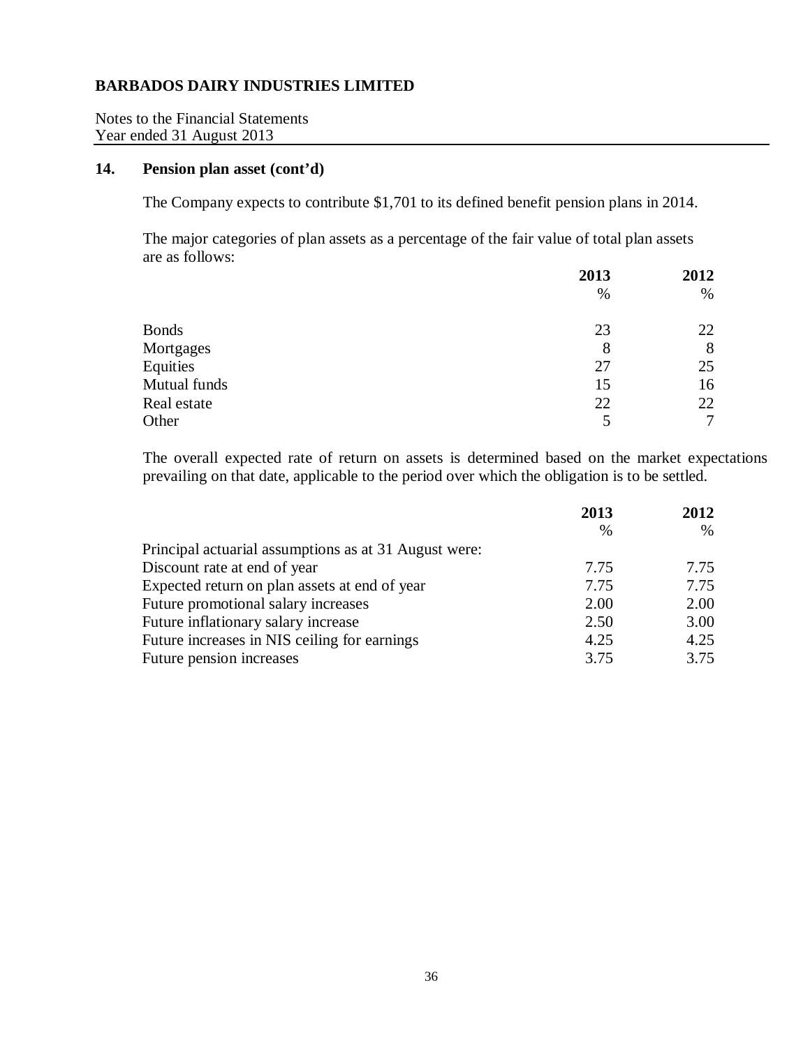**BARBADOS DAIRY INDUSTRIES LIMITED**

Notes to the Financial Statements
Year ended 31 August 2013

## 14. Pension plan asset (cont'd)

The Company expects to contribute $1,701 to its defined benefit pension plans in 2014.

The major categories of plan assets as a percentage of the fair value of total plan assets are as follows:

| | 2013 | 2012 |
|---|---|---|
| | % | % |
| Bonds | 23 | 22 |
| Mortgages | 8 | 8 |
| Equities | 27 | 25 |
| Mutual funds | 15 | 16 |
| Real estate | 22 | 22 |
| Other | 5 | 7 |

The overall expected rate of return on assets is determined based on the market expectations prevailing on that date, applicable to the period over which the obligation is to be settled.

| | 2013 | 2012 |
|---|---|---|
| | % | % |
| Principal actuarial assumptions as at 31 August were: | | |
| Discount rate at end of year | 7.75 | 7.75 |
| Expected return on plan assets at end of year | 7.75 | 7.75 |
| Future promotional salary increases | 2.00 | 2.00 |
| Future inflationary salary increase | 2.50 | 3.00 |
| Future increases in NIS ceiling for earnings | 4.25 | 4.25 |
| Future pension increases | 3.75 | 3.75 |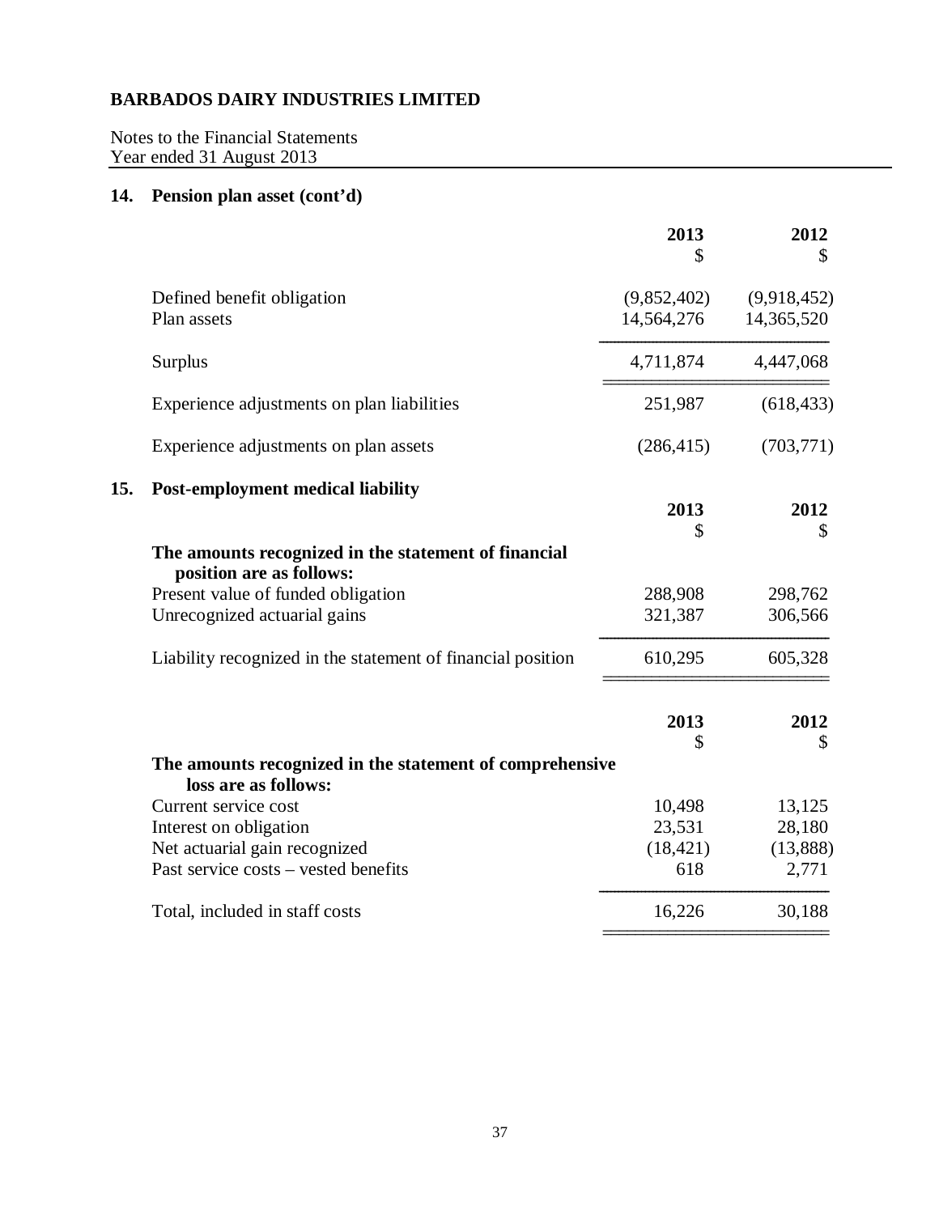**BARBADOS DAIRY INDUSTRIES LIMITED**

Notes to the Financial Statements
Year ended 31 August 2013

## 14. Pension plan asset (cont'd)

| | 2013 $ | 2012 $ |
|---|---|---|
| Defined benefit obligation | (9,852,402) | (9,918,452) |
| Plan assets | 14,564,276 | 14,365,520 |
| Surplus | 4,711,874 | 4,447,068 |
| Experience adjustments on plan liabilities | 251,987 | (618,433) |
| Experience adjustments on plan assets | (286,415) | (703,771) |

## 15. Post-employment medical liability

| | 2013 $ | 2012 $ |
|---|---|---|
| **The amounts recognized in the statement of financial position are as follows:** | | |
| Present value of funded obligation | 288,908 | 298,762 |
| Unrecognized actuarial gains | 321,387 | 306,566 |
| Liability recognized in the statement of financial position | 610,295 | 605,328 |

| | 2013 $ | 2012 $ |
|---|---|---|
| **The amounts recognized in the statement of comprehensive loss are as follows:** | | |
| Current service cost | 10,498 | 13,125 |
| Interest on obligation | 23,531 | 28,180 |
| Net actuarial gain recognized | (18,421) | (13,888) |
| Past service costs – vested benefits | 618 | 2,771 |
| Total, included in staff costs | 16,226 | 30,188 |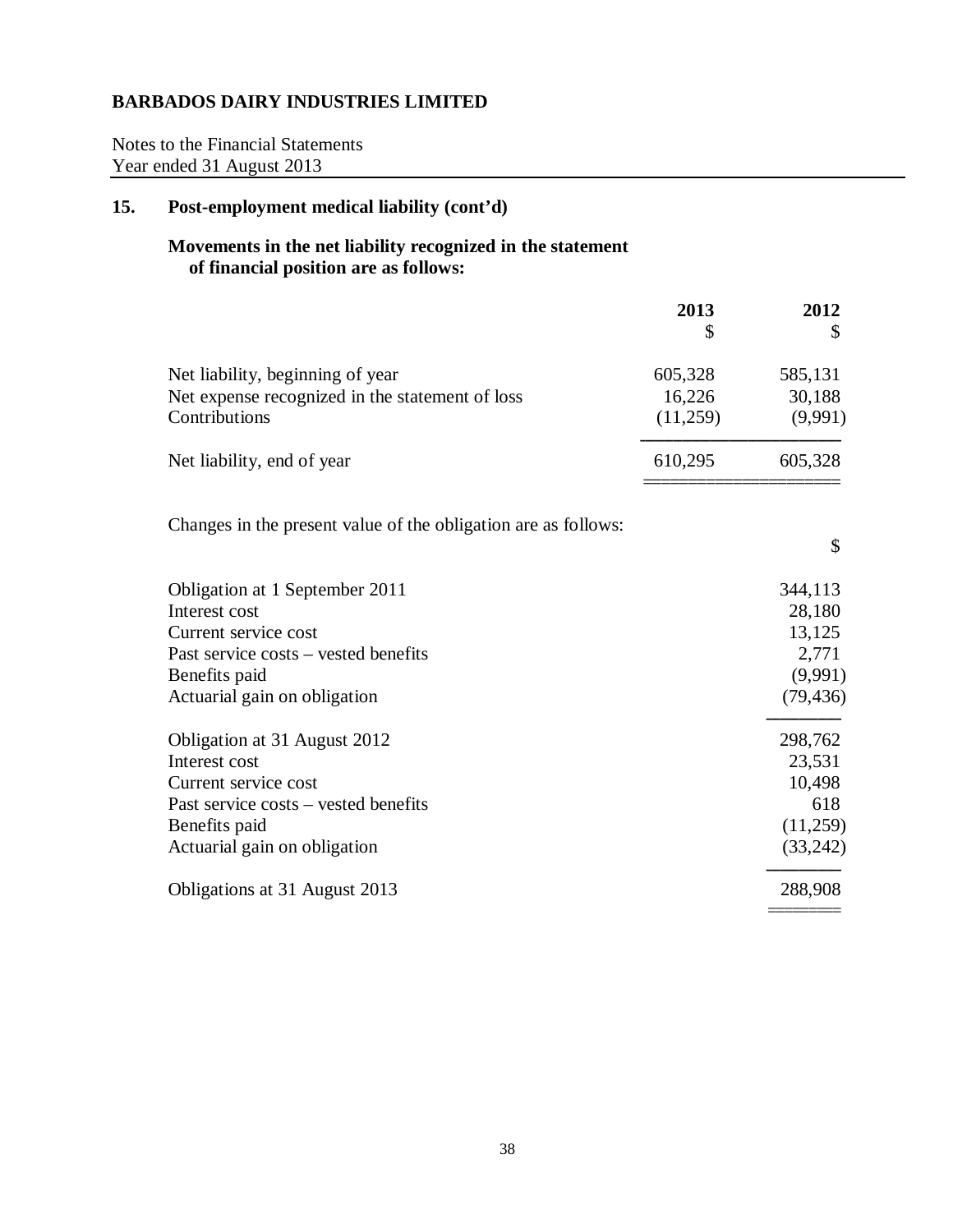**BARBADOS DAIRY INDUSTRIES LIMITED**

Notes to the Financial Statements
Year ended 31 August 2013

## 15. Post-employment medical liability (cont'd)

### Movements in the net liability recognized in the statement of financial position are as follows:

| | 2013<br>$ | 2012<br>$ |
|---|---|---|
| Net liability, beginning of year | 605,328 | 585,131 |
| Net expense recognized in the statement of loss | 16,226 | 30,188 |
| Contributions | (11,259) | (9,991) |
| Net liability, end of year | 610,295 | 605,328 |

Changes in the present value of the obligation are as follows:

| | $ |
|---|---|
| Obligation at 1 September 2011 | 344,113 |
| Interest cost | 28,180 |
| Current service cost | 13,125 |
| Past service costs – vested benefits | 2,771 |
| Benefits paid | (9,991) |
| Actuarial gain on obligation | (79,436) |
| Obligation at 31 August 2012 | 298,762 |
| Interest cost | 23,531 |
| Current service cost | 10,498 |
| Past service costs – vested benefits | 618 |
| Benefits paid | (11,259) |
| Actuarial gain on obligation | (33,242) |
| Obligations at 31 August 2013 | 288,908 |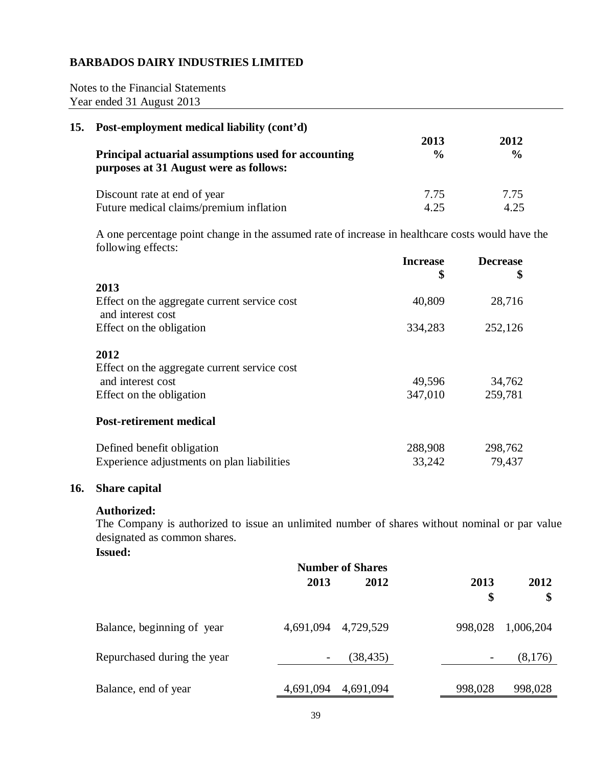**BARBADOS DAIRY INDUSTRIES LIMITED**

Notes to the Financial Statements
Year ended 31 August 2013

## 15. Post-employment medical liability (cont'd)

| Principal actuarial assumptions used for accounting purposes at 31 August were as follows: | 2013 % | 2012 % |
|---|---|---|
| Discount rate at end of year | 7.75 | 7.75 |
| Future medical claims/premium inflation | 4.25 | 4.25 |

A one percentage point change in the assumed rate of increase in healthcare costs would have the following effects:

| | Increase $ | Decrease $ |
|---|---|---|
| **2013** | | |
| Effect on the aggregate current service cost and interest cost | 40,809 | 28,716 |
| Effect on the obligation | 334,283 | 252,126 |
| **2012** | | |
| Effect on the aggregate current service cost and interest cost | 49,596 | 34,762 |
| Effect on the obligation | 347,010 | 259,781 |
| **Post-retirement medical** | | |
| Defined benefit obligation | 288,908 | 298,762 |
| Experience adjustments on plan liabilities | 33,242 | 79,437 |

## 16. Share capital

**Authorized:**
The Company is authorized to issue an unlimited number of shares without nominal or par value designated as common shares.

**Issued:**

| | Number of Shares | | | |
|---|---|---|---|---|
| | 2013 | 2012 | 2013 $ | 2012 $ |
| Balance, beginning of year | 4,691,094 | 4,729,529 | 998,028 | 1,006,204 |
| Repurchased during the year | - | (38,435) | - | (8,176) |
| Balance, end of year | 4,691,094 | 4,691,094 | 998,028 | 998,028 |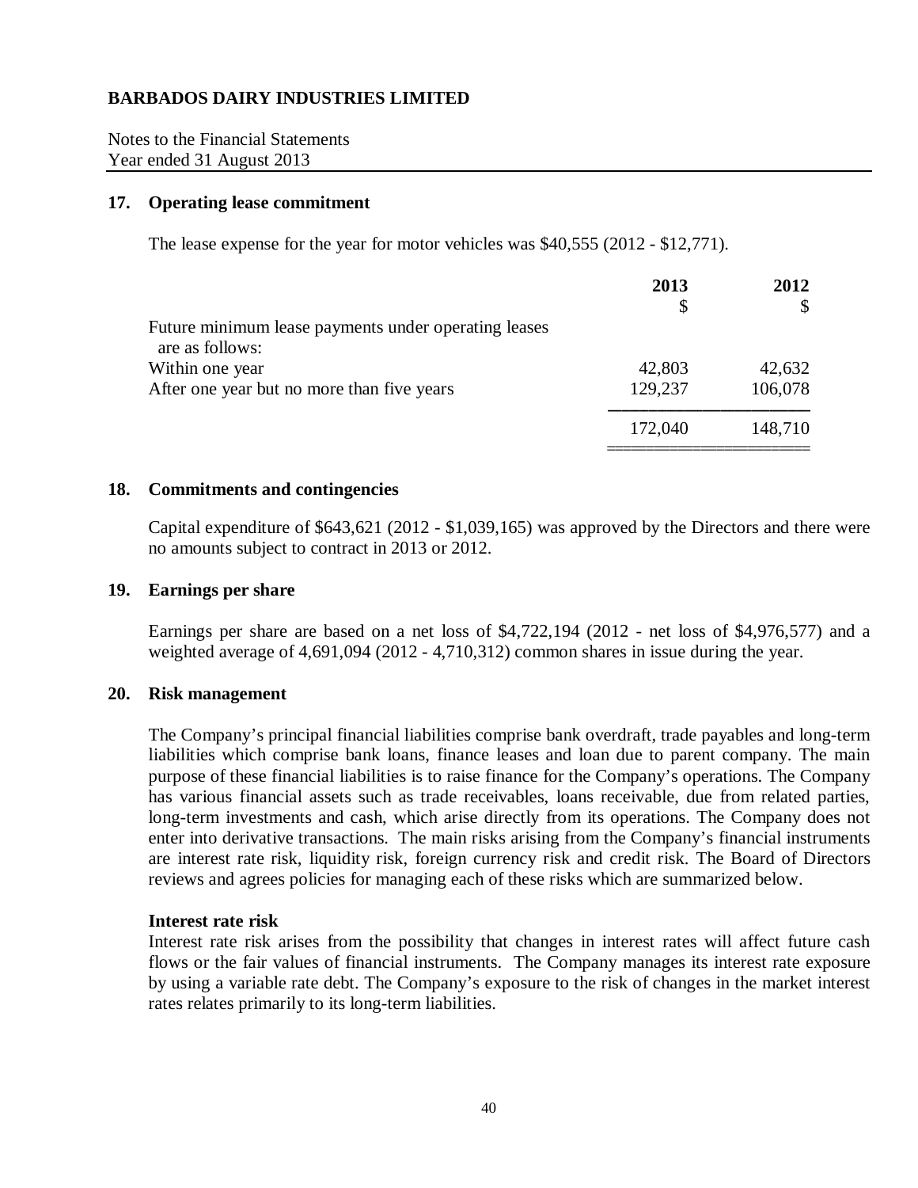**BARBADOS DAIRY INDUSTRIES LIMITED**

Notes to the Financial Statements
Year ended 31 August 2013

## 17. Operating lease commitment

The lease expense for the year for motor vehicles was $40,555 (2012 - $12,771).

| | 2013 | 2012 |
|---|---|---|
| | $ | $ |
| Future minimum lease payments under operating leases are as follows: | | |
| Within one year | 42,803 | 42,632 |
| After one year but no more than five years | 129,237 | 106,078 |
| | 172,040 | 148,710 |

## 18. Commitments and contingencies

Capital expenditure of $643,621 (2012 - $1,039,165) was approved by the Directors and there were no amounts subject to contract in 2013 or 2012.

## 19. Earnings per share

Earnings per share are based on a net loss of $4,722,194 (2012 - net loss of $4,976,577) and a weighted average of 4,691,094 (2012 - 4,710,312) common shares in issue during the year.

## 20. Risk management

The Company's principal financial liabilities comprise bank overdraft, trade payables and long-term liabilities which comprise bank loans, finance leases and loan due to parent company. The main purpose of these financial liabilities is to raise finance for the Company's operations. The Company has various financial assets such as trade receivables, loans receivable, due from related parties, long-term investments and cash, which arise directly from its operations. The Company does not enter into derivative transactions. The main risks arising from the Company's financial instruments are interest rate risk, liquidity risk, foreign currency risk and credit risk. The Board of Directors reviews and agrees policies for managing each of these risks which are summarized below.

**Interest rate risk**

Interest rate risk arises from the possibility that changes in interest rates will affect future cash flows or the fair values of financial instruments. The Company manages its interest rate exposure by using a variable rate debt. The Company's exposure to the risk of changes in the market interest rates relates primarily to its long-term liabilities.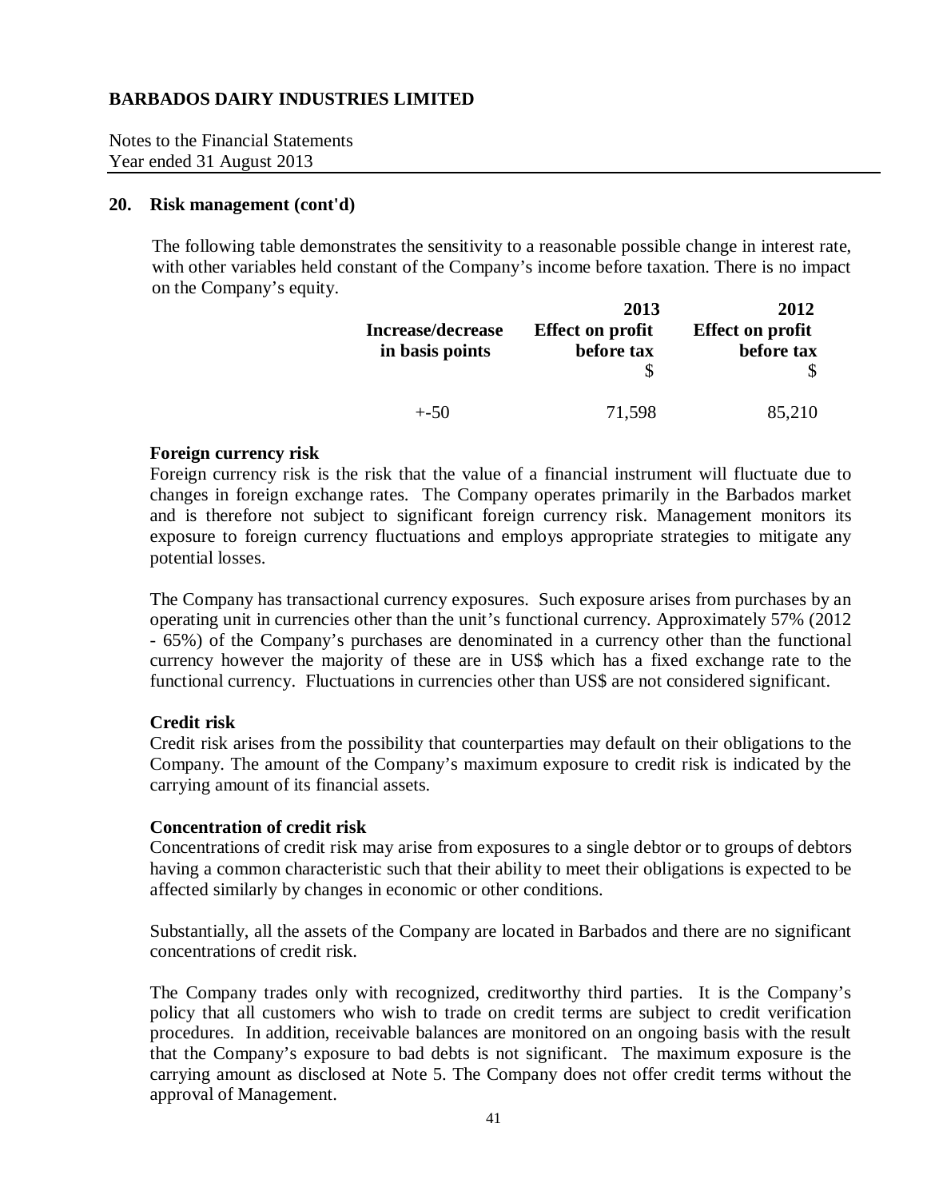## 20. Risk management (cont'd)

The following table demonstrates the sensitivity to a reasonable possible change in interest rate, with other variables held constant of the Company's income before taxation. There is no impact on the Company's equity.

| Increase/decrease in basis points | 2013 Effect on profit before tax $ | 2012 Effect on profit before tax $ |
|---|---|---|
| +-50 | 71,598 | 85,210 |

**Foreign currency risk**

Foreign currency risk is the risk that the value of a financial instrument will fluctuate due to changes in foreign exchange rates. The Company operates primarily in the Barbados market and is therefore not subject to significant foreign currency risk. Management monitors its exposure to foreign currency fluctuations and employs appropriate strategies to mitigate any potential losses.

The Company has transactional currency exposures. Such exposure arises from purchases by an operating unit in currencies other than the unit's functional currency. Approximately 57% (2012 - 65%) of the Company's purchases are denominated in a currency other than the functional currency however the majority of these are in US$ which has a fixed exchange rate to the functional currency. Fluctuations in currencies other than US$ are not considered significant.

**Credit risk**

Credit risk arises from the possibility that counterparties may default on their obligations to the Company. The amount of the Company's maximum exposure to credit risk is indicated by the carrying amount of its financial assets.

**Concentration of credit risk**

Concentrations of credit risk may arise from exposures to a single debtor or to groups of debtors having a common characteristic such that their ability to meet their obligations is expected to be affected similarly by changes in economic or other conditions.

Substantially, all the assets of the Company are located in Barbados and there are no significant concentrations of credit risk.

The Company trades only with recognized, creditworthy third parties. It is the Company's policy that all customers who wish to trade on credit terms are subject to credit verification procedures. In addition, receivable balances are monitored on an ongoing basis with the result that the Company's exposure to bad debts is not significant. The maximum exposure is the carrying amount as disclosed at Note 5. The Company does not offer credit terms without the approval of Management.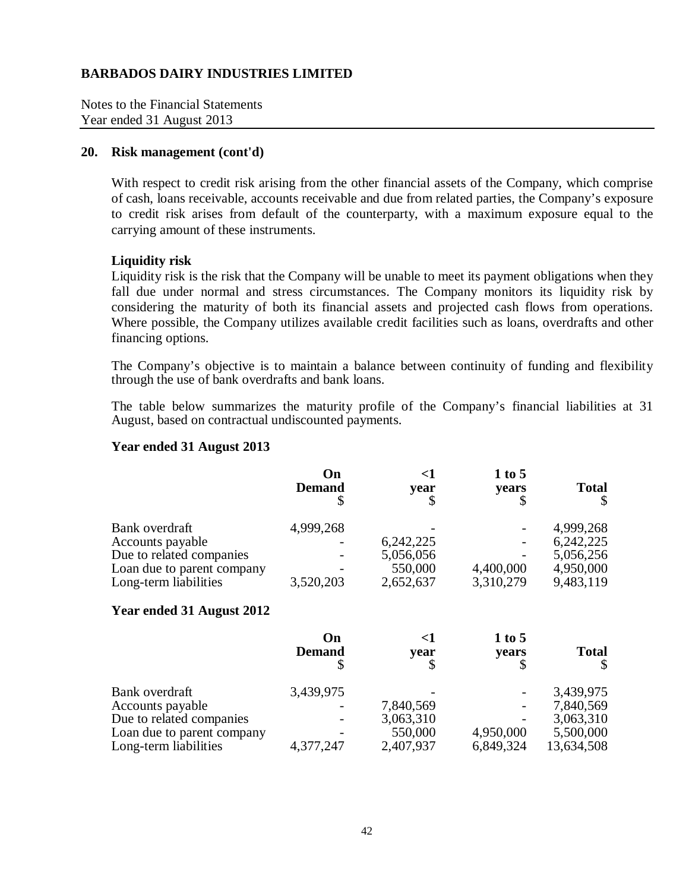**BARBADOS DAIRY INDUSTRIES LIMITED**

Notes to the Financial Statements
Year ended 31 August 2013

## 20. Risk management (cont'd)

With respect to credit risk arising from the other financial assets of the Company, which comprise of cash, loans receivable, accounts receivable and due from related parties, the Company's exposure to credit risk arises from default of the counterparty, with a maximum exposure equal to the carrying amount of these instruments.

### Liquidity risk

Liquidity risk is the risk that the Company will be unable to meet its payment obligations when they fall due under normal and stress circumstances. The Company monitors its liquidity risk by considering the maturity of both its financial assets and projected cash flows from operations. Where possible, the Company utilizes available credit facilities such as loans, overdrafts and other financing options.

The Company's objective is to maintain a balance between continuity of funding and flexibility through the use of bank overdrafts and bank loans.

The table below summarizes the maturity profile of the Company's financial liabilities at 31 August, based on contractual undiscounted payments.

**Year ended 31 August 2013**

| | On Demand $ | <1 year $ | 1 to 5 years $ | Total $ |
|---|---|---|---|---|
| Bank overdraft | 4,999,268 | - | - | 4,999,268 |
| Accounts payable | - | 6,242,225 | - | 6,242,225 |
| Due to related companies | - | 5,056,056 | - | 5,056,256 |
| Loan due to parent company | - | 550,000 | 4,400,000 | 4,950,000 |
| Long-term liabilities | 3,520,203 | 2,652,637 | 3,310,279 | 9,483,119 |

**Year ended 31 August 2012**

| | On Demand $ | <1 year $ | 1 to 5 years $ | Total $ |
|---|---|---|---|---|
| Bank overdraft | 3,439,975 | - | - | 3,439,975 |
| Accounts payable | - | 7,840,569 | - | 7,840,569 |
| Due to related companies | - | 3,063,310 | - | 3,063,310 |
| Loan due to parent company | - | 550,000 | 4,950,000 | 5,500,000 |
| Long-term liabilities | 4,377,247 | 2,407,937 | 6,849,324 | 13,634,508 |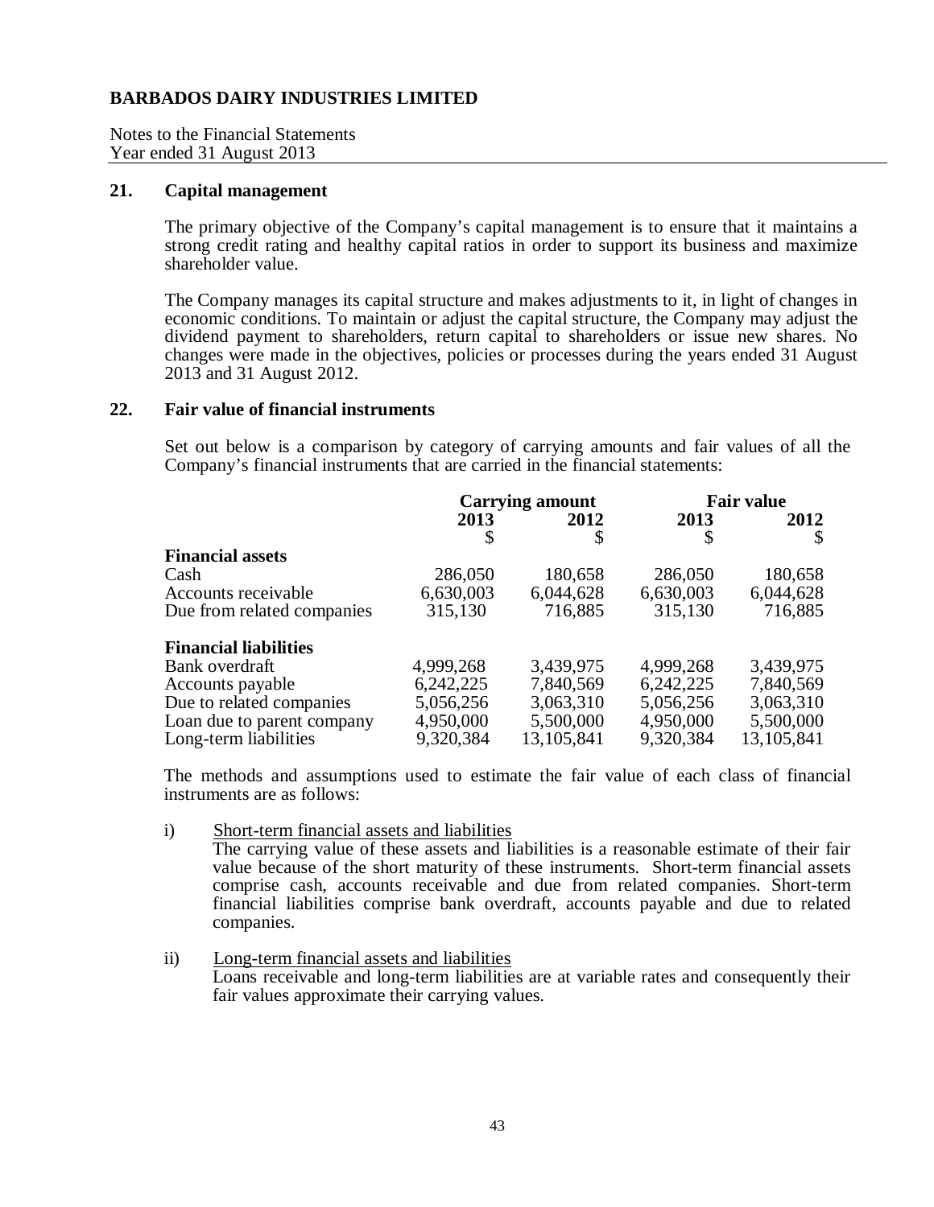**BARBADOS DAIRY INDUSTRIES LIMITED**

Notes to the Financial Statements
Year ended 31 August 2013

## 21. Capital management

The primary objective of the Company's capital management is to ensure that it maintains a strong credit rating and healthy capital ratios in order to support its business and maximize shareholder value.

The Company manages its capital structure and makes adjustments to it, in light of changes in economic conditions. To maintain or adjust the capital structure, the Company may adjust the dividend payment to shareholders, return capital to shareholders or issue new shares. No changes were made in the objectives, policies or processes during the years ended 31 August 2013 and 31 August 2012.

## 22. Fair value of financial instruments

Set out below is a comparison by category of carrying amounts and fair values of all the Company's financial instruments that are carried in the financial statements:

| | Carrying amount | | Fair value | |
|---|---|---|---|---|
| | 2013 | 2012 | 2013 | 2012 |
| | $ | $ | $ | $ |
| **Financial assets** | | | | |
| Cash | 286,050 | 180,658 | 286,050 | 180,658 |
| Accounts receivable | 6,630,003 | 6,044,628 | 6,630,003 | 6,044,628 |
| Due from related companies | 315,130 | 716,885 | 315,130 | 716,885 |
| **Financial liabilities** | | | | |
| Bank overdraft | 4,999,268 | 3,439,975 | 4,999,268 | 3,439,975 |
| Accounts payable | 6,242,225 | 7,840,569 | 6,242,225 | 7,840,569 |
| Due to related companies | 5,056,256 | 3,063,310 | 5,056,256 | 3,063,310 |
| Loan due to parent company | 4,950,000 | 5,500,000 | 4,950,000 | 5,500,000 |
| Long-term liabilities | 9,320,384 | 13,105,841 | 9,320,384 | 13,105,841 |

The methods and assumptions used to estimate the fair value of each class of financial instruments are as follows:

i) Short-term financial assets and liabilities
The carrying value of these assets and liabilities is a reasonable estimate of their fair value because of the short maturity of these instruments. Short-term financial assets comprise cash, accounts receivable and due from related companies. Short-term financial liabilities comprise bank overdraft, accounts payable and due to related companies.

ii) Long-term financial assets and liabilities
Loans receivable and long-term liabilities are at variable rates and consequently their fair values approximate their carrying values.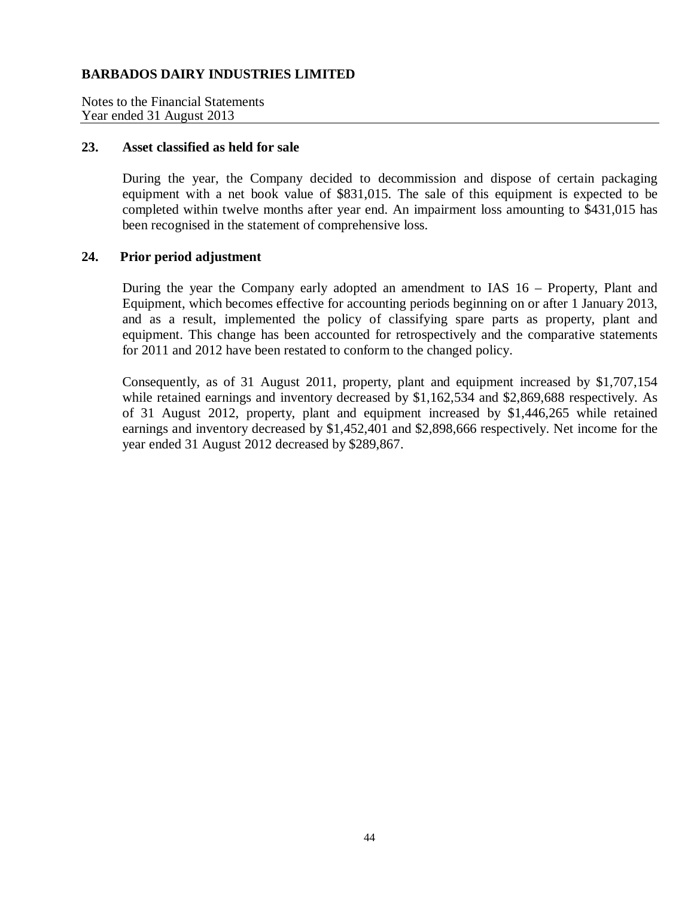**BARBADOS DAIRY INDUSTRIES LIMITED**

Notes to the Financial Statements
Year ended 31 August 2013

## 23. Asset classified as held for sale

During the year, the Company decided to decommission and dispose of certain packaging equipment with a net book value of $831,015. The sale of this equipment is expected to be completed within twelve months after year end. An impairment loss amounting to $431,015 has been recognised in the statement of comprehensive loss.

## 24. Prior period adjustment

During the year the Company early adopted an amendment to IAS 16 – Property, Plant and Equipment, which becomes effective for accounting periods beginning on or after 1 January 2013, and as a result, implemented the policy of classifying spare parts as property, plant and equipment. This change has been accounted for retrospectively and the comparative statements for 2011 and 2012 have been restated to conform to the changed policy.

Consequently, as of 31 August 2011, property, plant and equipment increased by $1,707,154 while retained earnings and inventory decreased by $1,162,534 and $2,869,688 respectively. As of 31 August 2012, property, plant and equipment increased by $1,446,265 while retained earnings and inventory decreased by $1,452,401 and $2,898,666 respectively. Net income for the year ended 31 August 2012 decreased by $289,867.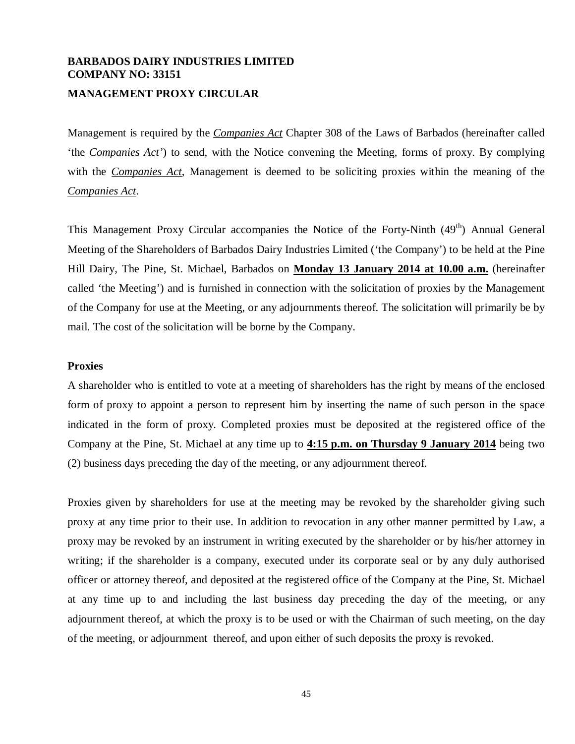**BARBADOS DAIRY INDUSTRIES LIMITED**
**COMPANY NO: 33151**

**MANAGEMENT PROXY CIRCULAR**

Management is required by the ***Companies Act*** Chapter 308 of the Laws of Barbados (hereinafter called 'the ***Companies Act'***) to send, with the Notice convening the Meeting, forms of proxy. By complying with the ***Companies Act***, Management is deemed to be soliciting proxies within the meaning of the *Companies Act*.

This Management Proxy Circular accompanies the Notice of the Forty-Ninth ($49^{th}$) Annual General Meeting of the Shareholders of Barbados Dairy Industries Limited ('the Company') to be held at the Pine Hill Dairy, The Pine, St. Michael, Barbados on **Monday 13 January 2014 at 10.00 a.m.** (hereinafter called 'the Meeting') and is furnished in connection with the solicitation of proxies by the Management of the Company for use at the Meeting, or any adjournments thereof. The solicitation will primarily be by mail. The cost of the solicitation will be borne by the Company.

**Proxies**

A shareholder who is entitled to vote at a meeting of shareholders has the right by means of the enclosed form of proxy to appoint a person to represent him by inserting the name of such person in the space indicated in the form of proxy. Completed proxies must be deposited at the registered office of the Company at the Pine, St. Michael at any time up to **4:15 p.m. on Thursday 9 January 2014** being two (2) business days preceding the day of the meeting, or any adjournment thereof.

Proxies given by shareholders for use at the meeting may be revoked by the shareholder giving such proxy at any time prior to their use. In addition to revocation in any other manner permitted by Law, a proxy may be revoked by an instrument in writing executed by the shareholder or by his/her attorney in writing; if the shareholder is a company, executed under its corporate seal or by any duly authorised officer or attorney thereof, and deposited at the registered office of the Company at the Pine, St. Michael at any time up to and including the last business day preceding the day of the meeting, or any adjournment thereof, at which the proxy is to be used or with the Chairman of such meeting, on the day of the meeting, or adjournment thereof, and upon either of such deposits the proxy is revoked.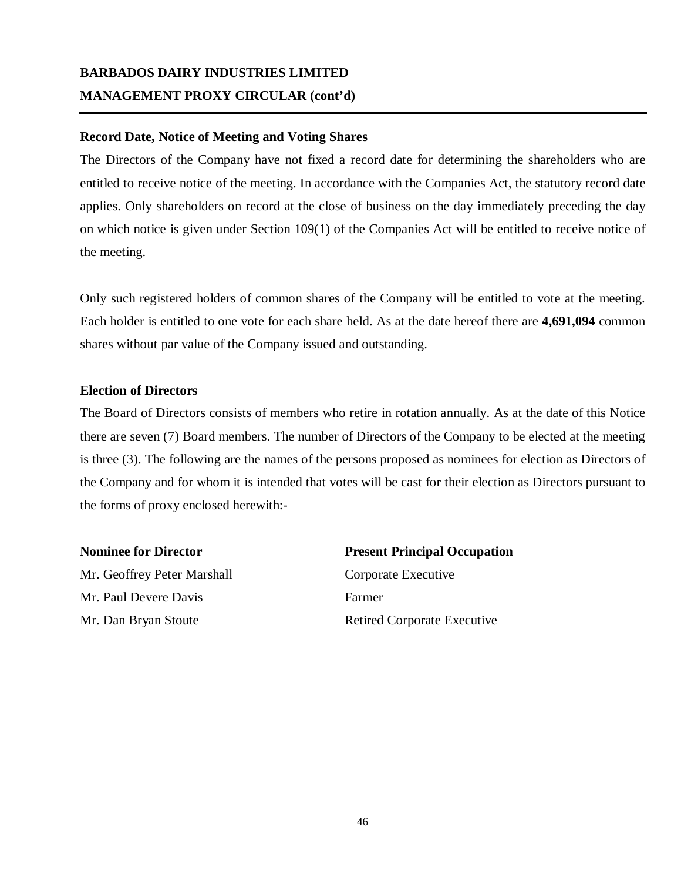# BARBADOS DAIRY INDUSTRIES LIMITED
## MANAGEMENT PROXY CIRCULAR (cont'd)

### Record Date, Notice of Meeting and Voting Shares

The Directors of the Company have not fixed a record date for determining the shareholders who are entitled to receive notice of the meeting. In accordance with the Companies Act, the statutory record date applies. Only shareholders on record at the close of business on the day immediately preceding the day on which notice is given under Section 109(1) of the Companies Act will be entitled to receive notice of the meeting.

Only such registered holders of common shares of the Company will be entitled to vote at the meeting. Each holder is entitled to one vote for each share held. As at the date hereof there are **4,691,094** common shares without par value of the Company issued and outstanding.

### Election of Directors

The Board of Directors consists of members who retire in rotation annually. As at the date of this Notice there are seven (7) Board members. The number of Directors of the Company to be elected at the meeting is three (3). The following are the names of the persons proposed as nominees for election as Directors of the Company and for whom it is intended that votes will be cast for their election as Directors pursuant to the forms of proxy enclosed herewith:-

| Nominee for Director | Present Principal Occupation |
|---|---|
| Mr. Geoffrey Peter Marshall | Corporate Executive |
| Mr. Paul Devere Davis | Farmer |
| Mr. Dan Bryan Stoute | Retired Corporate Executive |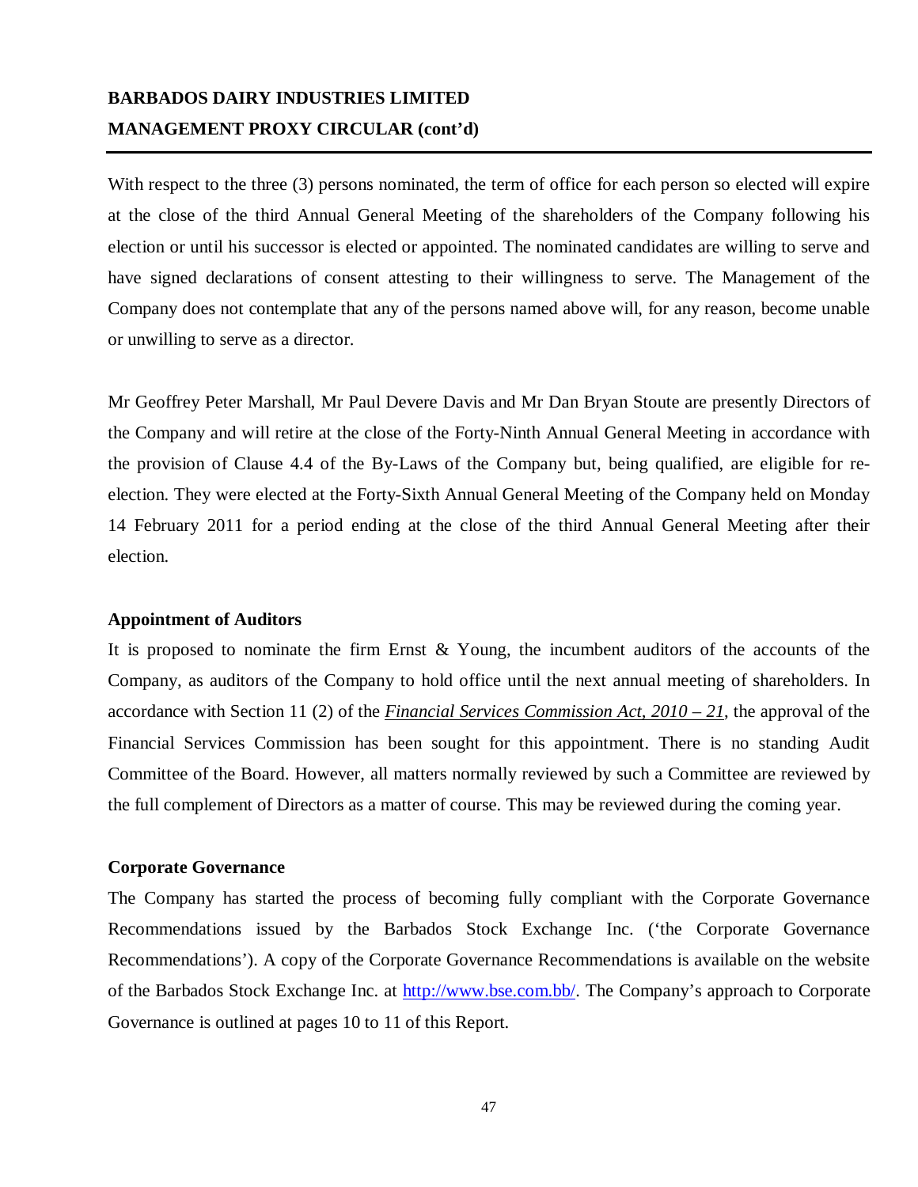With respect to the three (3) persons nominated, the term of office for each person so elected will expire at the close of the third Annual General Meeting of the shareholders of the Company following his election or until his successor is elected or appointed. The nominated candidates are willing to serve and have signed declarations of consent attesting to their willingness to serve. The Management of the Company does not contemplate that any of the persons named above will, for any reason, become unable or unwilling to serve as a director.

Mr Geoffrey Peter Marshall, Mr Paul Devere Davis and Mr Dan Bryan Stoute are presently Directors of the Company and will retire at the close of the Forty-Ninth Annual General Meeting in accordance with the provision of Clause 4.4 of the By-Laws of the Company but, being qualified, are eligible for re-election. They were elected at the Forty-Sixth Annual General Meeting of the Company held on Monday 14 February 2011 for a period ending at the close of the third Annual General Meeting after their election.

**Appointment of Auditors**

It is proposed to nominate the firm Ernst & Young, the incumbent auditors of the accounts of the Company, as auditors of the Company to hold office until the next annual meeting of shareholders. In accordance with Section 11 (2) of the *Financial Services Commission Act, 2010 – 21*, the approval of the Financial Services Commission has been sought for this appointment. There is no standing Audit Committee of the Board. However, all matters normally reviewed by such a Committee are reviewed by the full complement of Directors as a matter of course. This may be reviewed during the coming year.

**Corporate Governance**

The Company has started the process of becoming fully compliant with the Corporate Governance Recommendations issued by the Barbados Stock Exchange Inc. ('the Corporate Governance Recommendations'). A copy of the Corporate Governance Recommendations is available on the website of the Barbados Stock Exchange Inc. at http://www.bse.com.bb/. The Company's approach to Corporate Governance is outlined at pages 10 to 11 of this Report.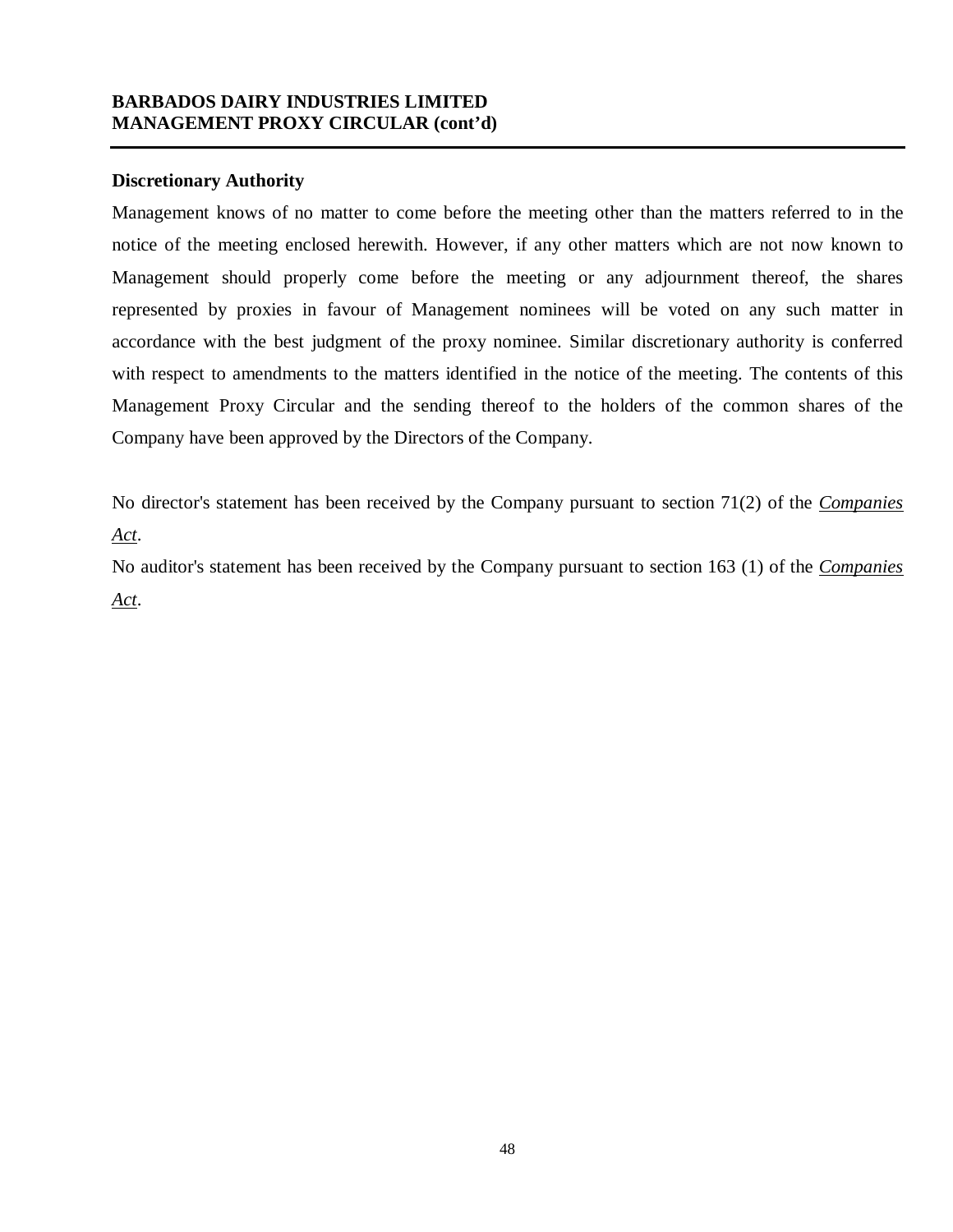## Discretionary Authority

Management knows of no matter to come before the meeting other than the matters referred to in the notice of the meeting enclosed herewith. However, if any other matters which are not now known to Management should properly come before the meeting or any adjournment thereof, the shares represented by proxies in favour of Management nominees will be voted on any such matter in accordance with the best judgment of the proxy nominee. Similar discretionary authority is conferred with respect to amendments to the matters identified in the notice of the meeting. The contents of this Management Proxy Circular and the sending thereof to the holders of the common shares of the Company have been approved by the Directors of the Company.

No director's statement has been received by the Company pursuant to section 71(2) of the *Companies Act*.

No auditor's statement has been received by the Company pursuant to section 163 (1) of the *Companies Act*.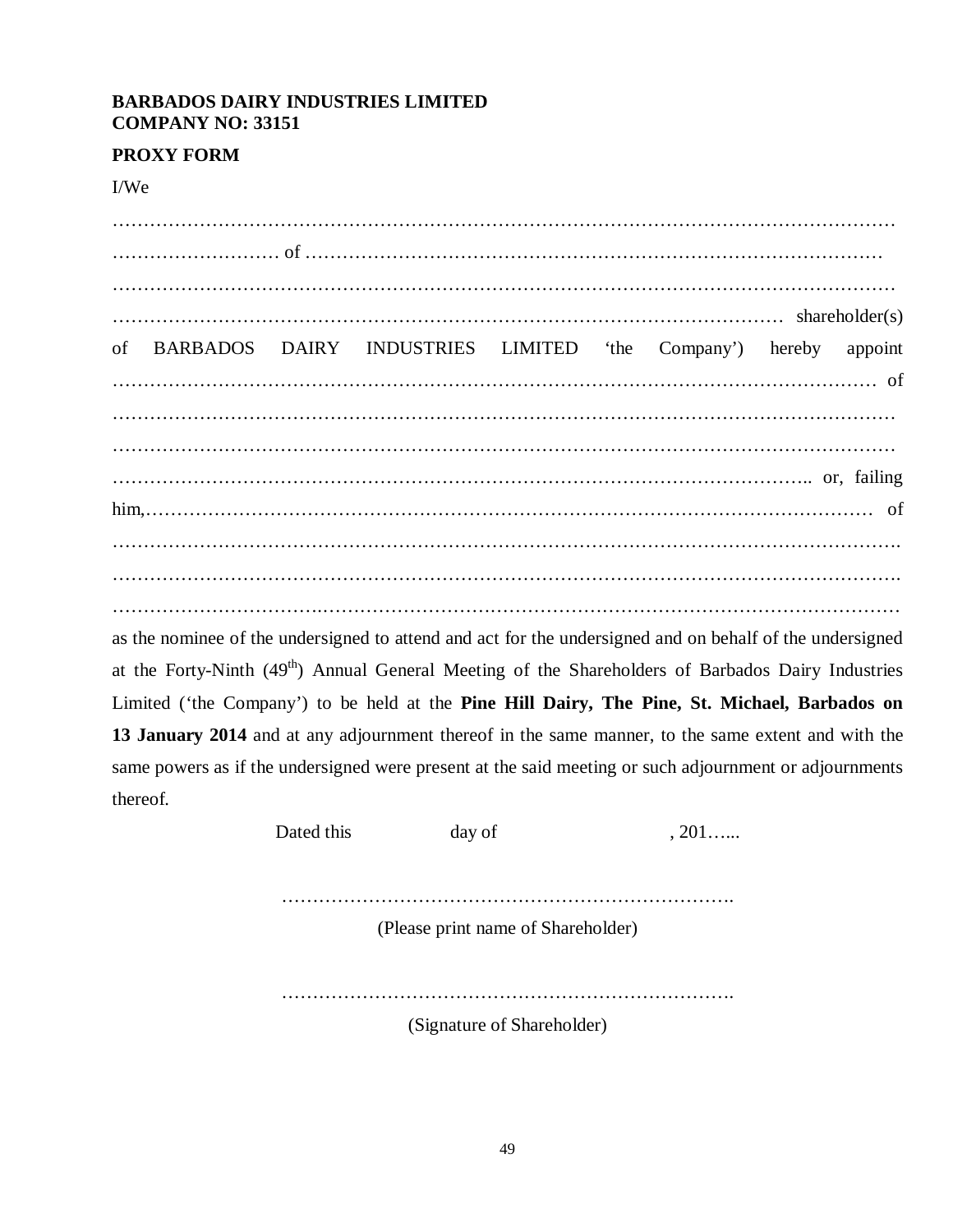**BARBADOS DAIRY INDUSTRIES LIMITED**
**COMPANY NO: 33151**

**PROXY FORM**

I/We

…………………………………………………………………………………………………………
……………………… of ……………………………………………………………………………
…………………………………………………………………………………………………………
………………………………………………………………………………………………… shareholder(s) of BARBADOS DAIRY INDUSTRIES LIMITED 'the Company') hereby appoint ……………………………………………………………………………………………………… of
…………………………………………………………………………………………………………
…………………………………………………………………………………………………………
……………………………………………………………………………………………….. or, failing him,…………………………………………………………………………………………………… of
………………………………………………………………………………………………………….
………………………………………………………………………………………………………….
…………………………………………………………………………………………………………

as the nominee of the undersigned to attend and act for the undersigned and on behalf of the undersigned at the Forty-Ninth (49th) Annual General Meeting of the Shareholders of Barbados Dairy Industries Limited ('the Company') to be held at the **Pine Hill Dairy, The Pine, St. Michael, Barbados on 13 January 2014** and at any adjournment thereof in the same manner, to the same extent and with the same powers as if the undersigned were present at the said meeting or such adjournment or adjournments thereof.

Dated this day of , 201…...

……………………………………………………………….
(Please print name of Shareholder)

……………………………………………………………….
(Signature of Shareholder)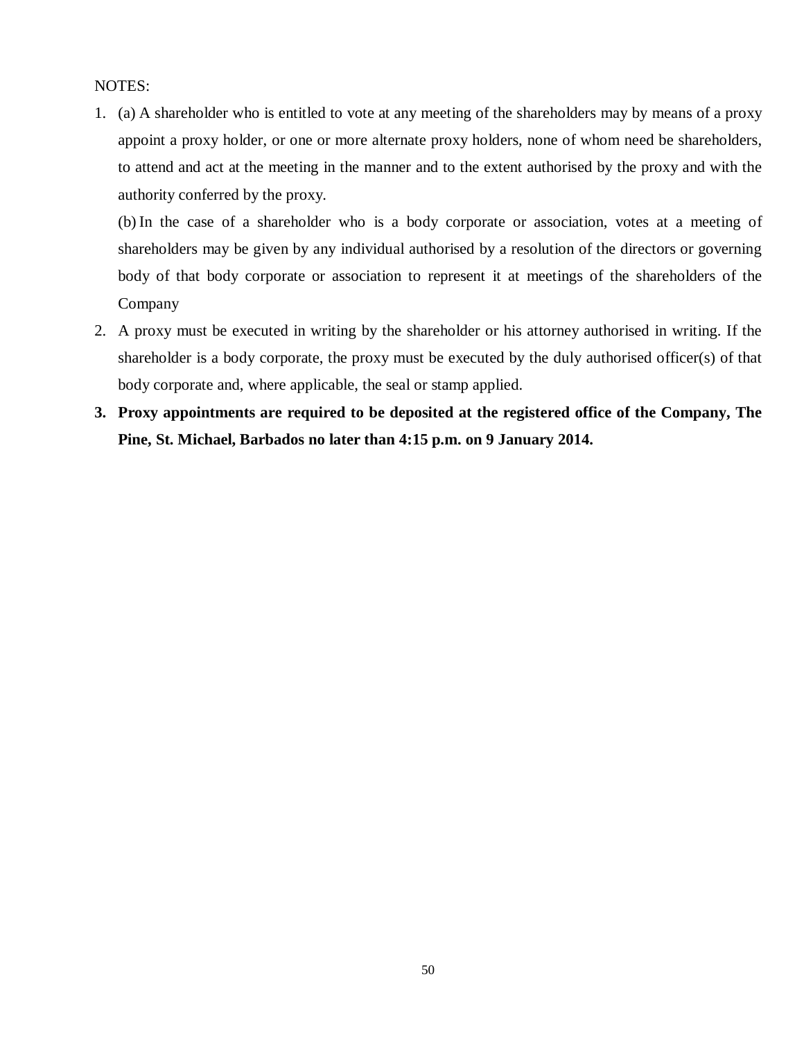NOTES:

1. (a) A shareholder who is entitled to vote at any meeting of the shareholders may by means of a proxy appoint a proxy holder, or one or more alternate proxy holders, none of whom need be shareholders, to attend and act at the meeting in the manner and to the extent authorised by the proxy and with the authority conferred by the proxy.

   (b) In the case of a shareholder who is a body corporate or association, votes at a meeting of shareholders may be given by any individual authorised by a resolution of the directors or governing body of that body corporate or association to represent it at meetings of the shareholders of the Company

2. A proxy must be executed in writing by the shareholder or his attorney authorised in writing. If the shareholder is a body corporate, the proxy must be executed by the duly authorised officer(s) of that body corporate and, where applicable, the seal or stamp applied.

3. **Proxy appointments are required to be deposited at the registered office of the Company, The Pine, St. Michael, Barbados no later than 4:15 p.m. on 9 January 2014.**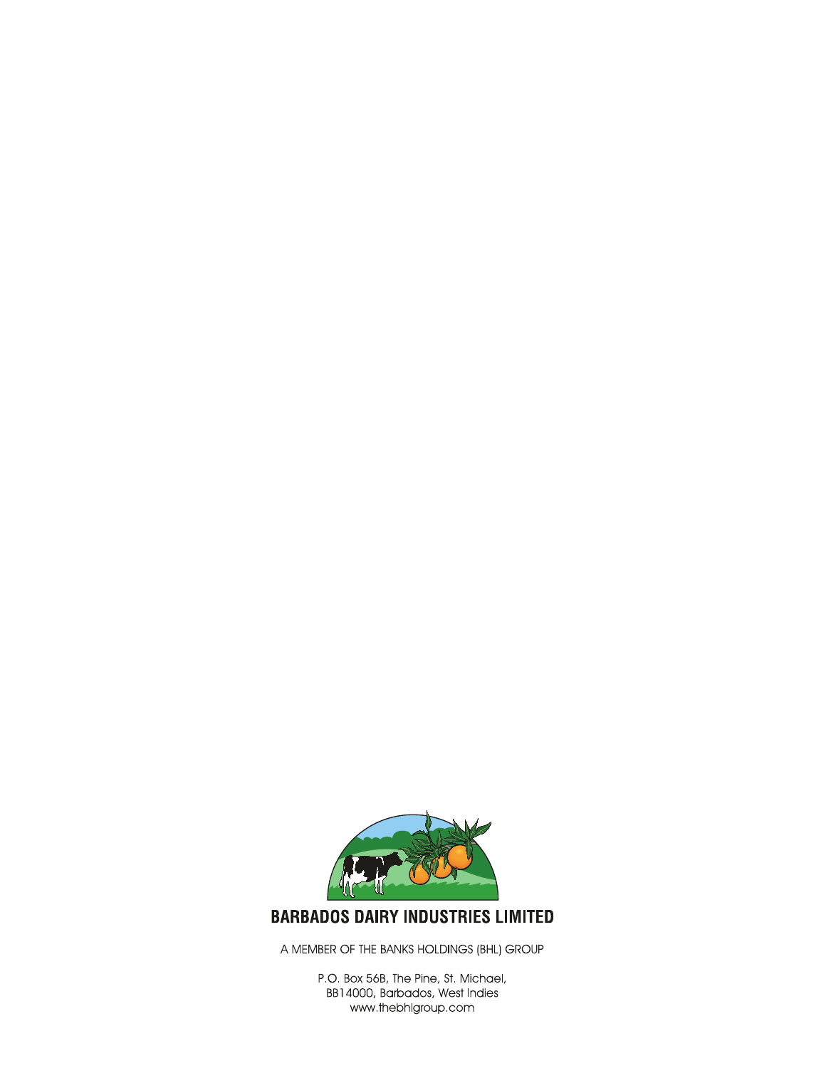**BARBADOS DAIRY INDUSTRIES LIMITED**

A MEMBER OF THE BANKS HOLDINGS (BHL) GROUP

P.O. Box 56B, The Pine, St. Michael,
BB14000, Barbados, West Indies
www.thebhlgroup.com